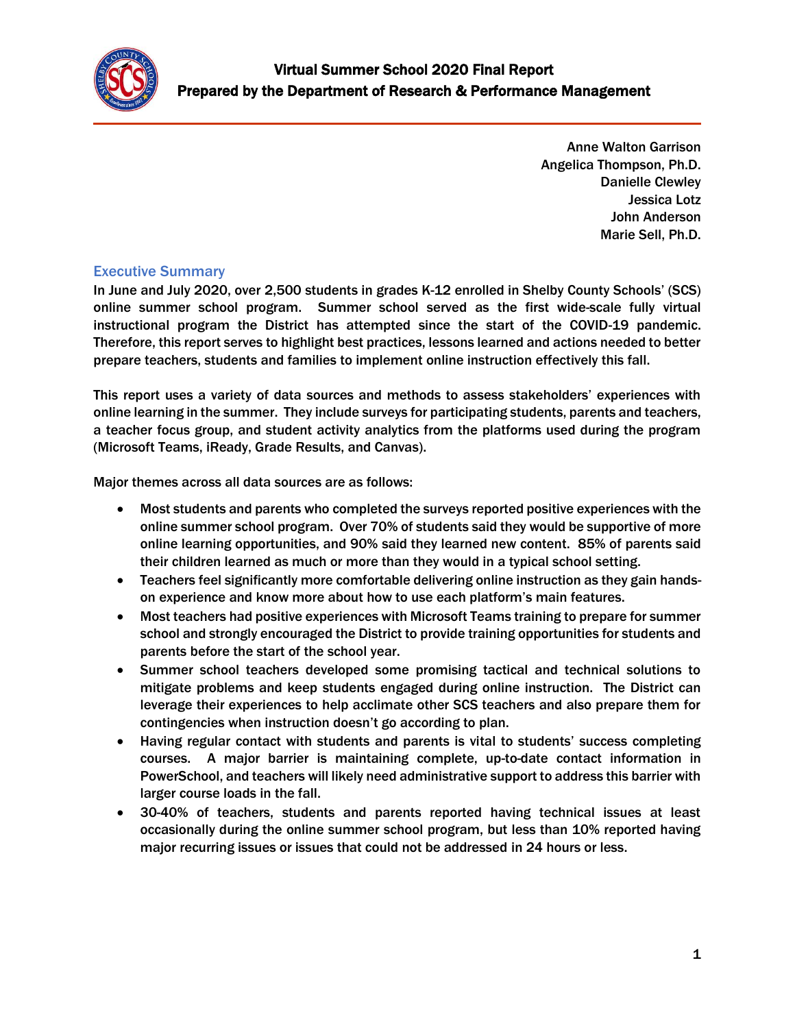# Virtual Summer School 2020 Final Report
## Prepared by the Department of Research & Performance Management

Anne Walton Garrison
Angelica Thompson, Ph.D.
Danielle Clewley
Jessica Lotz
John Anderson
Marie Sell, Ph.D.

### Executive Summary

In June and July 2020, over 2,500 students in grades K-12 enrolled in Shelby County Schools' (SCS) online summer school program. Summer school served as the first wide-scale fully virtual instructional program the District has attempted since the start of the COVID-19 pandemic. Therefore, this report serves to highlight best practices, lessons learned and actions needed to better prepare teachers, students and families to implement online instruction effectively this fall.

This report uses a variety of data sources and methods to assess stakeholders' experiences with online learning in the summer. They include surveys for participating students, parents and teachers, a teacher focus group, and student activity analytics from the platforms used during the program (Microsoft Teams, iReady, Grade Results, and Canvas).

Major themes across all data sources are as follows:

- Most students and parents who completed the surveys reported positive experiences with the online summer school program. Over 70% of students said they would be supportive of more online learning opportunities, and 90% said they learned new content. 85% of parents said their children learned as much or more than they would in a typical school setting.
- Teachers feel significantly more comfortable delivering online instruction as they gain hands-on experience and know more about how to use each platform's main features.
- Most teachers had positive experiences with Microsoft Teams training to prepare for summer school and strongly encouraged the District to provide training opportunities for students and parents before the start of the school year.
- Summer school teachers developed some promising tactical and technical solutions to mitigate problems and keep students engaged during online instruction. The District can leverage their experiences to help acclimate other SCS teachers and also prepare them for contingencies when instruction doesn't go according to plan.
- Having regular contact with students and parents is vital to students' success completing courses. A major barrier is maintaining complete, up-to-date contact information in PowerSchool, and teachers will likely need administrative support to address this barrier with larger course loads in the fall.
- 30-40% of teachers, students and parents reported having technical issues at least occasionally during the online summer school program, but less than 10% reported having major recurring issues or issues that could not be addressed in 24 hours or less.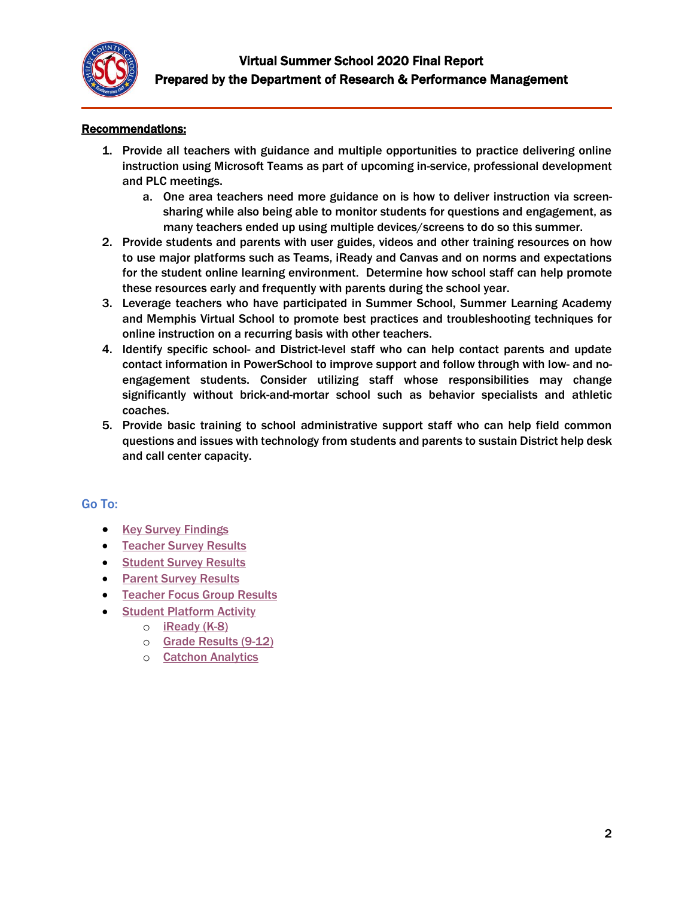**Recommendations:**

1. Provide all teachers with guidance and multiple opportunities to practice delivering online instruction using Microsoft Teams as part of upcoming in-service, professional development and PLC meetings.
   a. One area teachers need more guidance on is how to deliver instruction via screen-sharing while also being able to monitor students for questions and engagement, as many teachers ended up using multiple devices/screens to do so this summer.
2. Provide students and parents with user guides, videos and other training resources on how to use major platforms such as Teams, iReady and Canvas and on norms and expectations for the student online learning environment. Determine how school staff can help promote these resources early and frequently with parents during the school year.
3. Leverage teachers who have participated in Summer School, Summer Learning Academy and Memphis Virtual School to promote best practices and troubleshooting techniques for online instruction on a recurring basis with other teachers.
4. Identify specific school- and District-level staff who can help contact parents and update contact information in PowerSchool to improve support and follow through with low- and no-engagement students. Consider utilizing staff whose responsibilities may change significantly without brick-and-mortar school such as behavior specialists and athletic coaches.
5. Provide basic training to school administrative support staff who can help field common questions and issues with technology from students and parents to sustain District help desk and call center capacity.

**Go To:**

- Key Survey Findings
- Teacher Survey Results
- Student Survey Results
- Parent Survey Results
- Teacher Focus Group Results
- Student Platform Activity
  - iReady (K-8)
  - Grade Results (9-12)
  - Catchon Analytics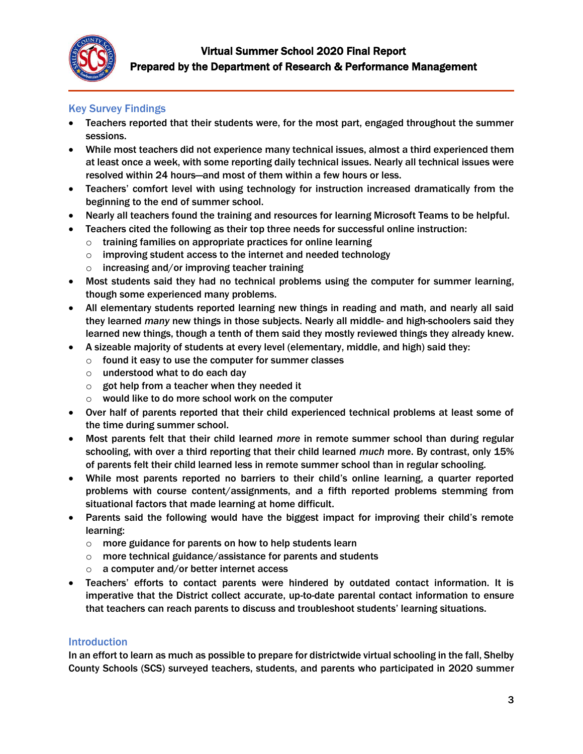## Key Survey Findings

- Teachers reported that their students were, for the most part, engaged throughout the summer sessions.
- While most teachers did not experience many technical issues, almost a third experienced them at least once a week, with some reporting daily technical issues. Nearly all technical issues were resolved within 24 hours—and most of them within a few hours or less.
- Teachers' comfort level with using technology for instruction increased dramatically from the beginning to the end of summer school.
- Nearly all teachers found the training and resources for learning Microsoft Teams to be helpful.
- Teachers cited the following as their top three needs for successful online instruction:
  - training families on appropriate practices for online learning
  - improving student access to the internet and needed technology
  - increasing and/or improving teacher training
- Most students said they had no technical problems using the computer for summer learning, though some experienced many problems.
- All elementary students reported learning new things in reading and math, and nearly all said they learned *many* new things in those subjects. Nearly all middle- and high-schoolers said they learned new things, though a tenth of them said they mostly reviewed things they already knew.
- A sizeable majority of students at every level (elementary, middle, and high) said they:
  - found it easy to use the computer for summer classes
  - understood what to do each day
  - got help from a teacher when they needed it
  - would like to do more school work on the computer
- Over half of parents reported that their child experienced technical problems at least some of the time during summer school.
- Most parents felt that their child learned *more* in remote summer school than during regular schooling, with over a third reporting that their child learned *much* more. By contrast, only 15% of parents felt their child learned less in remote summer school than in regular schooling.
- While most parents reported no barriers to their child's online learning, a quarter reported problems with course content/assignments, and a fifth reported problems stemming from situational factors that made learning at home difficult.
- Parents said the following would have the biggest impact for improving their child's remote learning:
  - more guidance for parents on how to help students learn
  - more technical guidance/assistance for parents and students
  - a computer and/or better internet access
- Teachers' efforts to contact parents were hindered by outdated contact information. It is imperative that the District collect accurate, up-to-date parental contact information to ensure that teachers can reach parents to discuss and troubleshoot students' learning situations.

## Introduction

In an effort to learn as much as possible to prepare for districtwide virtual schooling in the fall, Shelby County Schools (SCS) surveyed teachers, students, and parents who participated in 2020 summer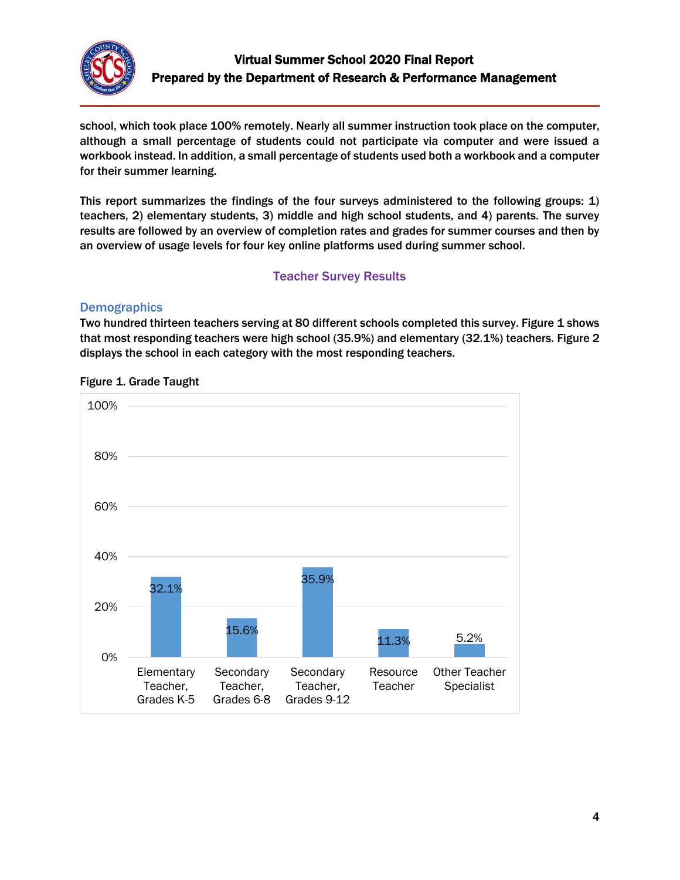school, which took place 100% remotely. Nearly all summer instruction took place on the computer, although a small percentage of students could not participate via computer and were issued a workbook instead. In addition, a small percentage of students used both a workbook and a computer for their summer learning.

This report summarizes the findings of the four surveys administered to the following groups: 1) teachers, 2) elementary students, 3) middle and high school students, and 4) parents. The survey results are followed by an overview of completion rates and grades for summer courses and then by an overview of usage levels for four key online platforms used during summer school.

## Teacher Survey Results

### Demographics

Two hundred thirteen teachers serving at 80 different schools completed this survey. Figure 1 shows that most responding teachers were high school (35.9%) and elementary (32.1%) teachers. Figure 2 displays the school in each category with the most responding teachers.

Figure 1. Grade Taught

| Grade Taught | Percent |
|---|---|
| Elementary Teacher, Grades K-5 | 32.1% |
| Secondary Teacher, Grades 6-8 | 15.6% |
| Secondary Teacher, Grades 9-12 | 35.9% |
| Resource Teacher | 11.3% |
| Other Teacher Specialist | 5.2% |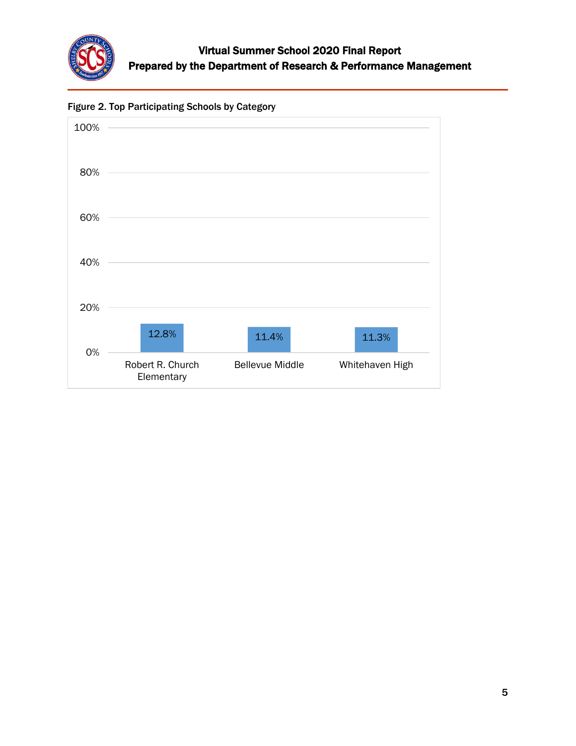Figure 2. Top Participating Schools by Category

| School | Participation |
|---|---|
| Robert R. Church Elementary | 12.8% |
| Bellevue Middle | 11.4% |
| Whitehaven High | 11.3% |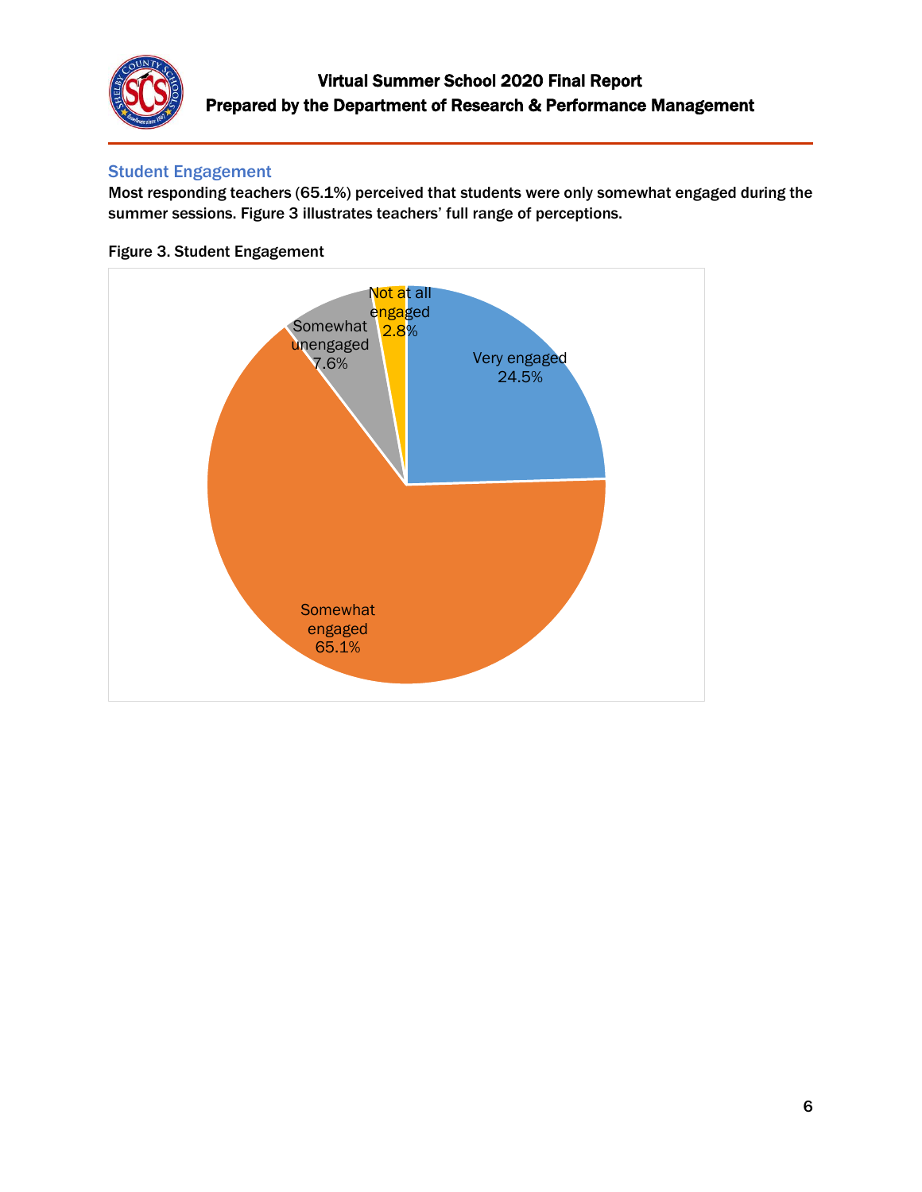## Student Engagement

Most responding teachers (65.1%) perceived that students were only somewhat engaged during the summer sessions. Figure 3 illustrates teachers' full range of perceptions.

**Figure 3. Student Engagement**

Very engaged 24.5%

Somewhat engaged 65.1%

Somewhat unengaged 7.6%

Not at all engaged 2.8%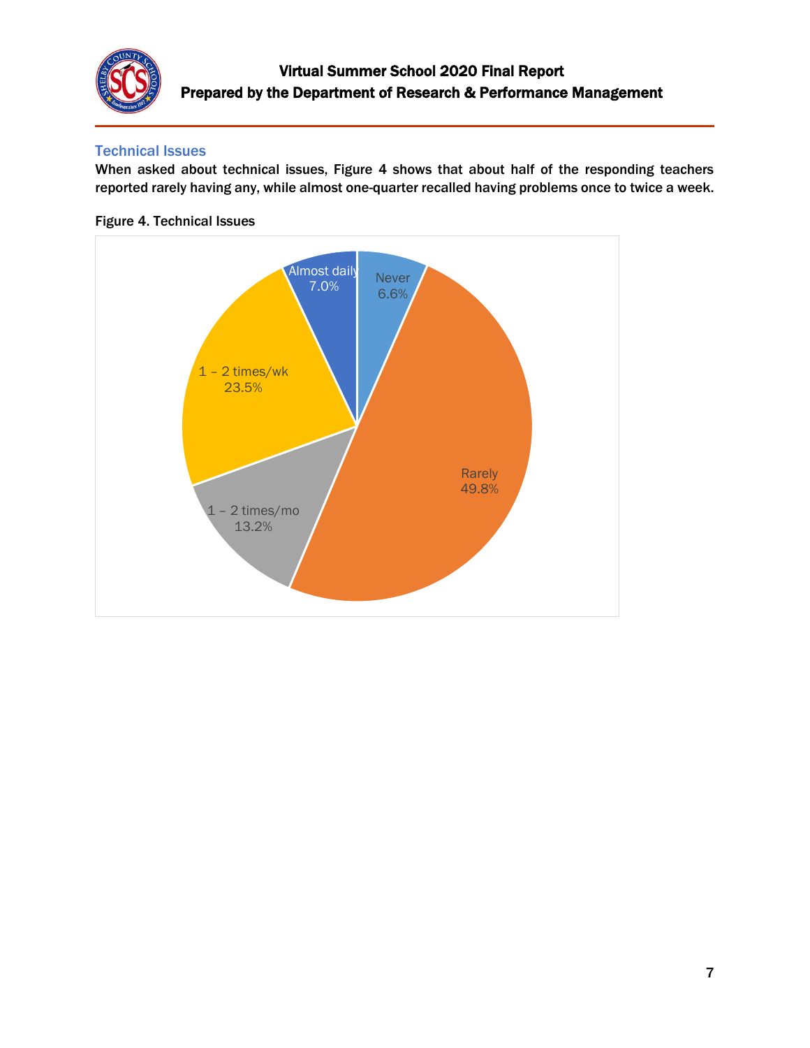## Technical Issues

When asked about technical issues, Figure 4 shows that about half of the responding teachers reported rarely having any, while almost one-quarter recalled having problems once to twice a week.

**Figure 4. Technical Issues**

| Response | Percent |
|---|---|
| Never | 6.6% |
| Rarely | 49.8% |
| 1 – 2 times/mo | 13.2% |
| 1 – 2 times/wk | 23.5% |
| Almost daily | 7.0% |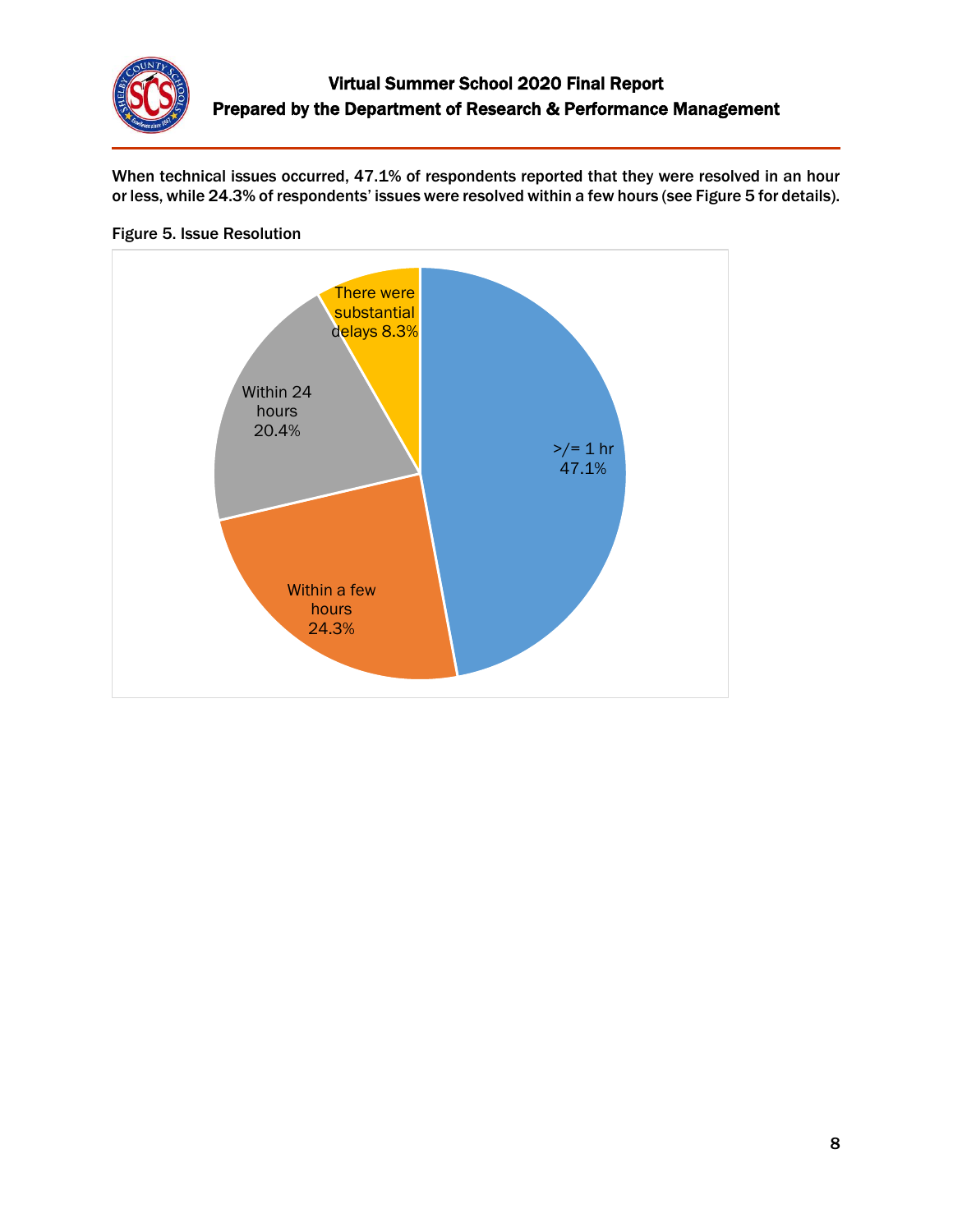When technical issues occurred, 47.1% of respondents reported that they were resolved in an hour or less, while 24.3% of respondents' issues were resolved within a few hours (see Figure 5 for details).

Figure 5. Issue Resolution

| Category | Percentage |
| --- | --- |
| >/= 1 hr | 47.1% |
| Within a few hours | 24.3% |
| Within 24 hours | 20.4% |
| There were substantial delays | 8.3% |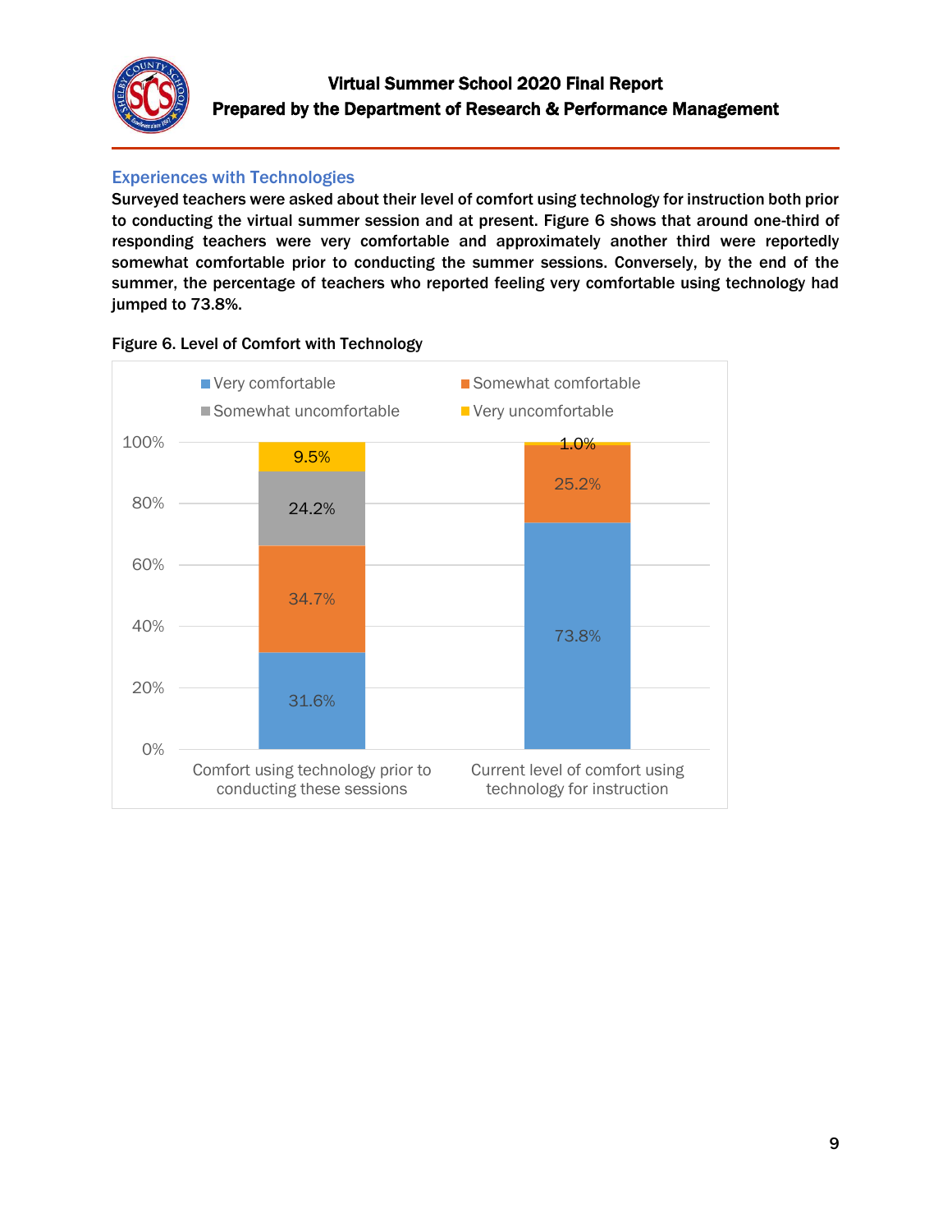## Experiences with Technologies

**Surveyed teachers were asked about their level of comfort using technology for instruction both prior to conducting the virtual summer session and at present. Figure 6 shows that around one-third of responding teachers were very comfortable and approximately another third were reportedly somewhat comfortable prior to conducting the summer sessions. Conversely, by the end of the summer, the percentage of teachers who reported feeling very comfortable using technology had jumped to 73.8%.**

**Figure 6. Level of Comfort with Technology**

| | Very comfortable | Somewhat comfortable | Somewhat uncomfortable | Very uncomfortable |
|---|---|---|---|---|
| Comfort using technology prior to conducting these sessions | 31.6% | 34.7% | 24.2% | 9.5% |
| Current level of comfort using technology for instruction | 73.8% | 25.2% | | 1.0% |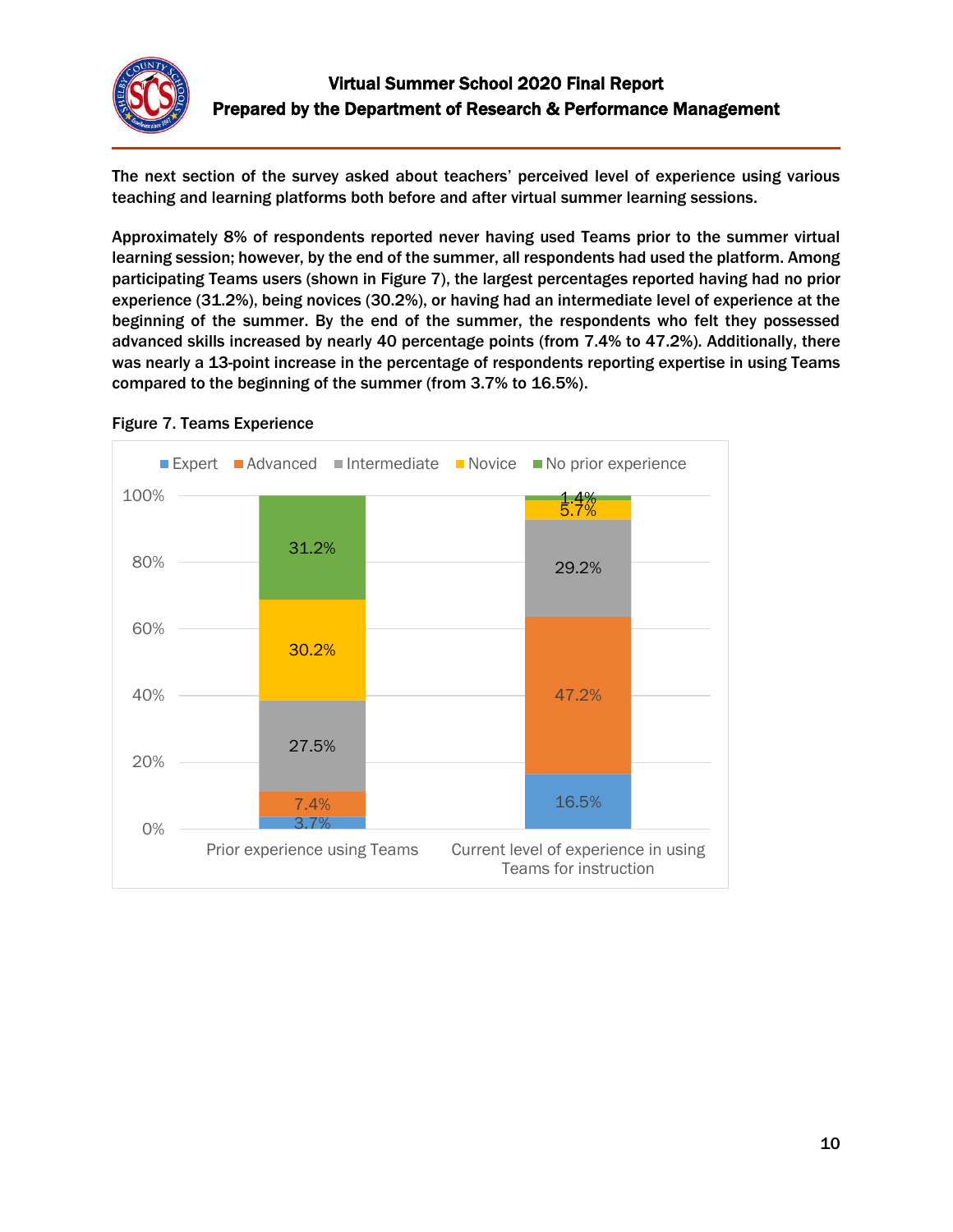The next section of the survey asked about teachers' perceived level of experience using various teaching and learning platforms both before and after virtual summer learning sessions.

Approximately 8% of respondents reported never having used Teams prior to the summer virtual learning session; however, by the end of the summer, all respondents had used the platform. Among participating Teams users (shown in Figure 7), the largest percentages reported having had no prior experience (31.2%), being novices (30.2%), or having had an intermediate level of experience at the beginning of the summer. By the end of the summer, the respondents who felt they possessed advanced skills increased by nearly 40 percentage points (from 7.4% to 47.2%). Additionally, there was nearly a 13-point increase in the percentage of respondents reporting expertise in using Teams compared to the beginning of the summer (from 3.7% to 16.5%).

**Figure 7. Teams Experience**

| | Expert | Advanced | Intermediate | Novice | No prior experience |
|---|---|---|---|---|---|
| Prior experience using Teams | 3.7% | 7.4% | 27.5% | 30.2% | 31.2% |
| Current level of experience in using Teams for instruction | 16.5% | 47.2% | 29.2% | 5.7% | 1.4% |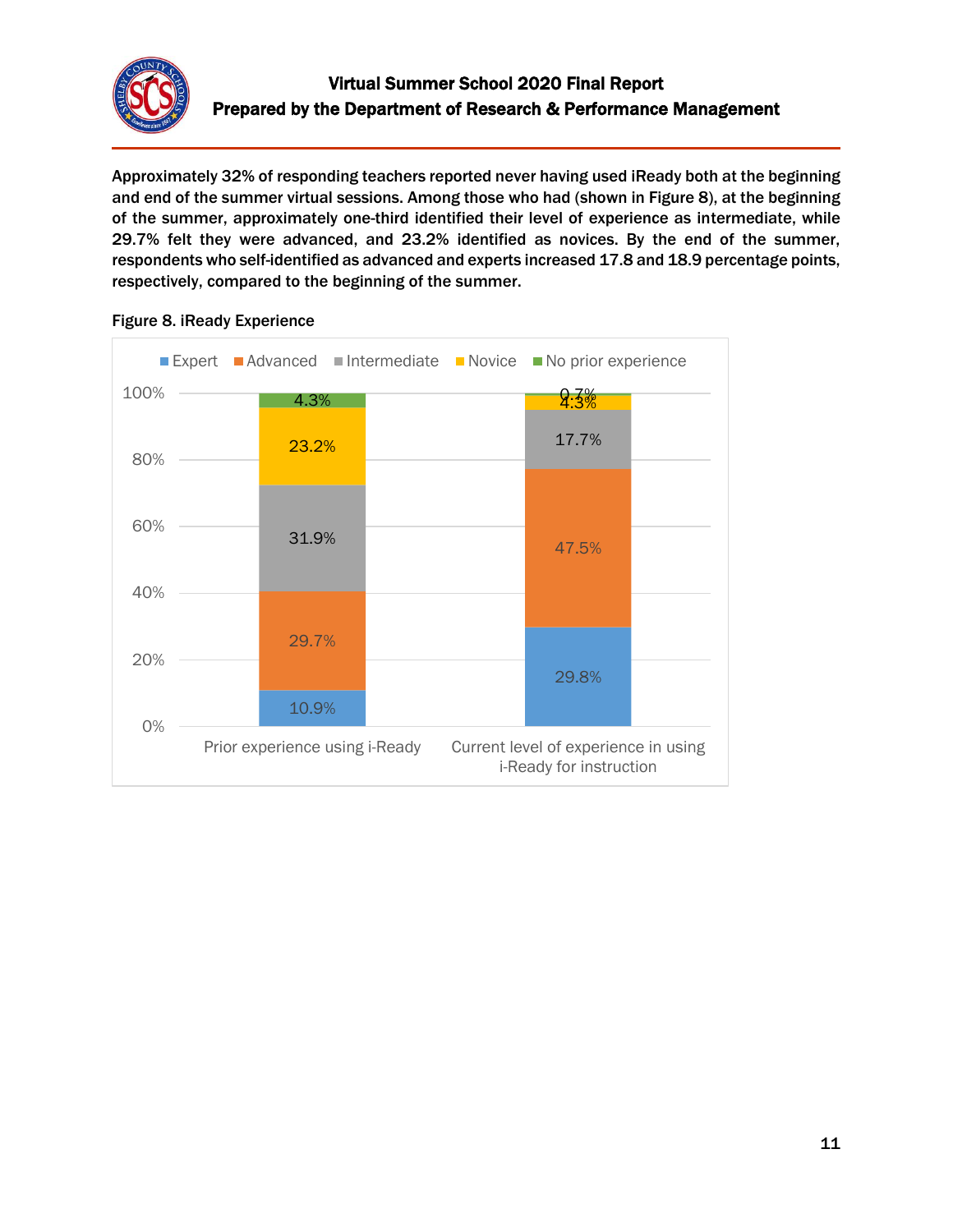Approximately 32% of responding teachers reported never having used iReady both at the beginning and end of the summer virtual sessions. Among those who had (shown in Figure 8), at the beginning of the summer, approximately one-third identified their level of experience as intermediate, while 29.7% felt they were advanced, and 23.2% identified as novices. By the end of the summer, respondents who self-identified as advanced and experts increased 17.8 and 18.9 percentage points, respectively, compared to the beginning of the summer.

Figure 8. iReady Experience

| | Expert | Advanced | Intermediate | Novice | No prior experience |
|---|---|---|---|---|---|
| Prior experience using i-Ready | 10.9% | 29.7% | 31.9% | 23.2% | 4.3% |
| Current level of experience in using i-Ready for instruction | 29.8% | 47.5% | 17.7% | 4.3% | 0.7% |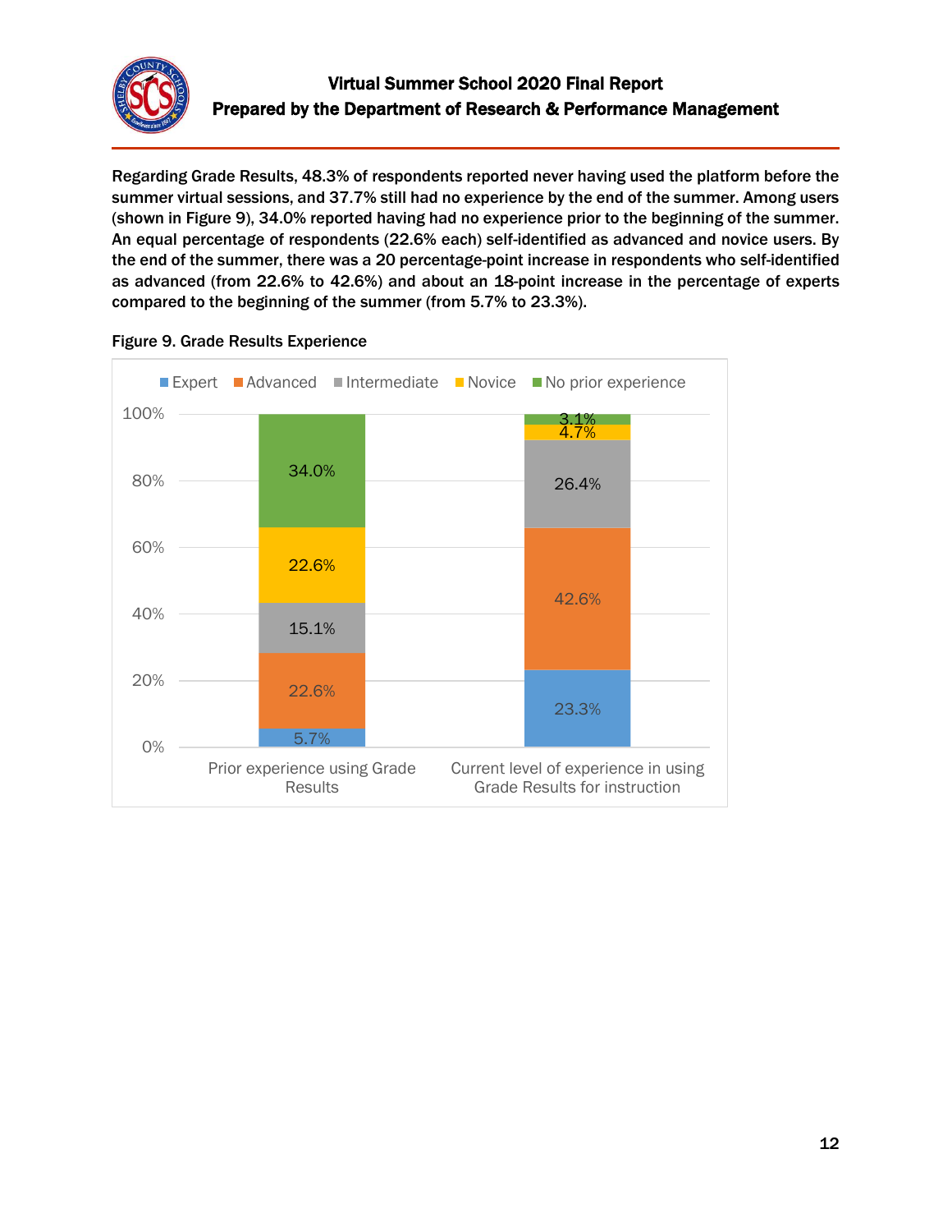Regarding Grade Results, 48.3% of respondents reported never having used the platform before the summer virtual sessions, and 37.7% still had no experience by the end of the summer. Among users (shown in Figure 9), 34.0% reported having had no experience prior to the beginning of the summer. An equal percentage of respondents (22.6% each) self-identified as advanced and novice users. By the end of the summer, there was a 20 percentage-point increase in respondents who self-identified as advanced (from 22.6% to 42.6%) and about an 18-point increase in the percentage of experts compared to the beginning of the summer (from 5.7% to 23.3%).

Figure 9. Grade Results Experience

| | Expert | Advanced | Intermediate | Novice | No prior experience |
|---|---|---|---|---|---|
| Prior experience using Grade Results | 5.7% | 22.6% | 15.1% | 22.6% | 34.0% |
| Current level of experience in using Grade Results for instruction | 23.3% | 42.6% | 26.4% | 4.7% | 3.1% |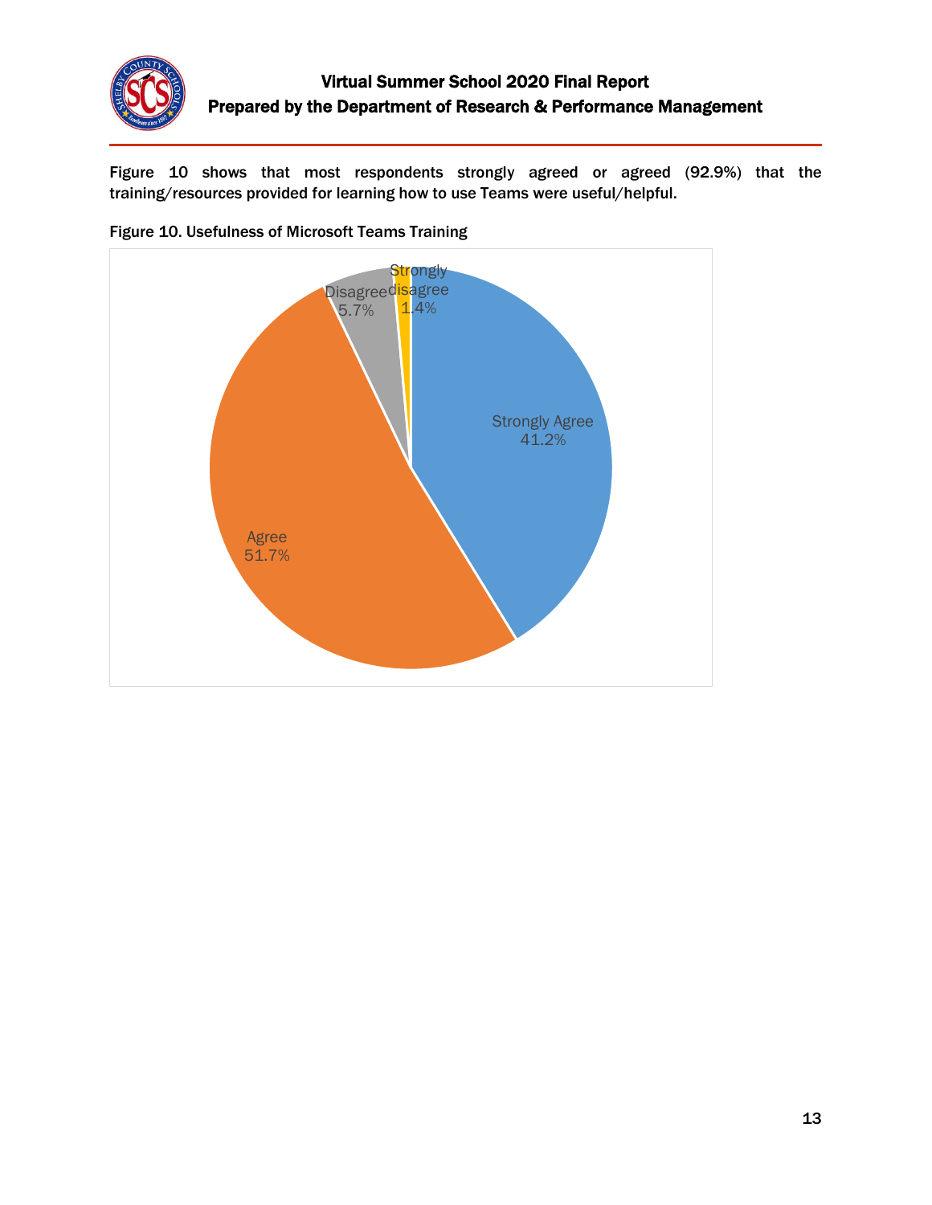Figure 10 shows that most respondents strongly agreed or agreed (92.9%) that the training/resources provided for learning how to use Teams were useful/helpful.

**Figure 10. Usefulness of Microsoft Teams Training**

| Response | Percent |
|---|---|
| Strongly Agree | 41.2% |
| Agree | 51.7% |
| Disagree | 5.7% |
| Strongly disagree | 1.4% |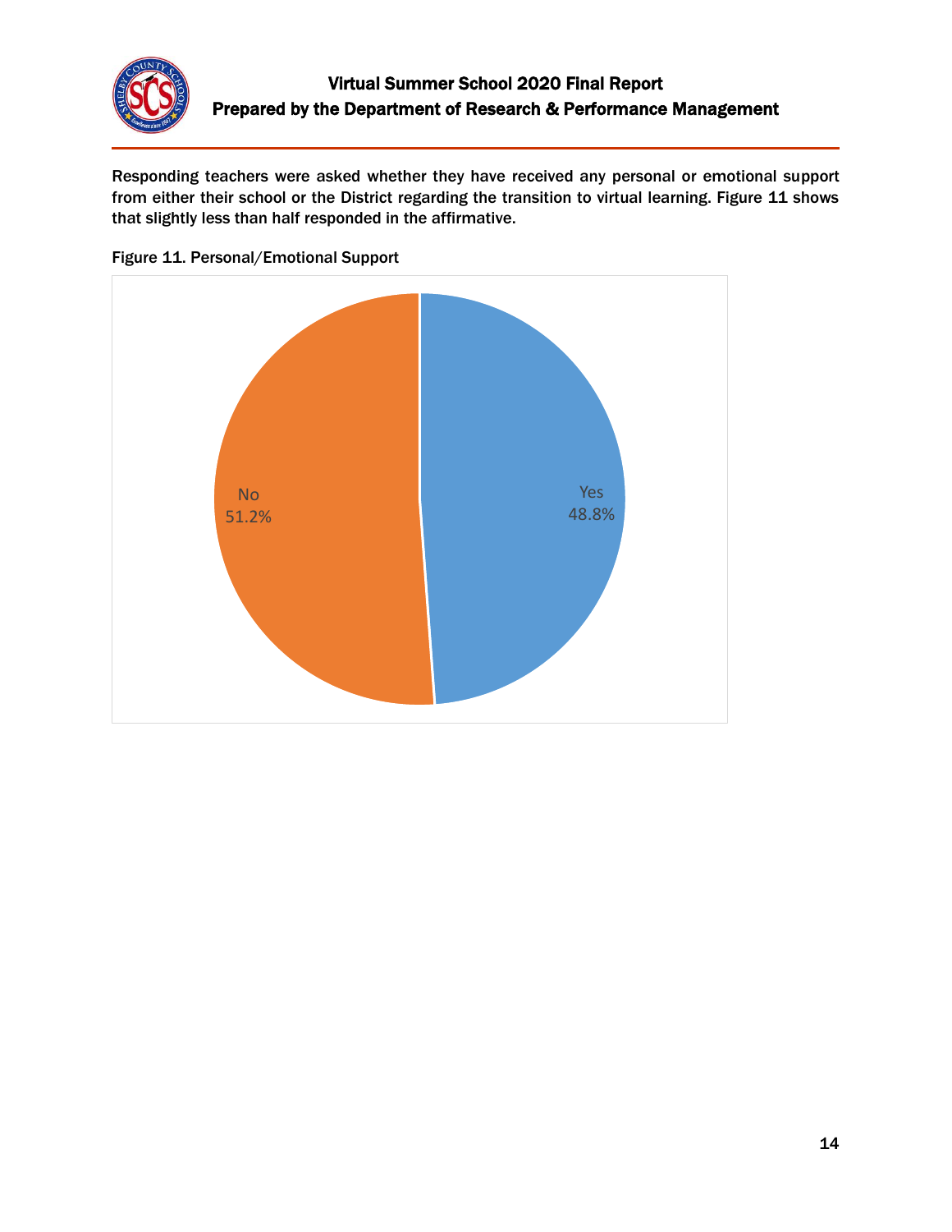Responding teachers were asked whether they have received any personal or emotional support from either their school or the District regarding the transition to virtual learning. Figure 11 shows that slightly less than half responded in the affirmative.

Figure 11. Personal/Emotional Support

No 51.2%

Yes 48.8%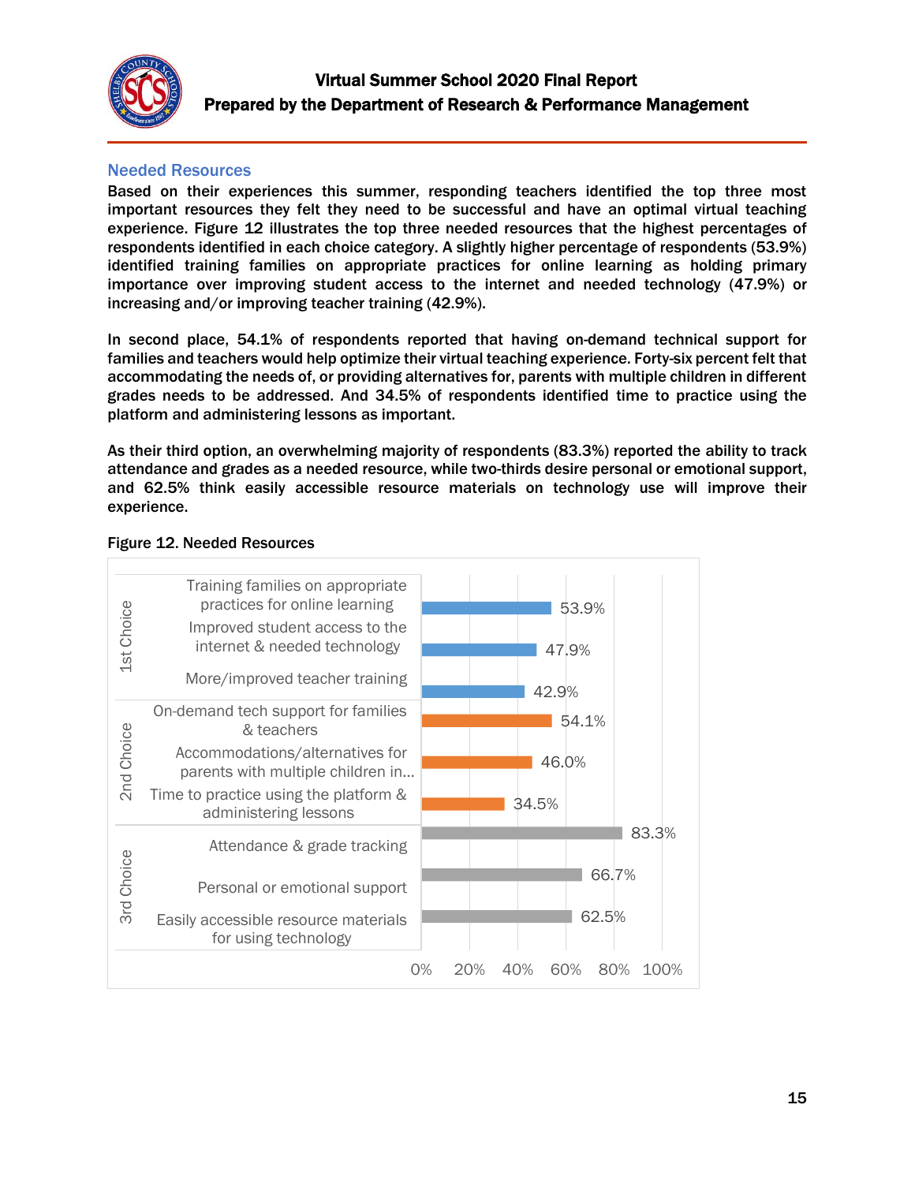## Needed Resources

**Based on their experiences this summer, responding teachers identified the top three most important resources they felt they need to be successful and have an optimal virtual teaching experience. Figure 12 illustrates the top three needed resources that the highest percentages of respondents identified in each choice category. A slightly higher percentage of respondents (53.9%) identified training families on appropriate practices for online learning as holding primary importance over improving student access to the internet and needed technology (47.9%) or increasing and/or improving teacher training (42.9%).**

**In second place, 54.1% of respondents reported that having on-demand technical support for families and teachers would help optimize their virtual teaching experience. Forty-six percent felt that accommodating the needs of, or providing alternatives for, parents with multiple children in different grades needs to be addressed. And 34.5% of respondents identified time to practice using the platform and administering lessons as important.**

**As their third option, an overwhelming majority of respondents (83.3%) reported the ability to track attendance and grades as a needed resource, while two-thirds desire personal or emotional support, and 62.5% think easily accessible resource materials on technology use will improve their experience.**

**Figure 12. Needed Resources**

| Choice | Resource | Percentage |
|---|---|---|
| 1st Choice | Training families on appropriate practices for online learning | 53.9% |
| | Improved student access to the internet & needed technology | 47.9% |
| | More/improved teacher training | 42.9% |
| 2nd Choice | On-demand tech support for families & teachers | 54.1% |
| | Accommodations/alternatives for parents with multiple children in... | 46.0% |
| | Time to practice using the platform & administering lessons | 34.5% |
| 3rd Choice | Attendance & grade tracking | 83.3% |
| | Personal or emotional support | 66.7% |
| | Easily accessible resource materials for using technology | 62.5% |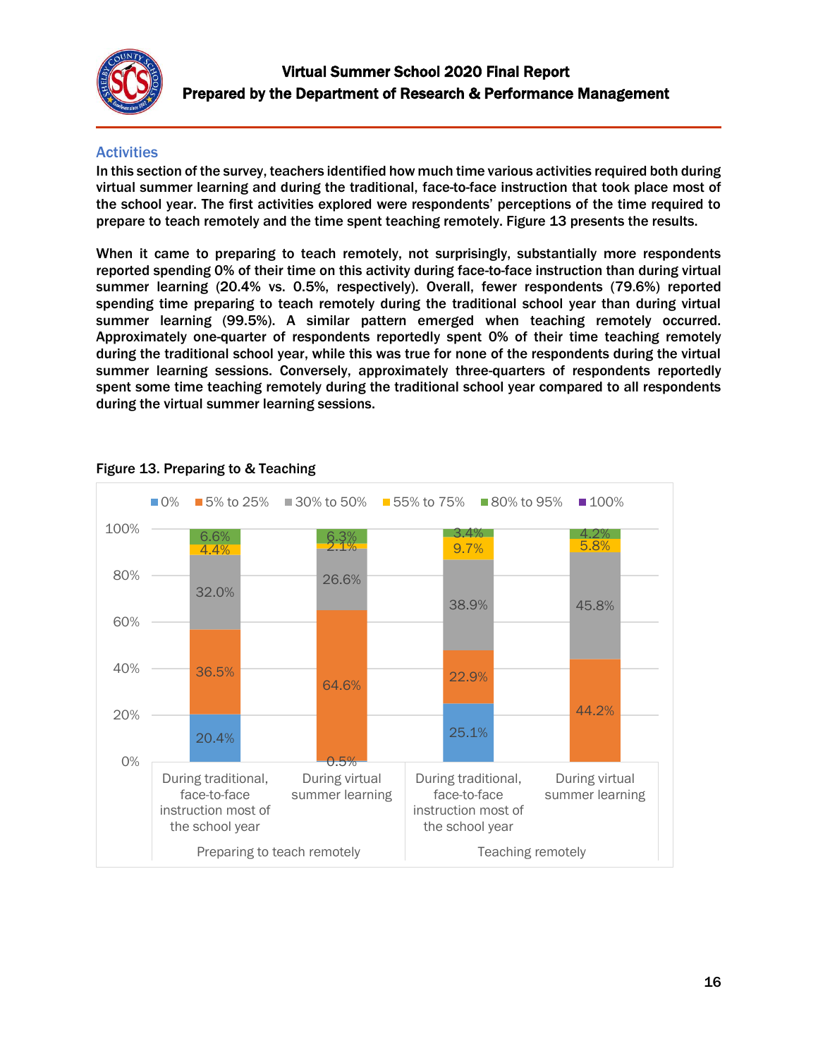## Activities

**In this section of the survey, teachers identified how much time various activities required both during virtual summer learning and during the traditional, face-to-face instruction that took place most of the school year. The first activities explored were respondents' perceptions of the time required to prepare to teach remotely and the time spent teaching remotely. Figure 13 presents the results.**

**When it came to preparing to teach remotely, not surprisingly, substantially more respondents reported spending 0% of their time on this activity during face-to-face instruction than during virtual summer learning (20.4% vs. 0.5%, respectively). Overall, fewer respondents (79.6%) reported spending time preparing to teach remotely during the traditional school year than during virtual summer learning (99.5%). A similar pattern emerged when teaching remotely occurred. Approximately one-quarter of respondents reportedly spent 0% of their time teaching remotely during the traditional school year, while this was true for none of the respondents during the virtual summer learning sessions. Conversely, approximately three-quarters of respondents reportedly spent some time teaching remotely during the traditional school year compared to all respondents during the virtual summer learning sessions.**

**Figure 13. Preparing to & Teaching**

| Activity | Period | 0% | 5% to 25% | 30% to 50% | 55% to 75% | 80% to 95% | 100% |
|---|---|---|---|---|---|---|---|
| Preparing to teach remotely | During traditional, face-to-face instruction most of the school year | 20.4% | 36.5% | 32.0% | 4.4% | 6.6% | |
| Preparing to teach remotely | During virtual summer learning | 0.5% | 64.6% | 26.6% | 2.1% | 6.3% | |
| Teaching remotely | During traditional, face-to-face instruction most of the school year | 25.1% | 22.9% | 38.9% | 9.7% | 3.4% | |
| Teaching remotely | During virtual summer learning | | 44.2% | 45.8% | 5.8% | 4.2% | |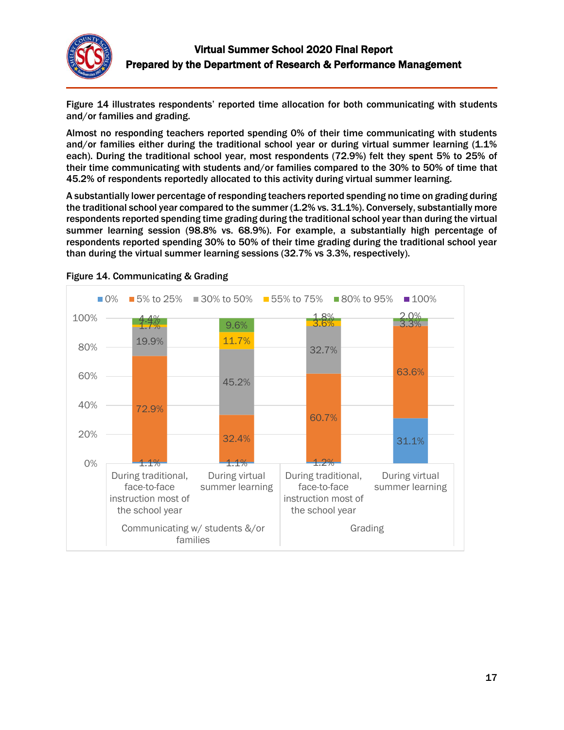Figure 14 illustrates respondents' reported time allocation for both communicating with students and/or families and grading.

Almost no responding teachers reported spending 0% of their time communicating with students and/or families either during the traditional school year or during virtual summer learning (1.1% each). During the traditional school year, most respondents (72.9%) felt they spent 5% to 25% of their time communicating with students and/or families compared to the 30% to 50% of time that 45.2% of respondents reportedly allocated to this activity during virtual summer learning.

A substantially lower percentage of responding teachers reported spending no time on grading during the traditional school year compared to the summer (1.2% vs. 31.1%). Conversely, substantially more respondents reported spending time grading during the traditional school year than during the virtual summer learning session (98.8% vs. 68.9%). For example, a substantially high percentage of respondents reported spending 30% to 50% of their time grading during the traditional school year than during the virtual summer learning sessions (32.7% vs 3.3%, respectively).

Figure 14. Communicating & Grading

| | | 0% | 5% to 25% | 30% to 50% | 55% to 75% | 80% to 95% | 100% |
|---|---|---|---|---|---|---|---|
| Communicating w/ students &/or families | During traditional, face-to-face instruction most of the school year | 1.1% | 72.9% | 19.9% | 1.7% | 4.4% | |
| | During virtual summer learning | 1.1% | 32.4% | 45.2% | 11.7% | 9.6% | |
| Grading | During traditional, face-to-face instruction most of the school year | 1.2% | 60.7% | 32.7% | 3.6% | 1.8% | |
| | During virtual summer learning | 31.1% | 63.6% | 3.3% | | 2.0% | |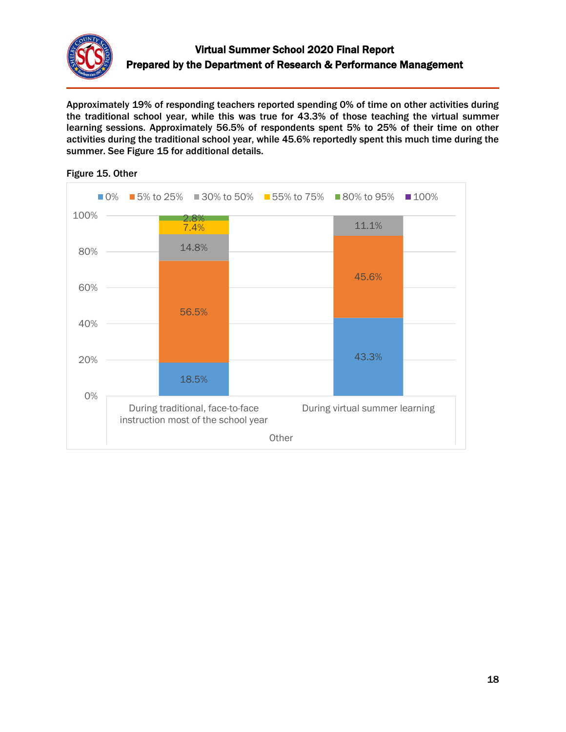Approximately 19% of responding teachers reported spending 0% of time on other activities during the traditional school year, while this was true for 43.3% of those teaching the virtual summer learning sessions. Approximately 56.5% of respondents spent 5% to 25% of their time on other activities during the traditional school year, while 45.6% reportedly spent this much time during the summer. See Figure 15 for additional details.

**Figure 15. Other**

| Other | 0% | 5% to 25% | 30% to 50% | 55% to 75% | 80% to 95% | 100% |
|---|---|---|---|---|---|---|
| During traditional, face-to-face instruction most of the school year | 18.5% | 56.5% | 14.8% | 7.4% | 2.8% | |
| During virtual summer learning | 43.3% | 45.6% | 11.1% | | | |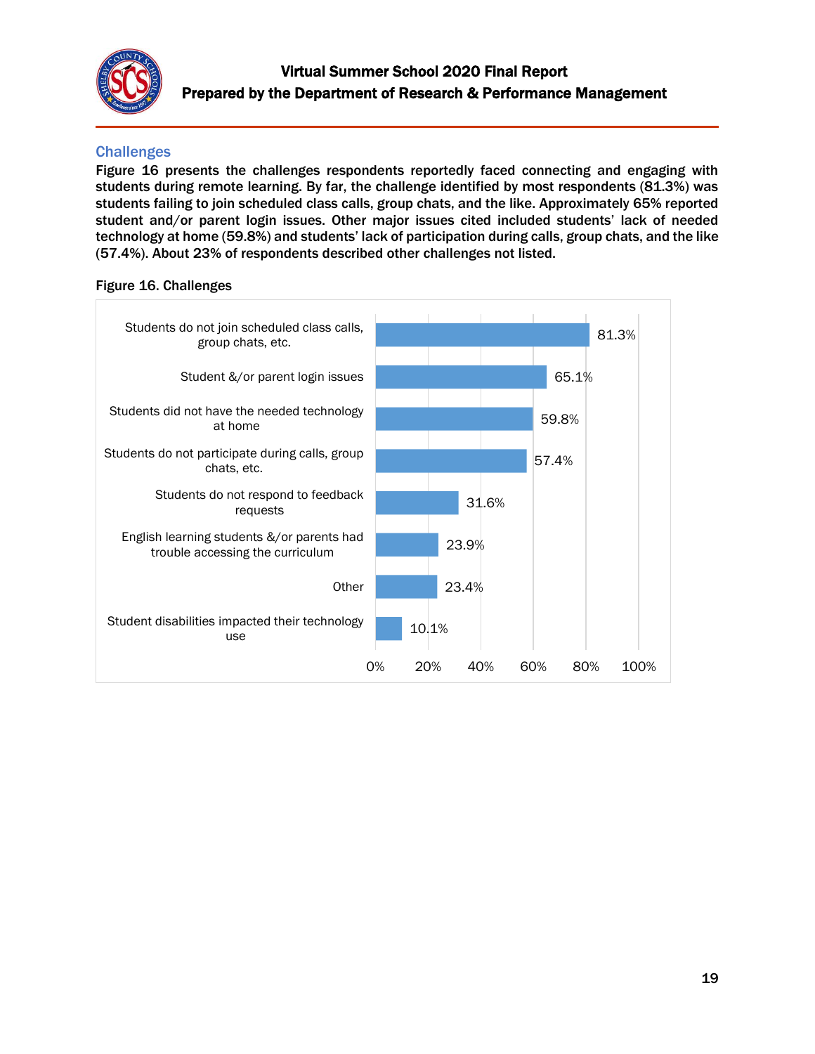## Challenges

**Figure 16 presents the challenges respondents reportedly faced connecting and engaging with students during remote learning. By far, the challenge identified by most respondents (81.3%) was students failing to join scheduled class calls, group chats, and the like. Approximately 65% reported student and/or parent login issues. Other major issues cited included students' lack of needed technology at home (59.8%) and students' lack of participation during calls, group chats, and the like (57.4%). About 23% of respondents described other challenges not listed.**

**Figure 16. Challenges**

| Challenge | Percent |
|---|---|
| Students do not join scheduled class calls, group chats, etc. | 81.3% |
| Student &/or parent login issues | 65.1% |
| Students did not have the needed technology at home | 59.8% |
| Students do not participate during calls, group chats, etc. | 57.4% |
| Students do not respond to feedback requests | 31.6% |
| English learning students &/or parents had trouble accessing the curriculum | 23.9% |
| Other | 23.4% |
| Student disabilities impacted their technology use | 10.1% |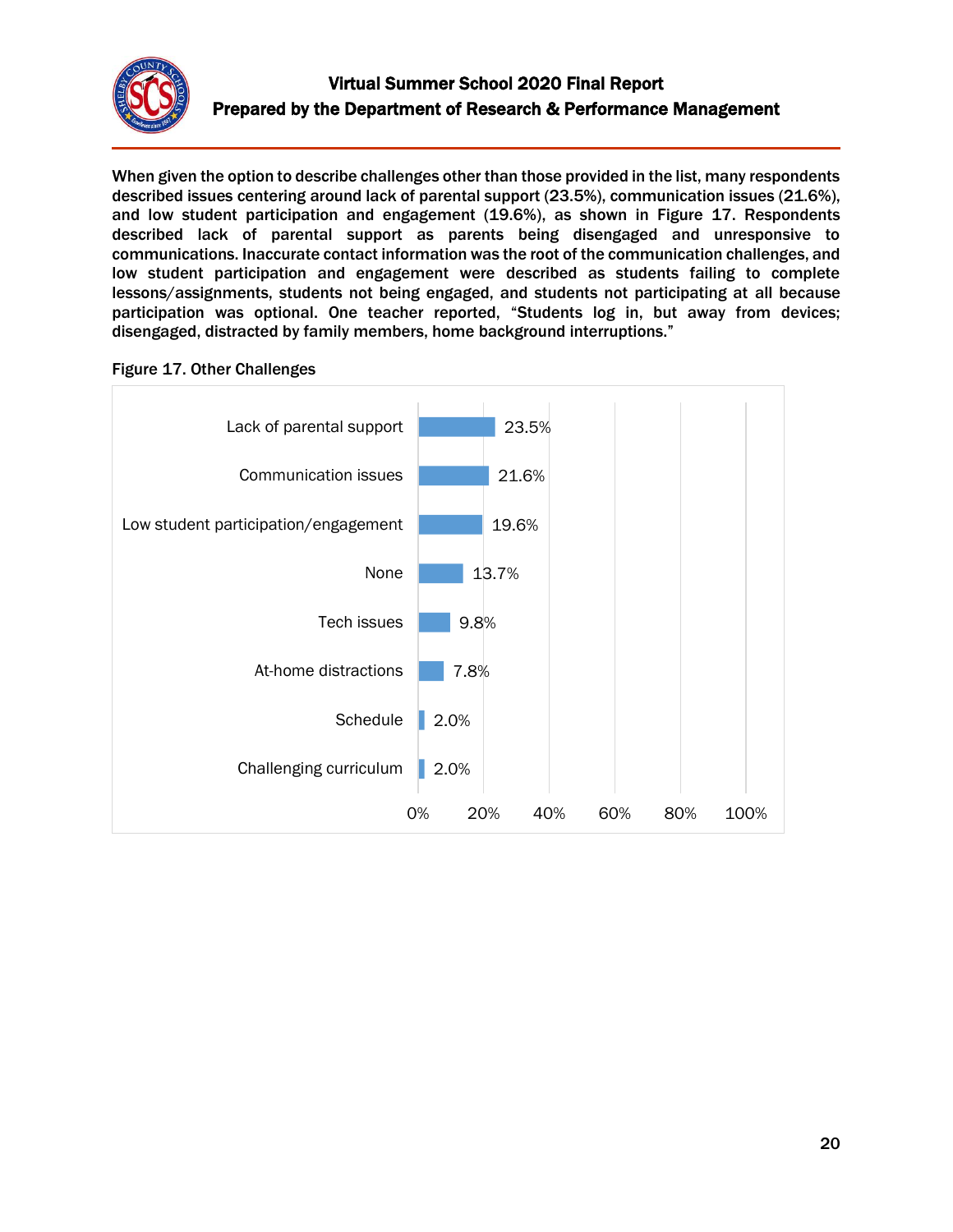When given the option to describe challenges other than those provided in the list, many respondents described issues centering around lack of parental support (23.5%), communication issues (21.6%), and low student participation and engagement (19.6%), as shown in Figure 17. Respondents described lack of parental support as parents being disengaged and unresponsive to communications. Inaccurate contact information was the root of the communication challenges, and low student participation and engagement were described as students failing to complete lessons/assignments, students not being engaged, and students not participating at all because participation was optional. One teacher reported, "Students log in, but away from devices; disengaged, distracted by family members, home background interruptions."

**Figure 17. Other Challenges**

| Challenge | Percent |
|---|---|
| Lack of parental support | 23.5% |
| Communication issues | 21.6% |
| Low student participation/engagement | 19.6% |
| None | 13.7% |
| Tech issues | 9.8% |
| At-home distractions | 7.8% |
| Schedule | 2.0% |
| Challenging curriculum | 2.0% |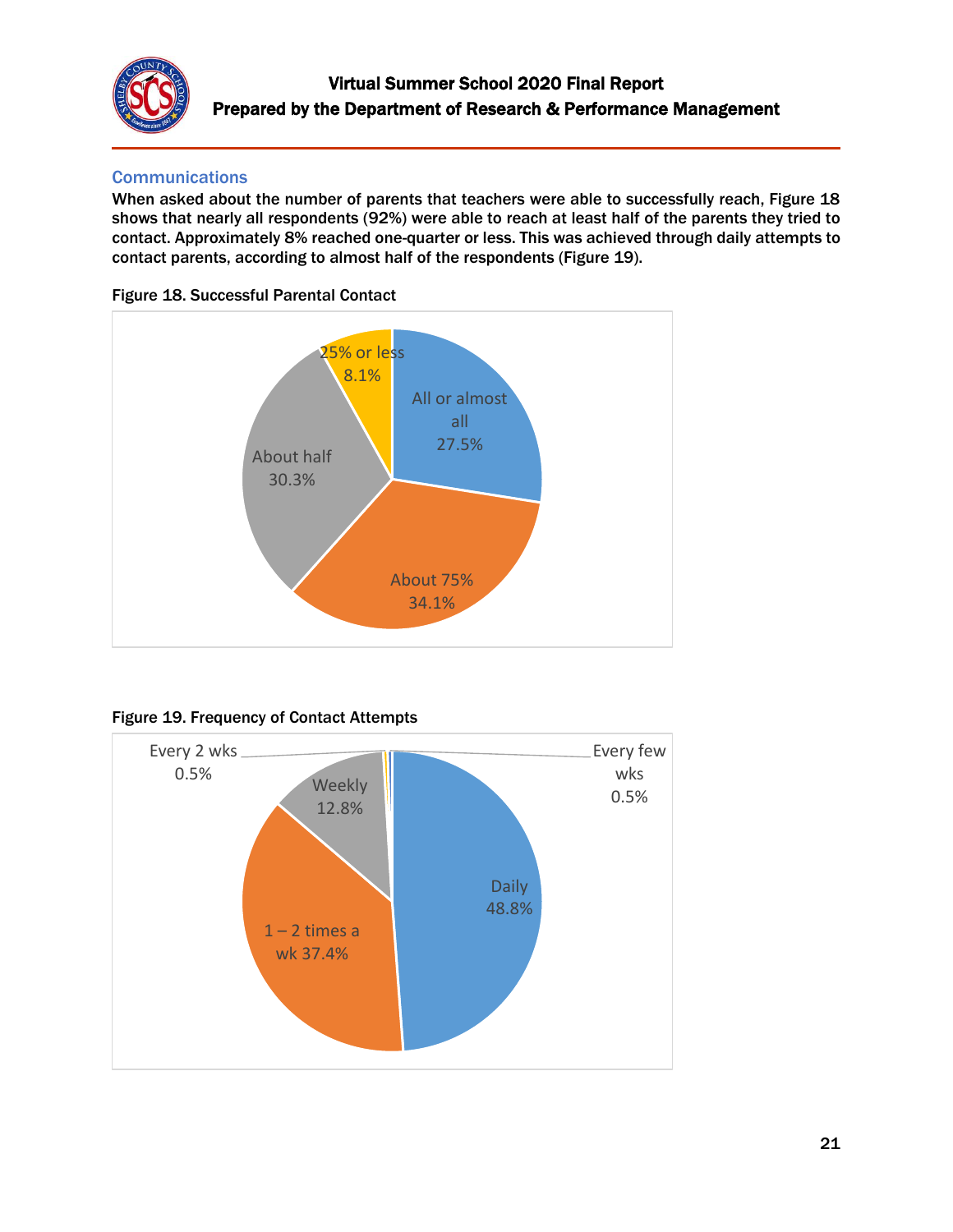## Communications

**When asked about the number of parents that teachers were able to successfully reach, Figure 18 shows that nearly all respondents (92%) were able to reach at least half of the parents they tried to contact. Approximately 8% reached one-quarter or less. This was achieved through daily attempts to contact parents, according to almost half of the respondents (Figure 19).**

**Figure 18. Successful Parental Contact**

| Response | Percent |
|---|---|
| All or almost all | 27.5% |
| About 75% | 34.1% |
| About half | 30.3% |
| 25% or less | 8.1% |

**Figure 19. Frequency of Contact Attempts**

| Response | Percent |
|---|---|
| Daily | 48.8% |
| 1 – 2 times a wk | 37.4% |
| Weekly | 12.8% |
| Every 2 wks | 0.5% |
| Every few wks | 0.5% |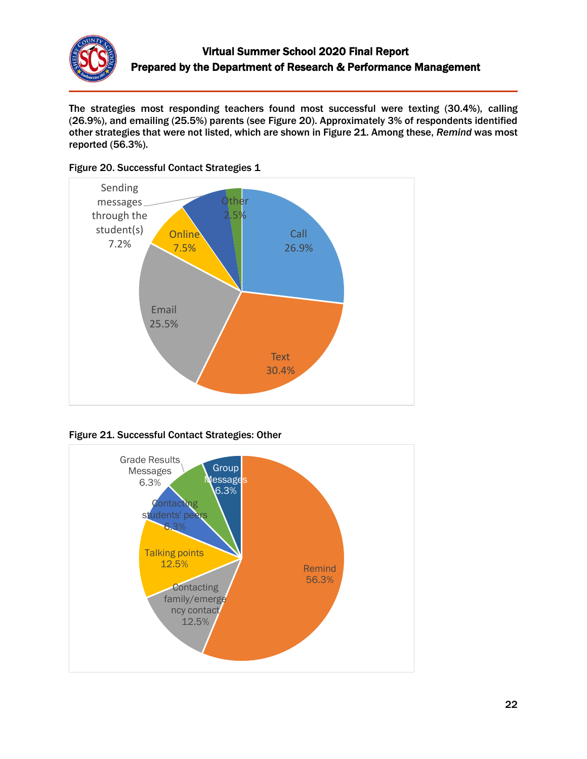The strategies most responding teachers found most successful were texting (30.4%), calling (26.9%), and emailing (25.5%) parents (see Figure 20). Approximately 3% of respondents identified other strategies that were not listed, which are shown in Figure 21. Among these, *Remind* was most reported (56.3%).

**Figure 20. Successful Contact Strategies 1**

| Strategy | Percent |
|---|---|
| Call | 26.9% |
| Text | 30.4% |
| Email | 25.5% |
| Online | 7.5% |
| Sending messages through the student(s) | 7.2% |
| Other | 2.5% |

**Figure 21. Successful Contact Strategies: Other**

| Strategy | Percent |
|---|---|
| Remind | 56.3% |
| Contacting family/emergency contact | 12.5% |
| Talking points | 12.5% |
| Contacting students' peers | 6.3% |
| Grade Results Messages | 6.3% |
| Group Messages | 6.3% |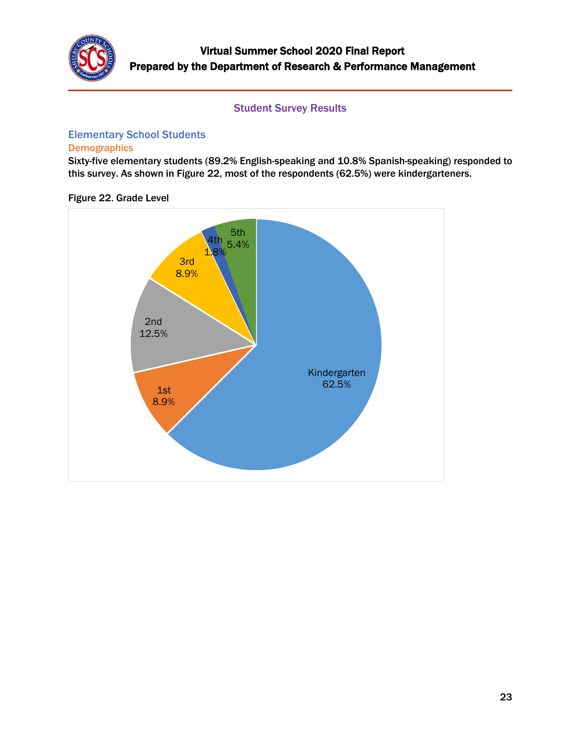## Student Survey Results

### Elementary School Students

#### Demographics

Sixty-five elementary students (89.2% English-speaking and 10.8% Spanish-speaking) responded to this survey. As shown in Figure 22, most of the respondents (62.5%) were kindergarteners.

Figure 22. Grade Level

| Grade Level | Percent |
| --- | --- |
| Kindergarten | 62.5% |
| 1st | 8.9% |
| 2nd | 12.5% |
| 3rd | 8.9% |
| 4th | 1.8% |
| 5th | 5.4% |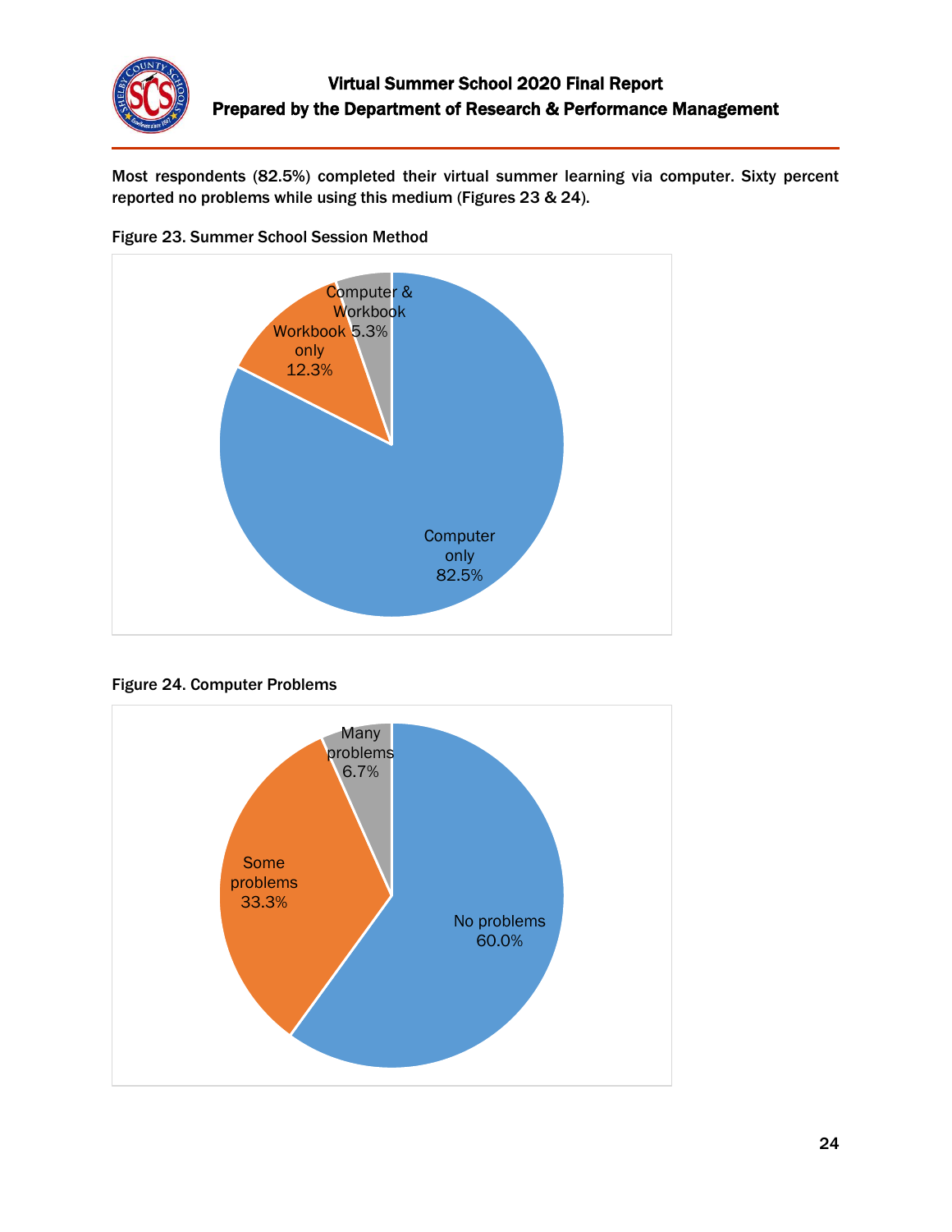Most respondents (82.5%) completed their virtual summer learning via computer. Sixty percent reported no problems while using this medium (Figures 23 & 24).

**Figure 23. Summer School Session Method**

| Session Method | Percent |
|---|---|
| Computer only | 82.5% |
| Workbook only | 12.3% |
| Computer & Workbook | 5.3% |

**Figure 24. Computer Problems**

| Computer Problems | Percent |
|---|---|
| No problems | 60.0% |
| Some problems | 33.3% |
| Many problems | 6.7% |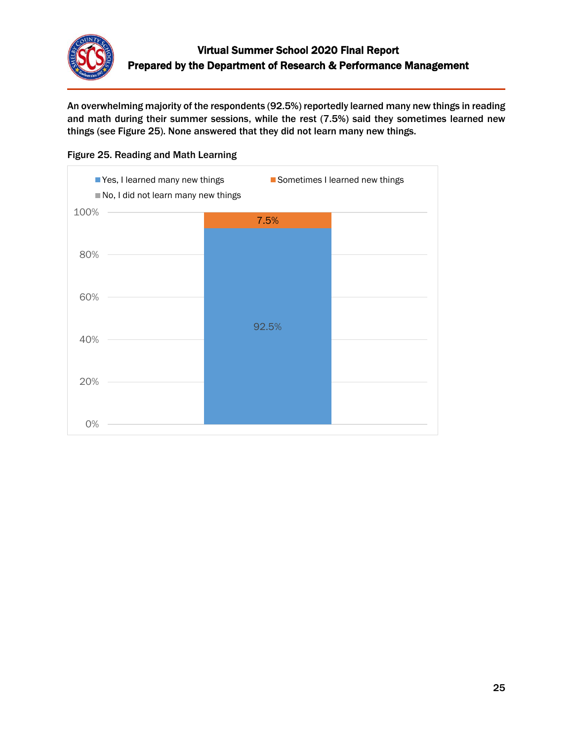An overwhelming majority of the respondents (92.5%) reportedly learned many new things in reading and math during their summer sessions, while the rest (7.5%) said they sometimes learned new things (see Figure 25). None answered that they did not learn many new things.

**Figure 25. Reading and Math Learning**

| Response | Percentage |
| --- | --- |
| Yes, I learned many new things | 92.5% |
| Sometimes I learned new things | 7.5% |
| No, I did not learn many new things | |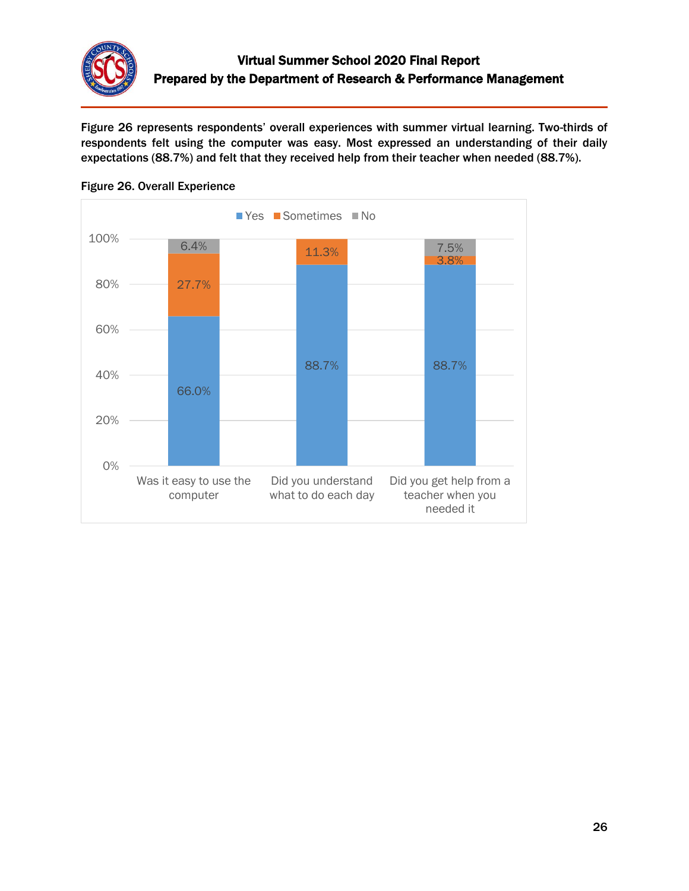Figure 26 represents respondents' overall experiences with summer virtual learning. Two-thirds of respondents felt using the computer was easy. Most expressed an understanding of their daily expectations (88.7%) and felt that they received help from their teacher when needed (88.7%).

**Figure 26. Overall Experience**

| | Yes | Sometimes | No |
|---|---|---|---|
| Was it easy to use the computer | 66.0% | 27.7% | 6.4% |
| Did you understand what to do each day | 88.7% | 11.3% | |
| Did you get help from a teacher when you needed it | 88.7% | 3.8% | 7.5% |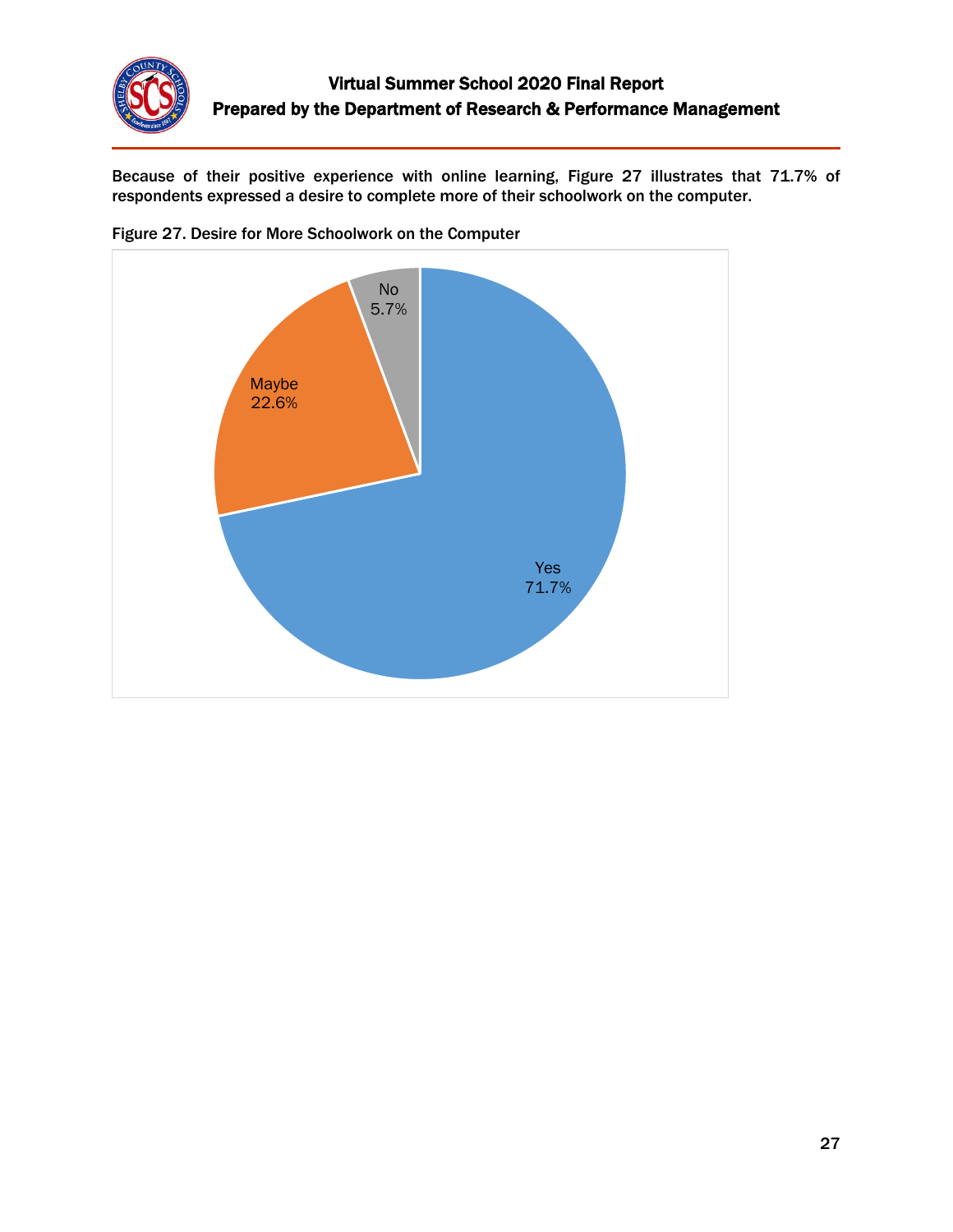Because of their positive experience with online learning, Figure 27 illustrates that 71.7% of respondents expressed a desire to complete more of their schoolwork on the computer.

Figure 27. Desire for More Schoolwork on the Computer

| Response | Percent |
|---|---|
| Yes | 71.7% |
| Maybe | 22.6% |
| No | 5.7% |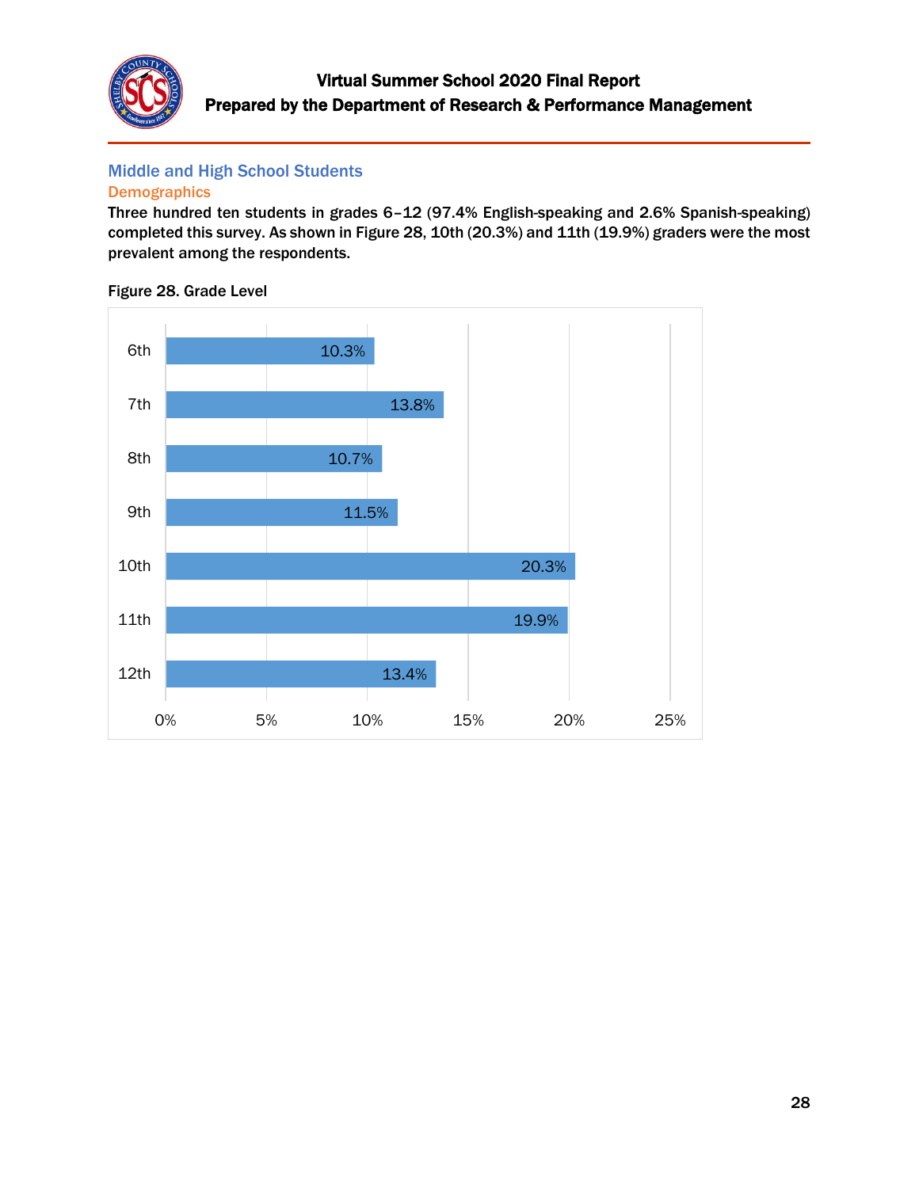## Middle and High School Students

### Demographics

Three hundred ten students in grades 6–12 (97.4% English-speaking and 2.6% Spanish-speaking) completed this survey. As shown in Figure 28, 10th (20.3%) and 11th (19.9%) graders were the most prevalent among the respondents.

Figure 28. Grade Level

| Grade | Percent |
|---|---|
| 6th | 10.3% |
| 7th | 13.8% |
| 8th | 10.7% |
| 9th | 11.5% |
| 10th | 20.3% |
| 11th | 19.9% |
| 12th | 13.4% |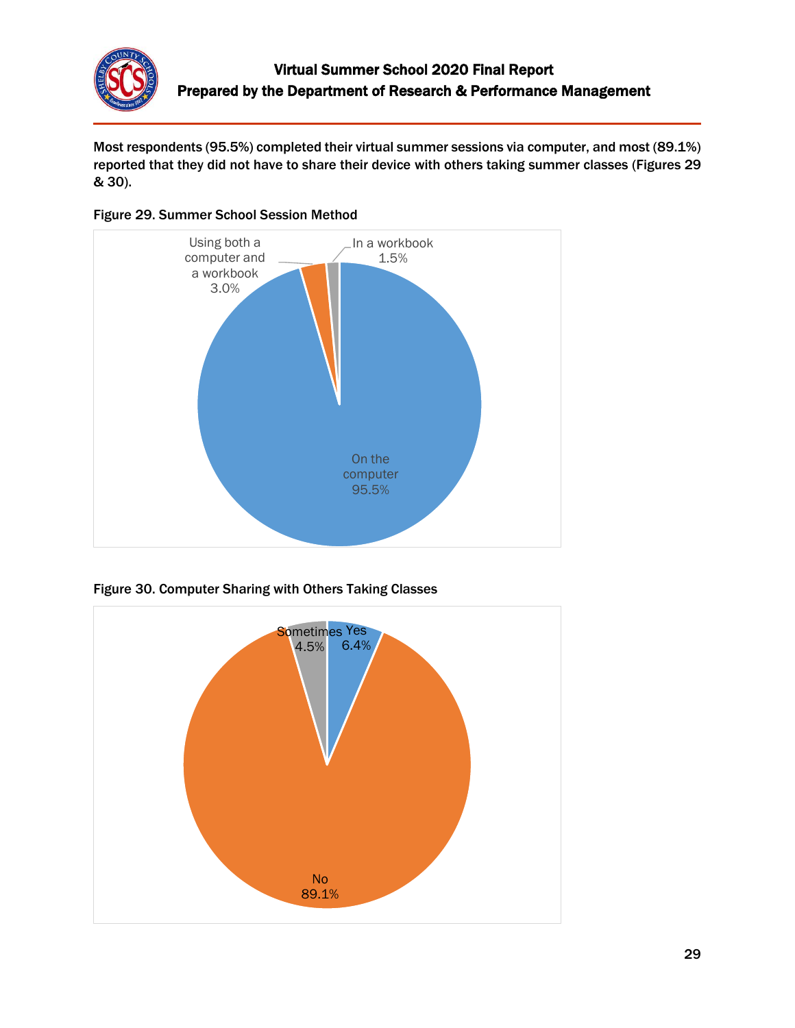Most respondents (95.5%) completed their virtual summer sessions via computer, and most (89.1%) reported that they did not have to share their device with others taking summer classes (Figures 29 & 30).

**Figure 29. Summer School Session Method**

Using both a computer and a workbook 3.0%

In a workbook 1.5%

On the computer 95.5%

**Figure 30. Computer Sharing with Others Taking Classes**

Sometimes 4.5%

Yes 6.4%

No 89.1%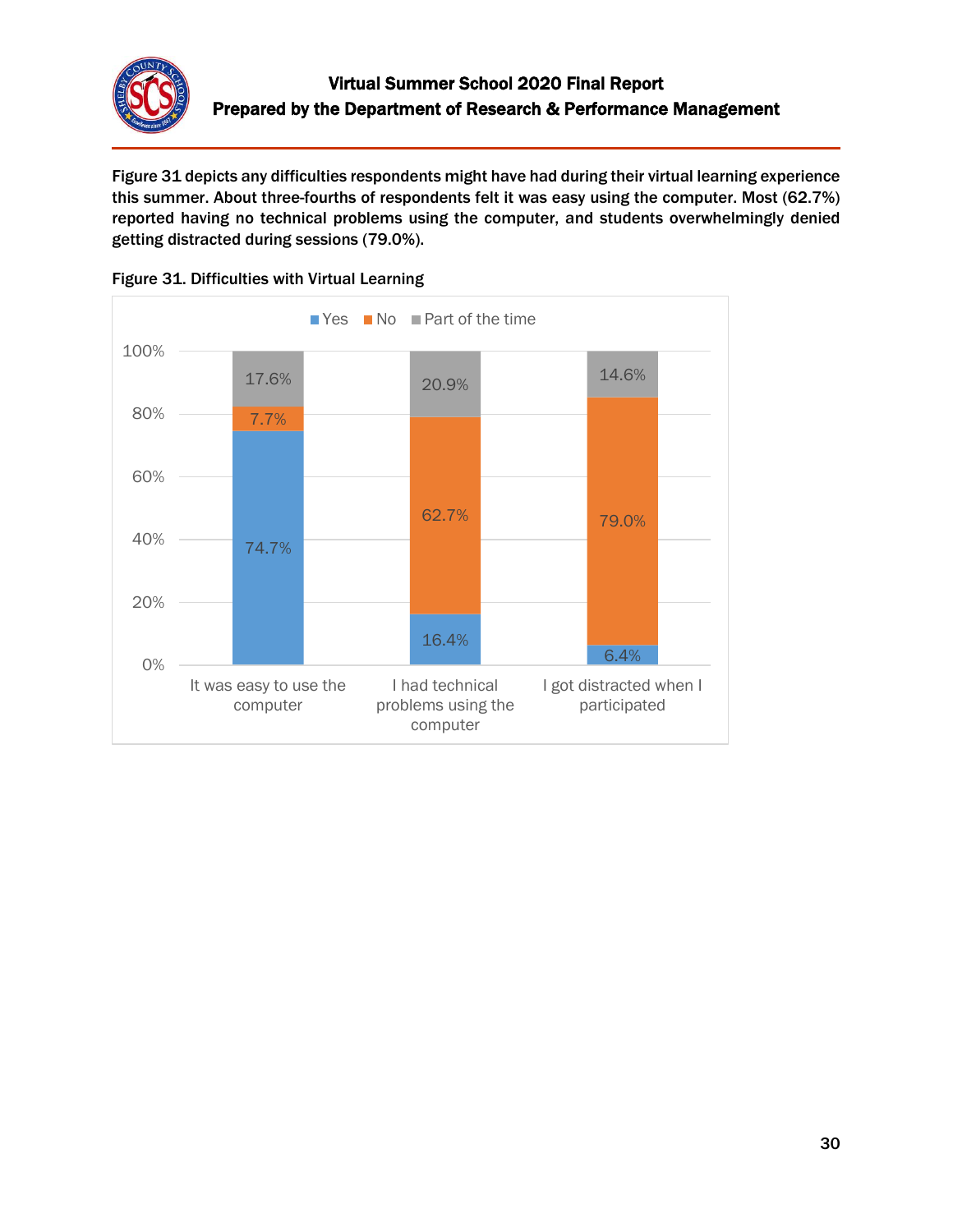Figure 31 depicts any difficulties respondents might have had during their virtual learning experience this summer. About three-fourths of respondents felt it was easy using the computer. Most (62.7%) reported having no technical problems using the computer, and students overwhelmingly denied getting distracted during sessions (79.0%).

Figure 31. Difficulties with Virtual Learning

| | Yes | No | Part of the time |
|---|---|---|---|
| It was easy to use the computer | 74.7% | 7.7% | 17.6% |
| I had technical problems using the computer | 16.4% | 62.7% | 20.9% |
| I got distracted when I participated | 6.4% | 79.0% | 14.6% |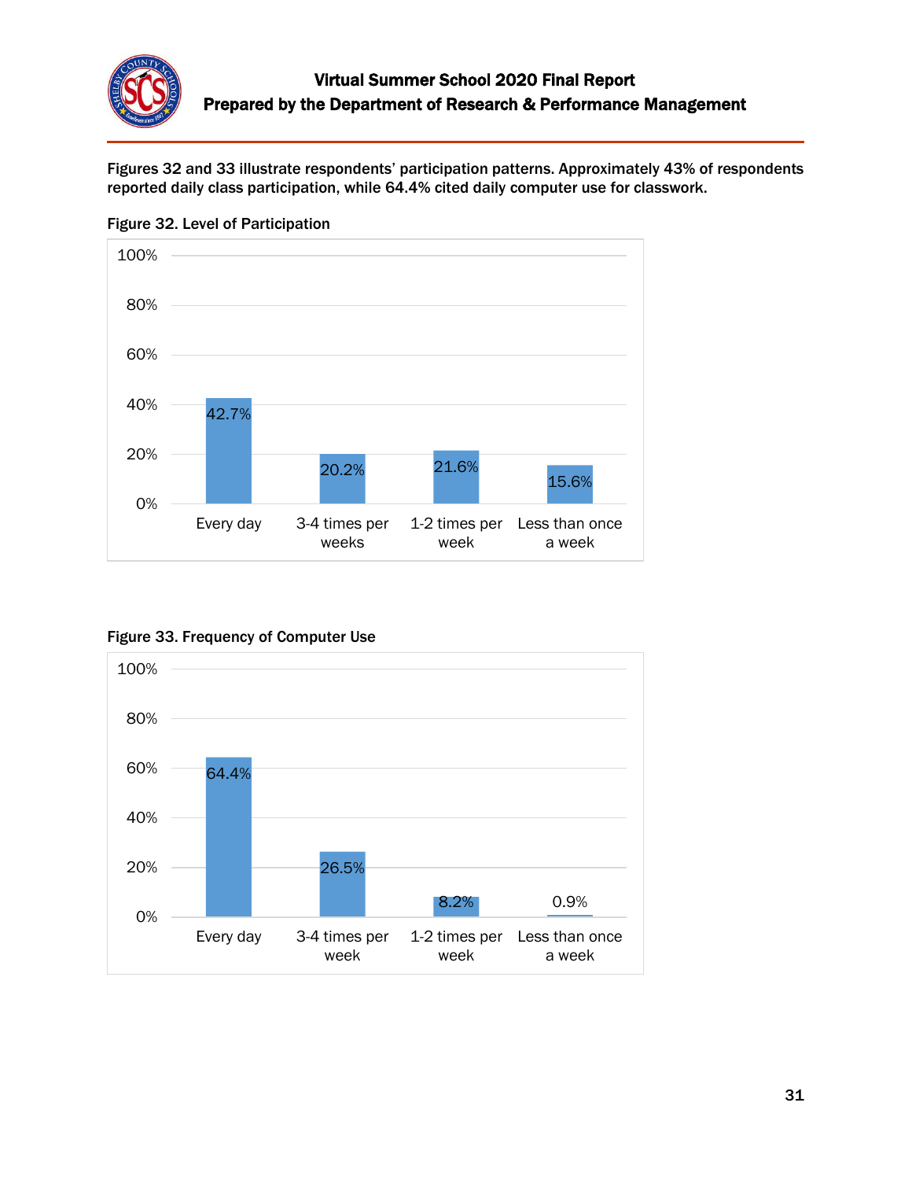Figures 32 and 33 illustrate respondents' participation patterns. Approximately 43% of respondents reported daily class participation, while 64.4% cited daily computer use for classwork.

**Figure 32. Level of Participation**

| Level of Participation | Percent |
|---|---|
| Every day | 42.7% |
| 3-4 times per weeks | 20.2% |
| 1-2 times per week | 21.6% |
| Less than once a week | 15.6% |

**Figure 33. Frequency of Computer Use**

| Frequency of Computer Use | Percent |
|---|---|
| Every day | 64.4% |
| 3-4 times per week | 26.5% |
| 1-2 times per week | 8.2% |
| Less than once a week | 0.9% |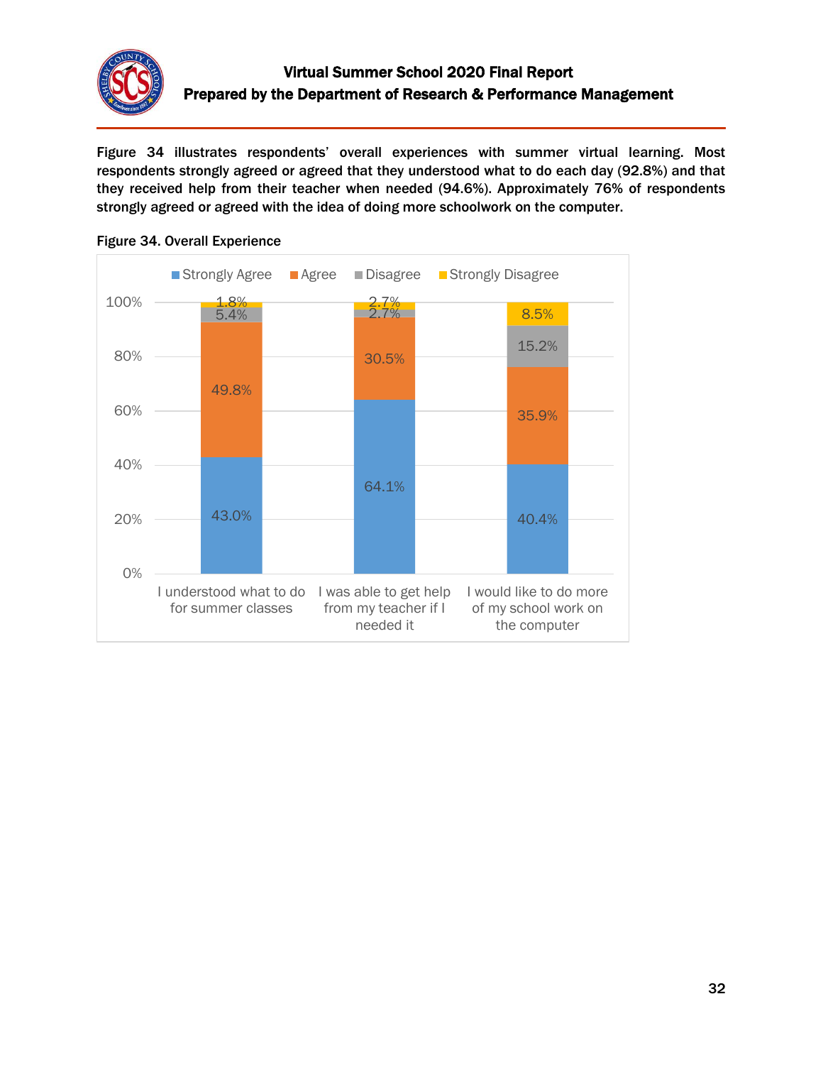Figure 34 illustrates respondents' overall experiences with summer virtual learning. Most respondents strongly agreed or agreed that they understood what to do each day (92.8%) and that they received help from their teacher when needed (94.6%). Approximately 76% of respondents strongly agreed or agreed with the idea of doing more schoolwork on the computer.

Figure 34. Overall Experience

| | Strongly Agree | Agree | Disagree | Strongly Disagree |
|---|---|---|---|---|
| I understood what to do for summer classes | 43.0% | 49.8% | 5.4% | 1.8% |
| I was able to get help from my teacher if I needed it | 64.1% | 30.5% | 2.7% | 2.7% |
| I would like to do more of my school work on the computer | 40.4% | 35.9% | 15.2% | 8.5% |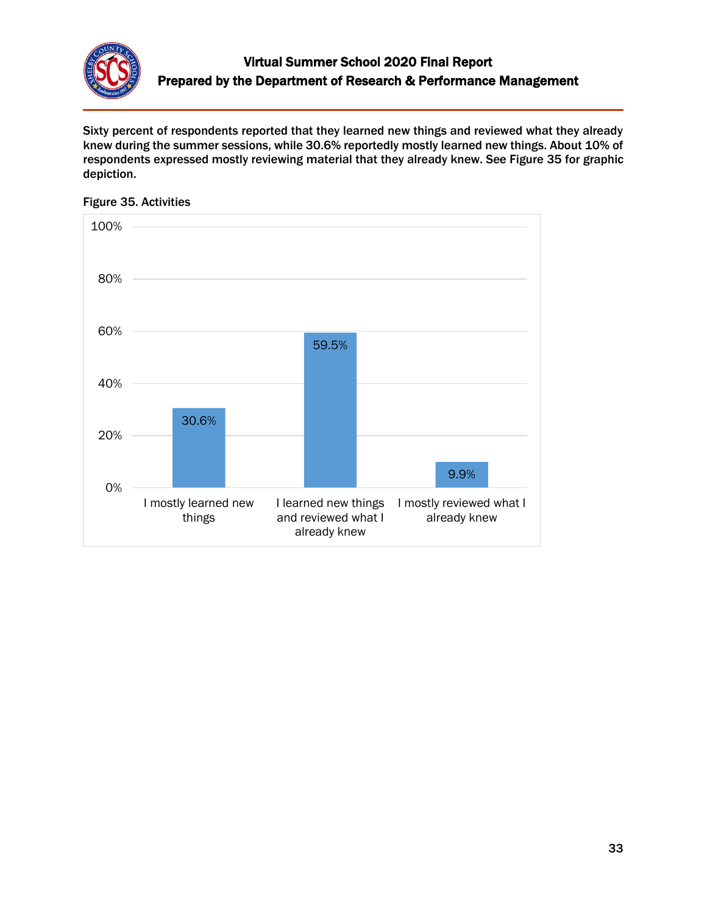Sixty percent of respondents reported that they learned new things and reviewed what they already knew during the summer sessions, while 30.6% reportedly mostly learned new things. About 10% of respondents expressed mostly reviewing material that they already knew. See Figure 35 for graphic depiction.

**Figure 35. Activities**

| Response | Percent |
|---|---|
| I mostly learned new things | 30.6% |
| I learned new things and reviewed what I already knew | 59.5% |
| I mostly reviewed what I already knew | 9.9% |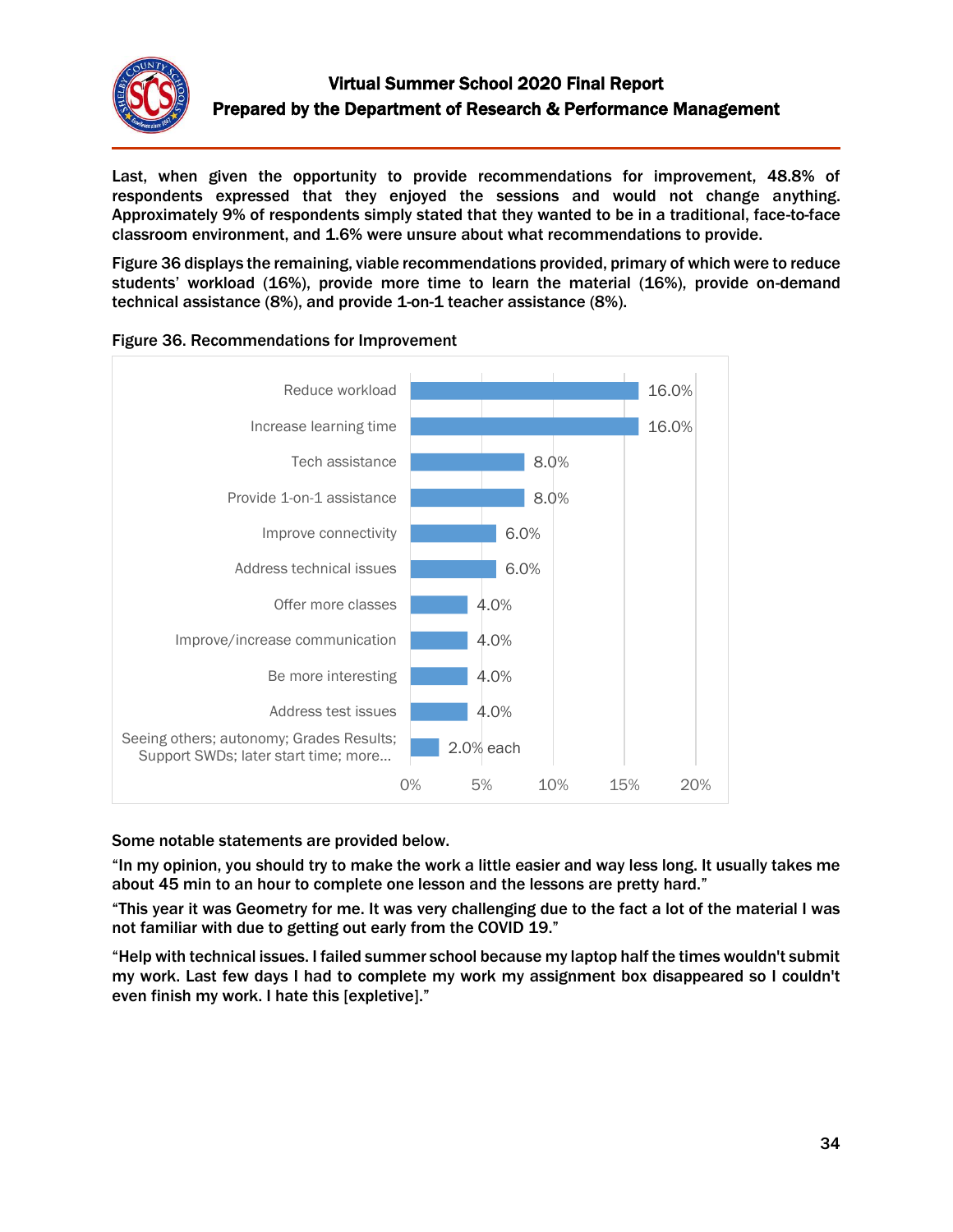Last, when given the opportunity to provide recommendations for improvement, 48.8% of respondents expressed that they enjoyed the sessions and would not change anything. Approximately 9% of respondents simply stated that they wanted to be in a traditional, face-to-face classroom environment, and 1.6% were unsure about what recommendations to provide.

Figure 36 displays the remaining, viable recommendations provided, primary of which were to reduce students' workload (16%), provide more time to learn the material (16%), provide on-demand technical assistance (8%), and provide 1-on-1 teacher assistance (8%).

Figure 36. Recommendations for Improvement

| Recommendation | Percent |
|---|---|
| Reduce workload | 16.0% |
| Increase learning time | 16.0% |
| Tech assistance | 8.0% |
| Provide 1-on-1 assistance | 8.0% |
| Improve connectivity | 6.0% |
| Address technical issues | 6.0% |
| Offer more classes | 4.0% |
| Improve/increase communication | 4.0% |
| Be more interesting | 4.0% |
| Address test issues | 4.0% |
| Seeing others; autonomy; Grades Results; Support SWDs; later start time; more... | 2.0% each |

Some notable statements are provided below.

"In my opinion, you should try to make the work a little easier and way less long. It usually takes me about 45 min to an hour to complete one lesson and the lessons are pretty hard."

"This year it was Geometry for me. It was very challenging due to the fact a lot of the material I was not familiar with due to getting out early from the COVID 19."

"Help with technical issues. I failed summer school because my laptop half the times wouldn't submit my work. Last few days I had to complete my work my assignment box disappeared so I couldn't even finish my work. I hate this [expletive]."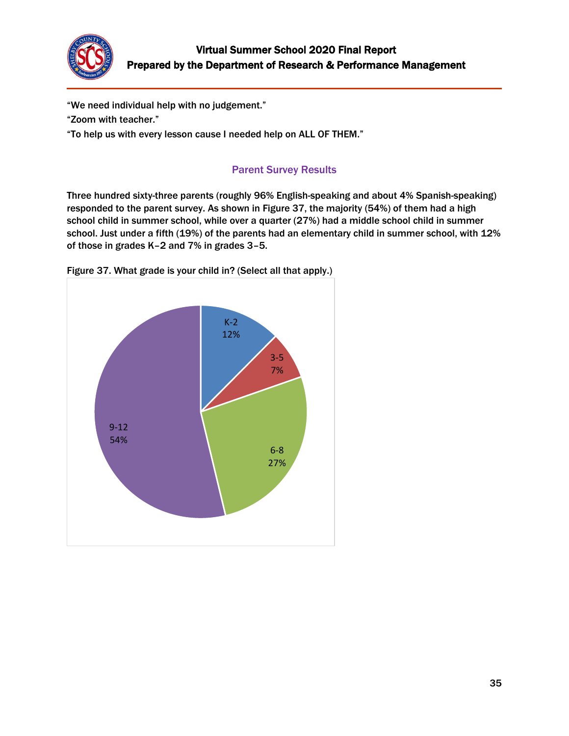"We need individual help with no judgement."

"Zoom with teacher."

"To help us with every lesson cause I needed help on ALL OF THEM."

## Parent Survey Results

**Three hundred sixty-three parents (roughly 96% English-speaking and about 4% Spanish-speaking) responded to the parent survey. As shown in Figure 37, the majority (54%) of them had a high school child in summer school, while over a quarter (27%) had a middle school child in summer school. Just under a fifth (19%) of the parents had an elementary child in summer school, with 12% of those in grades K–2 and 7% in grades 3–5.**

Figure 37. What grade is your child in? (Select all that apply.)

| Grade | Percent |
|---|---|
| K-2 | 12% |
| 3-5 | 7% |
| 6-8 | 27% |
| 9-12 | 54% |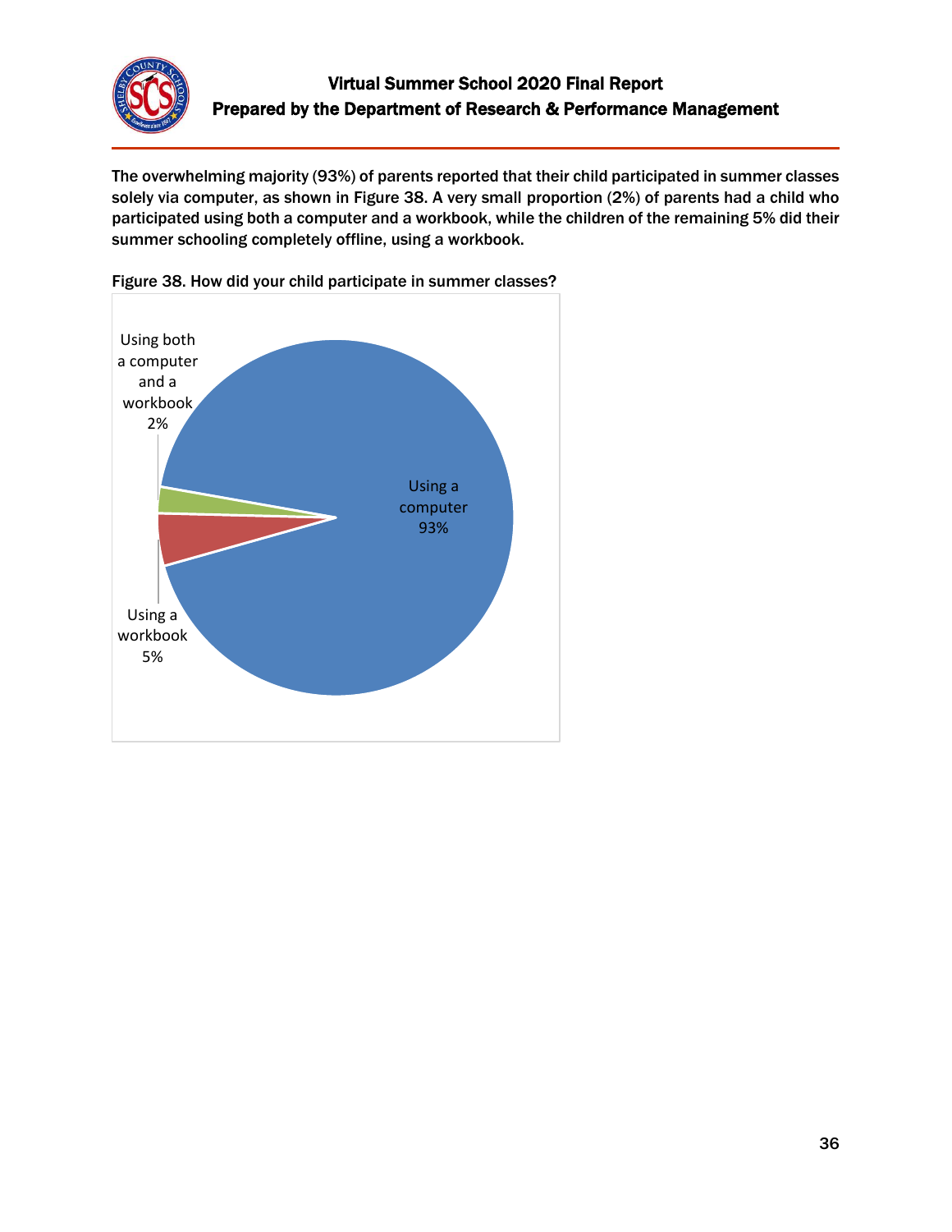The overwhelming majority (93%) of parents reported that their child participated in summer classes solely via computer, as shown in Figure 38. A very small proportion (2%) of parents had a child who participated using both a computer and a workbook, while the children of the remaining 5% did their summer schooling completely offline, using a workbook.

Figure 38. How did your child participate in summer classes?

| Response | Percent |
|---|---|
| Using a computer | 93% |
| Using a workbook | 5% |
| Using both a computer and a workbook | 2% |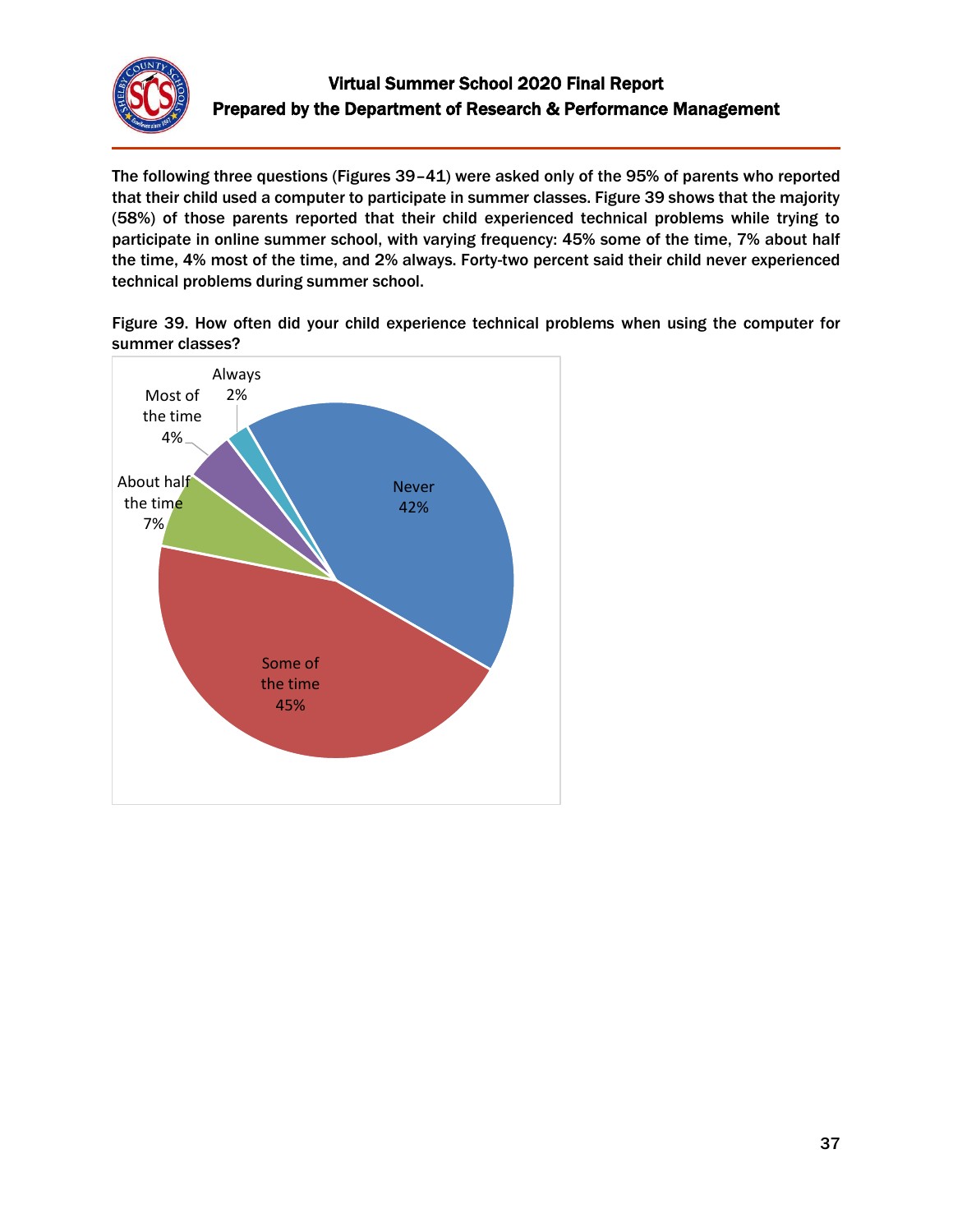The following three questions (Figures 39–41) were asked only of the 95% of parents who reported that their child used a computer to participate in summer classes. Figure 39 shows that the majority (58%) of those parents reported that their child experienced technical problems while trying to participate in online summer school, with varying frequency: 45% some of the time, 7% about half the time, 4% most of the time, and 2% always. Forty-two percent said their child never experienced technical problems during summer school.

Figure 39. How often did your child experience technical problems when using the computer for summer classes?

| Response | Percent |
| --- | --- |
| Never | 42% |
| Some of the time | 45% |
| About half the time | 7% |
| Most of the time | 4% |
| Always | 2% |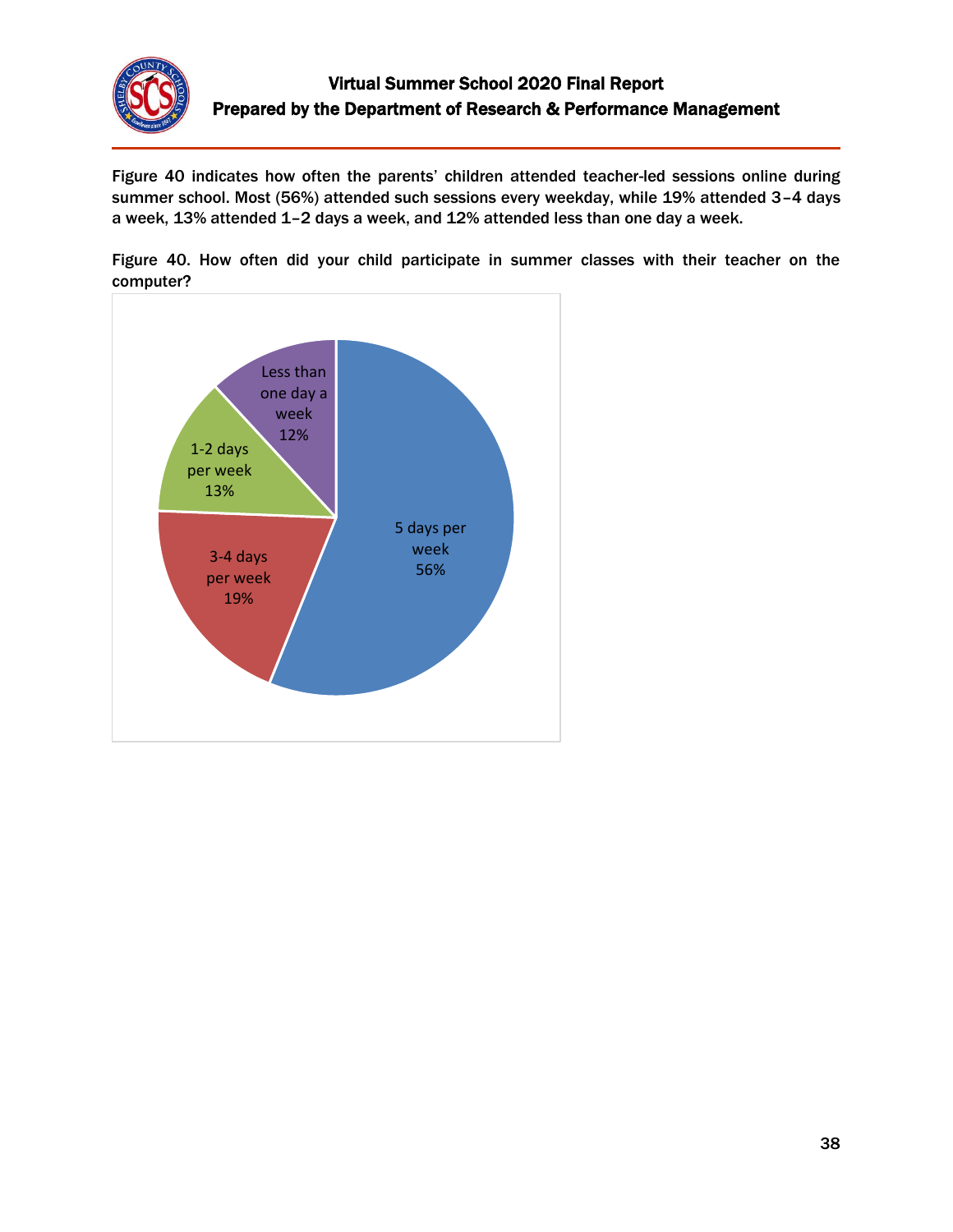Figure 40 indicates how often the parents' children attended teacher-led sessions online during summer school. Most (56%) attended such sessions every weekday, while 19% attended 3–4 days a week, 13% attended 1–2 days a week, and 12% attended less than one day a week.

Figure 40. How often did your child participate in summer classes with their teacher on the computer?

| Response | Percent |
|---|---|
| 5 days per week | 56% |
| 3-4 days per week | 19% |
| 1-2 days per week | 13% |
| Less than one day a week | 12% |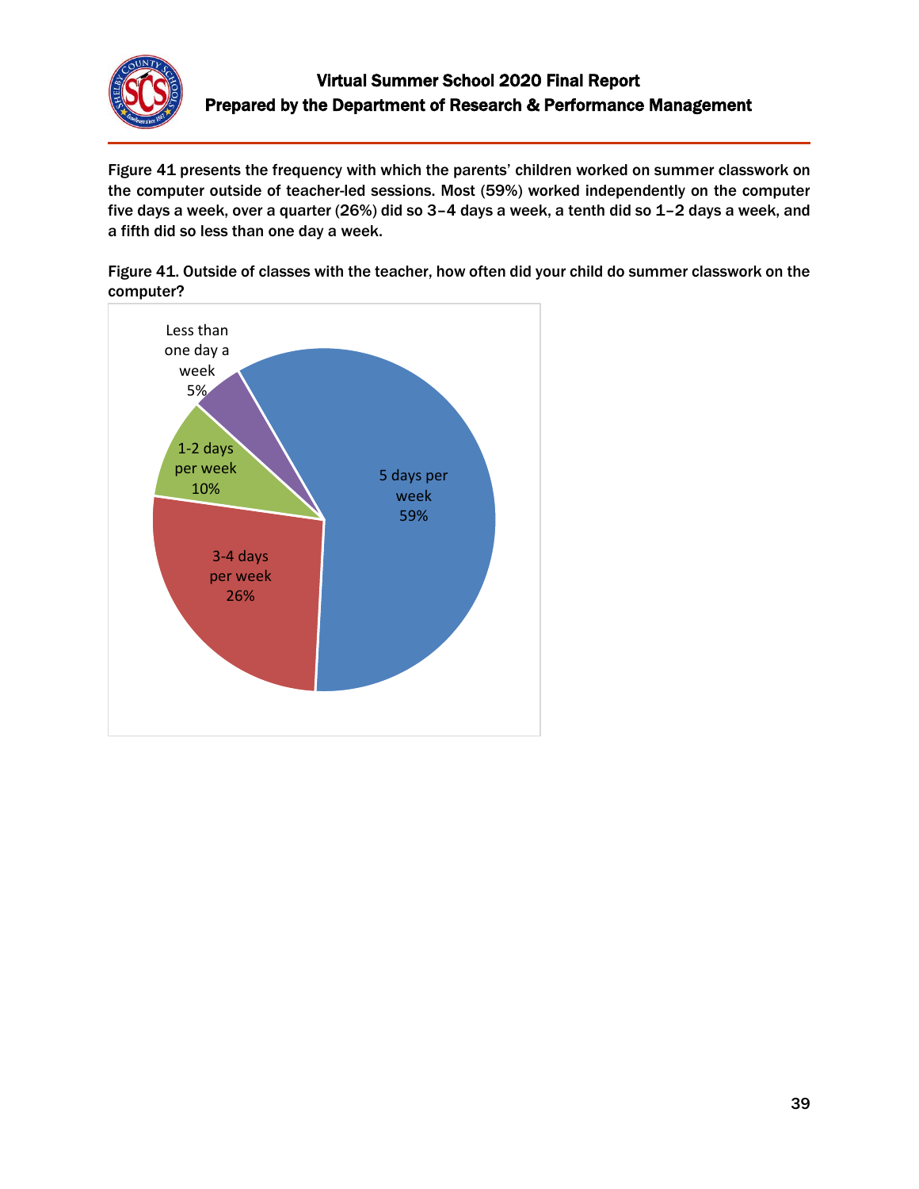Figure 41 presents the frequency with which the parents' children worked on summer classwork on the computer outside of teacher-led sessions. Most (59%) worked independently on the computer five days a week, over a quarter (26%) did so 3–4 days a week, a tenth did so 1–2 days a week, and a fifth did so less than one day a week.

Figure 41. Outside of classes with the teacher, how often did your child do summer classwork on the computer?

| Response | Percent |
|---|---|
| 5 days per week | 59% |
| 3-4 days per week | 26% |
| 1-2 days per week | 10% |
| Less than one day a week | 5% |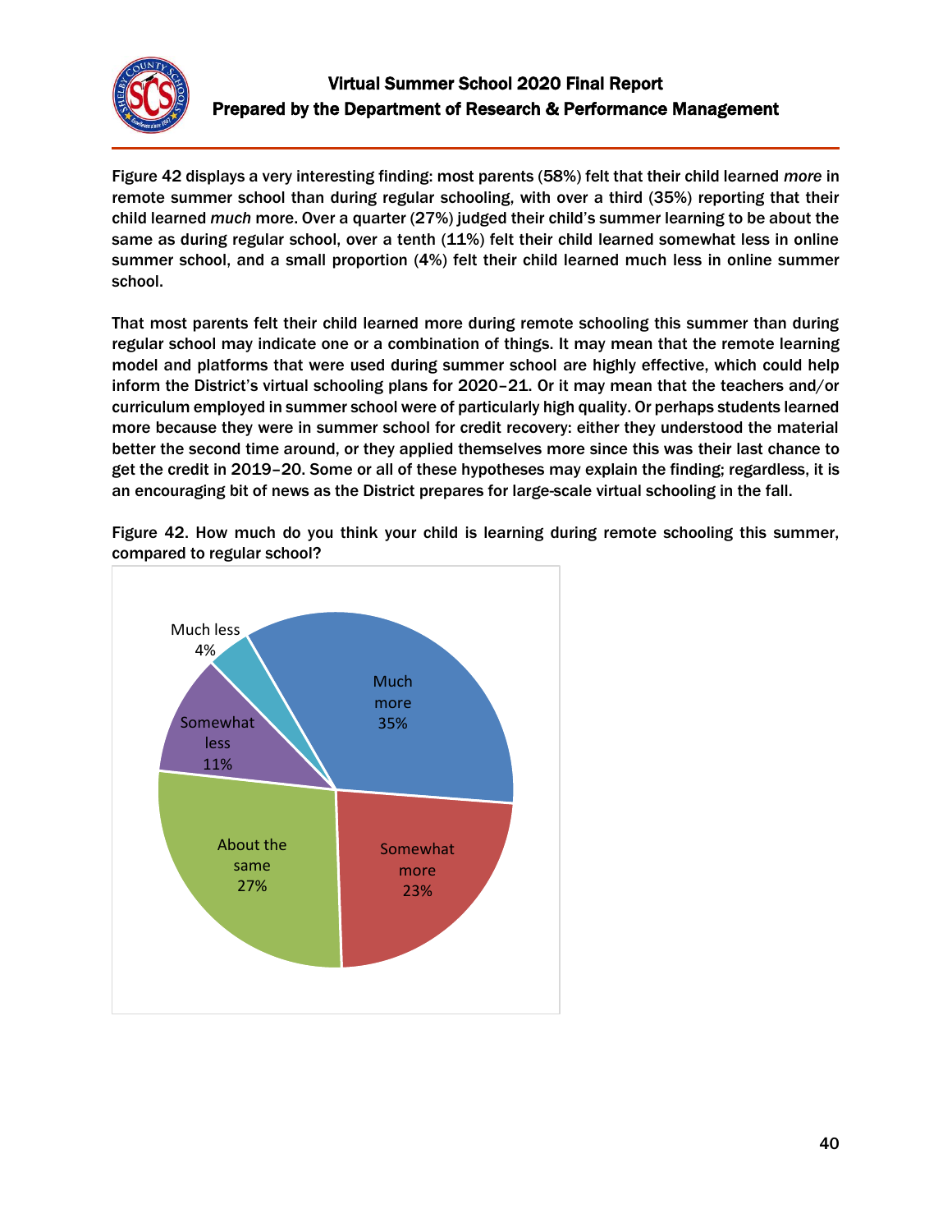Figure 42 displays a very interesting finding: most parents (58%) felt that their child learned *more* in remote summer school than during regular schooling, with over a third (35%) reporting that their child learned *much* more. Over a quarter (27%) judged their child's summer learning to be about the same as during regular school, over a tenth (11%) felt their child learned somewhat less in online summer school, and a small proportion (4%) felt their child learned much less in online summer school.

That most parents felt their child learned more during remote schooling this summer than during regular school may indicate one or a combination of things. It may mean that the remote learning model and platforms that were used during summer school are highly effective, which could help inform the District's virtual schooling plans for 2020–21. Or it may mean that the teachers and/or curriculum employed in summer school were of particularly high quality. Or perhaps students learned more because they were in summer school for credit recovery: either they understood the material better the second time around, or they applied themselves more since this was their last chance to get the credit in 2019–20. Some or all of these hypotheses may explain the finding; regardless, it is an encouraging bit of news as the District prepares for large-scale virtual schooling in the fall.

Figure 42. How much do you think your child is learning during remote schooling this summer, compared to regular school?

| Response | Percent |
| --- | --- |
| Much more | 35% |
| Somewhat more | 23% |
| About the same | 27% |
| Somewhat less | 11% |
| Much less | 4% |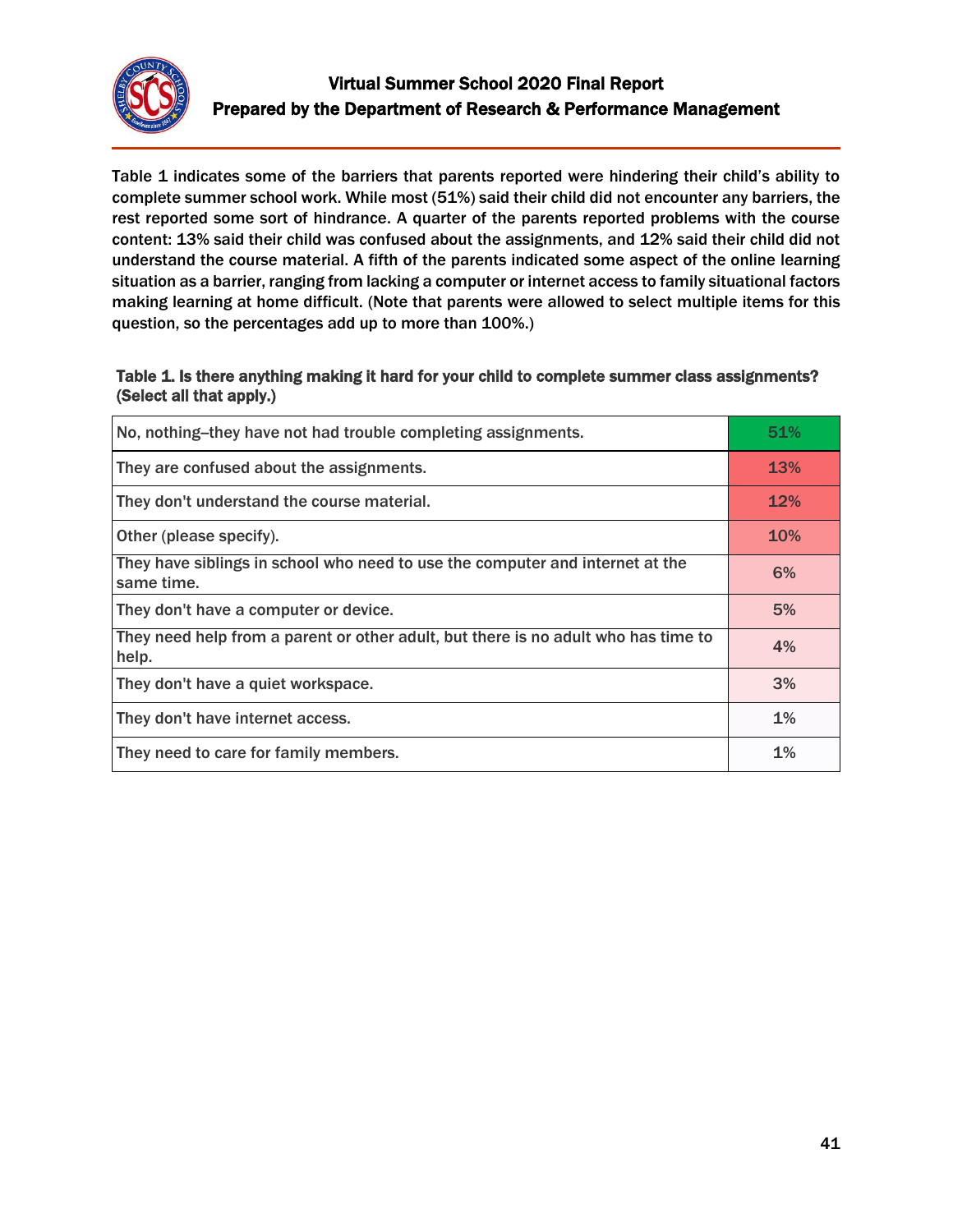Table 1 indicates some of the barriers that parents reported were hindering their child's ability to complete summer school work. While most (51%) said their child did not encounter any barriers, the rest reported some sort of hindrance. A quarter of the parents reported problems with the course content: 13% said their child was confused about the assignments, and 12% said their child did not understand the course material. A fifth of the parents indicated some aspect of the online learning situation as a barrier, ranging from lacking a computer or internet access to family situational factors making learning at home difficult. (Note that parents were allowed to select multiple items for this question, so the percentages add up to more than 100%.)

**Table 1. Is there anything making it hard for your child to complete summer class assignments? (Select all that apply.)**

| Response | Percent |
|---|---|
| No, nothing–they have not had trouble completing assignments. | 51% |
| They are confused about the assignments. | 13% |
| They don't understand the course material. | 12% |
| Other (please specify). | 10% |
| They have siblings in school who need to use the computer and internet at the same time. | 6% |
| They don't have a computer or device. | 5% |
| They need help from a parent or other adult, but there is no adult who has time to help. | 4% |
| They don't have a quiet workspace. | 3% |
| They don't have internet access. | 1% |
| They need to care for family members. | 1% |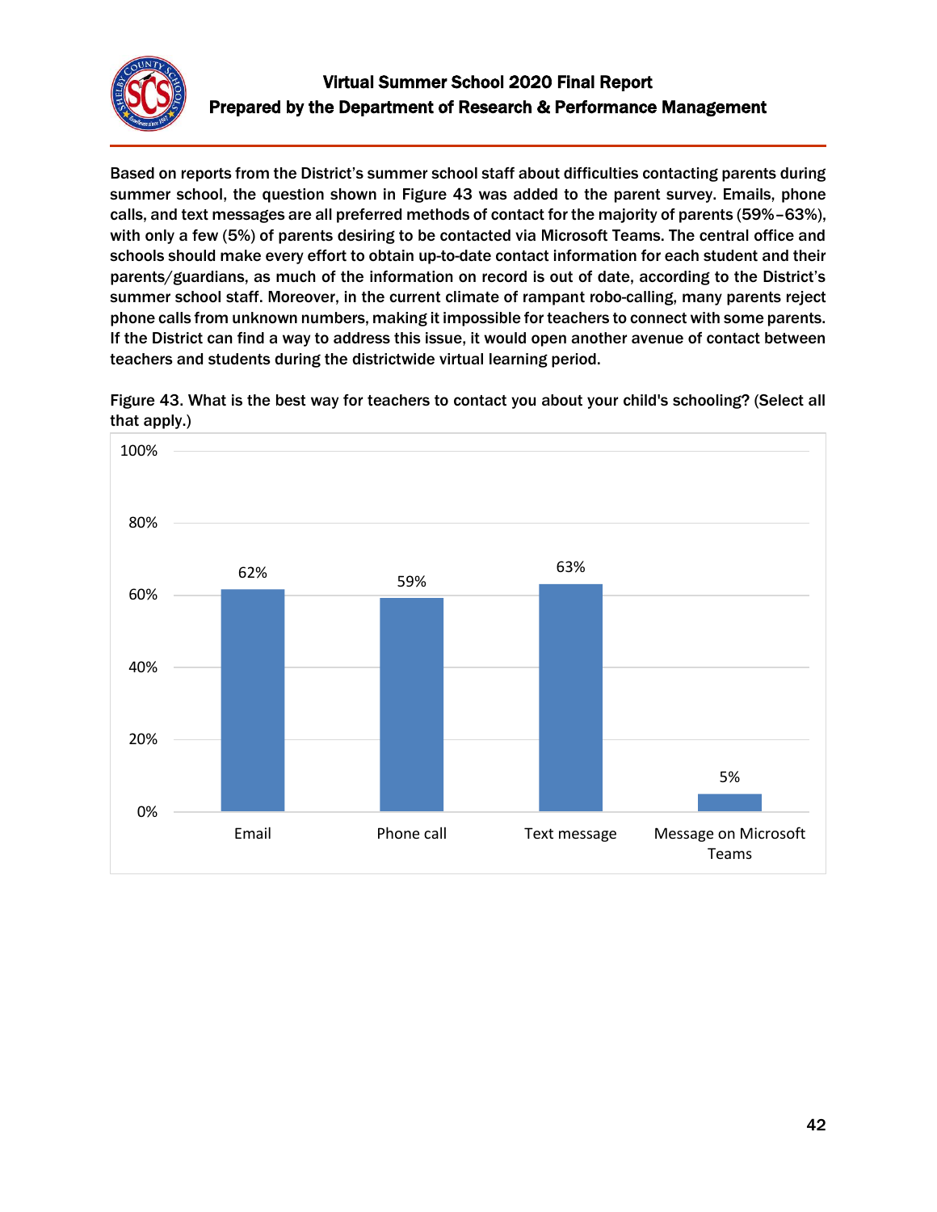Based on reports from the District's summer school staff about difficulties contacting parents during summer school, the question shown in Figure 43 was added to the parent survey. Emails, phone calls, and text messages are all preferred methods of contact for the majority of parents (59%–63%), with only a few (5%) of parents desiring to be contacted via Microsoft Teams. The central office and schools should make every effort to obtain up-to-date contact information for each student and their parents/guardians, as much of the information on record is out of date, according to the District's summer school staff. Moreover, in the current climate of rampant robo-calling, many parents reject phone calls from unknown numbers, making it impossible for teachers to connect with some parents. If the District can find a way to address this issue, it would open another avenue of contact between teachers and students during the districtwide virtual learning period.

Figure 43. What is the best way for teachers to contact you about your child's schooling? (Select all that apply.)

| Contact method | Percent |
|---|---|
| Email | 62% |
| Phone call | 59% |
| Text message | 63% |
| Message on Microsoft Teams | 5% |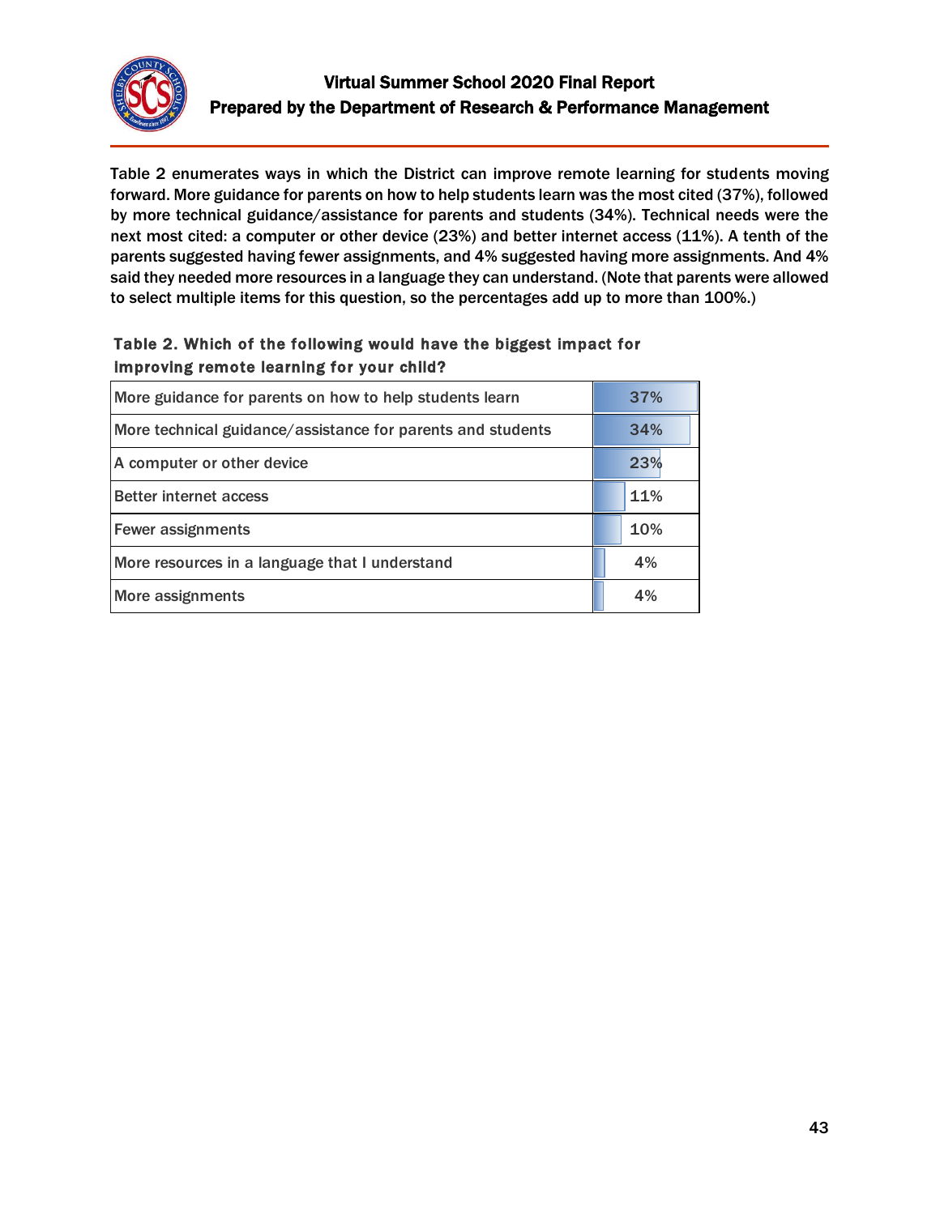Table 2 enumerates ways in which the District can improve remote learning for students moving forward. More guidance for parents on how to help students learn was the most cited (37%), followed by more technical guidance/assistance for parents and students (34%). Technical needs were the next most cited: a computer or other device (23%) and better internet access (11%). A tenth of the parents suggested having fewer assignments, and 4% suggested having more assignments. And 4% said they needed more resources in a language they can understand. (Note that parents were allowed to select multiple items for this question, so the percentages add up to more than 100%.)

**Table 2. Which of the following would have the biggest impact for improving remote learning for your child?**

| Item | Percent |
|---|---|
| More guidance for parents on how to help students learn | 37% |
| More technical guidance/assistance for parents and students | 34% |
| A computer or other device | 23% |
| Better internet access | 11% |
| Fewer assignments | 10% |
| More resources in a language that I understand | 4% |
| More assignments | 4% |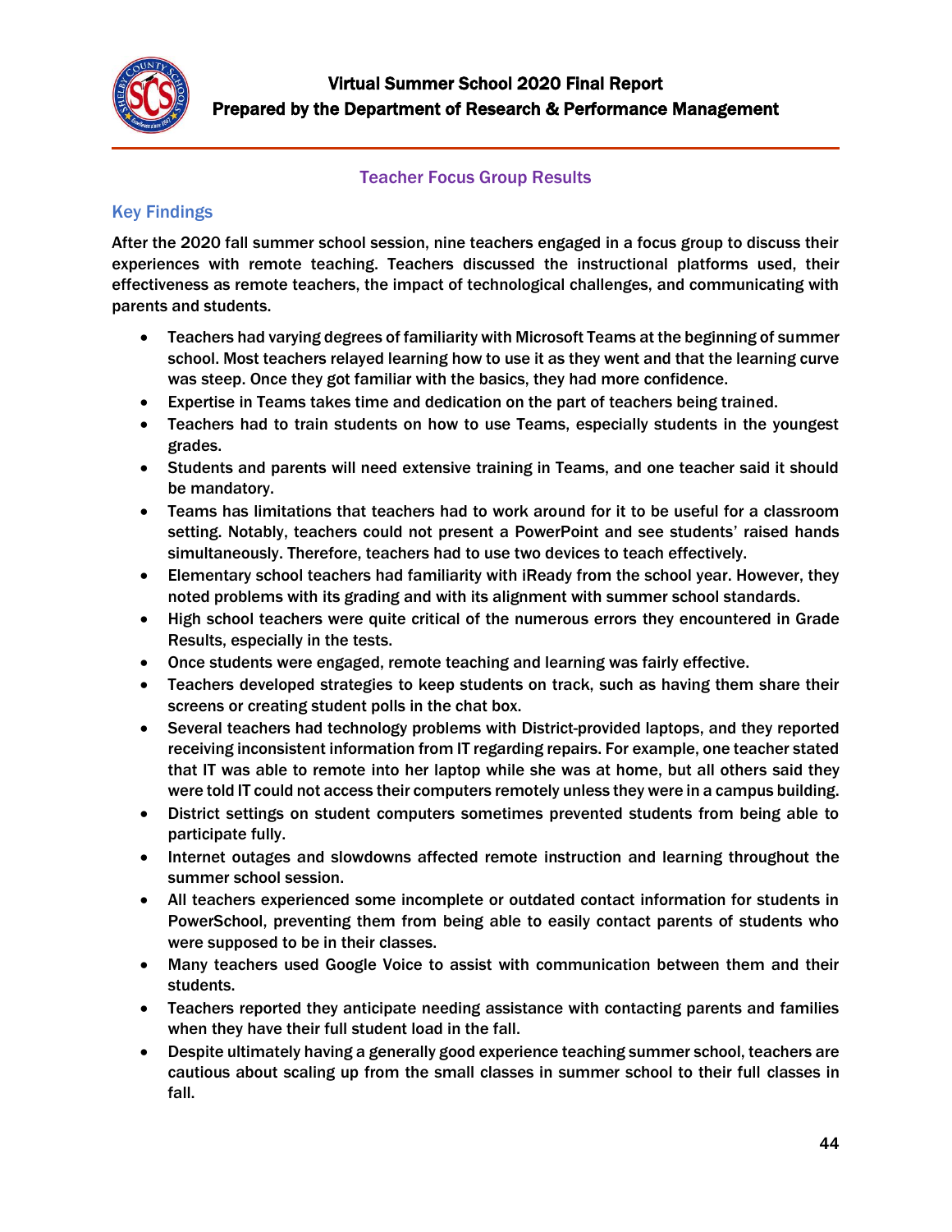## Teacher Focus Group Results

### Key Findings

After the 2020 fall summer school session, nine teachers engaged in a focus group to discuss their experiences with remote teaching. Teachers discussed the instructional platforms used, their effectiveness as remote teachers, the impact of technological challenges, and communicating with parents and students.

- Teachers had varying degrees of familiarity with Microsoft Teams at the beginning of summer school. Most teachers relayed learning how to use it as they went and that the learning curve was steep. Once they got familiar with the basics, they had more confidence.
- Expertise in Teams takes time and dedication on the part of teachers being trained.
- Teachers had to train students on how to use Teams, especially students in the youngest grades.
- Students and parents will need extensive training in Teams, and one teacher said it should be mandatory.
- Teams has limitations that teachers had to work around for it to be useful for a classroom setting. Notably, teachers could not present a PowerPoint and see students' raised hands simultaneously. Therefore, teachers had to use two devices to teach effectively.
- Elementary school teachers had familiarity with iReady from the school year. However, they noted problems with its grading and with its alignment with summer school standards.
- High school teachers were quite critical of the numerous errors they encountered in Grade Results, especially in the tests.
- Once students were engaged, remote teaching and learning was fairly effective.
- Teachers developed strategies to keep students on track, such as having them share their screens or creating student polls in the chat box.
- Several teachers had technology problems with District-provided laptops, and they reported receiving inconsistent information from IT regarding repairs. For example, one teacher stated that IT was able to remote into her laptop while she was at home, but all others said they were told IT could not access their computers remotely unless they were in a campus building.
- District settings on student computers sometimes prevented students from being able to participate fully.
- Internet outages and slowdowns affected remote instruction and learning throughout the summer school session.
- All teachers experienced some incomplete or outdated contact information for students in PowerSchool, preventing them from being able to easily contact parents of students who were supposed to be in their classes.
- Many teachers used Google Voice to assist with communication between them and their students.
- Teachers reported they anticipate needing assistance with contacting parents and families when they have their full student load in the fall.
- Despite ultimately having a generally good experience teaching summer school, teachers are cautious about scaling up from the small classes in summer school to their full classes in fall.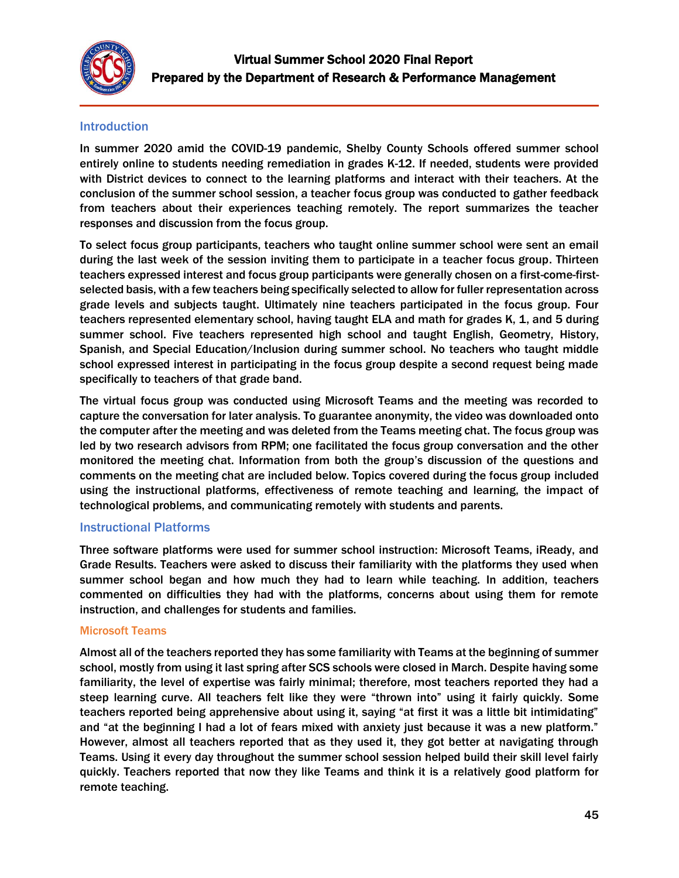# Virtual Summer School 2020 Final Report
## Prepared by the Department of Research & Performance Management

### Introduction

In summer 2020 amid the COVID-19 pandemic, Shelby County Schools offered summer school entirely online to students needing remediation in grades K-12. If needed, students were provided with District devices to connect to the learning platforms and interact with their teachers. At the conclusion of the summer school session, a teacher focus group was conducted to gather feedback from teachers about their experiences teaching remotely. The report summarizes the teacher responses and discussion from the focus group.

To select focus group participants, teachers who taught online summer school were sent an email during the last week of the session inviting them to participate in a teacher focus group. Thirteen teachers expressed interest and focus group participants were generally chosen on a first-come-first-selected basis, with a few teachers being specifically selected to allow for fuller representation across grade levels and subjects taught. Ultimately nine teachers participated in the focus group. Four teachers represented elementary school, having taught ELA and math for grades K, 1, and 5 during summer school. Five teachers represented high school and taught English, Geometry, History, Spanish, and Special Education/Inclusion during summer school. No teachers who taught middle school expressed interest in participating in the focus group despite a second request being made specifically to teachers of that grade band.

The virtual focus group was conducted using Microsoft Teams and the meeting was recorded to capture the conversation for later analysis. To guarantee anonymity, the video was downloaded onto the computer after the meeting and was deleted from the Teams meeting chat. The focus group was led by two research advisors from RPM; one facilitated the focus group conversation and the other monitored the meeting chat. Information from both the group's discussion of the questions and comments on the meeting chat are included below. Topics covered during the focus group included using the instructional platforms, effectiveness of remote teaching and learning, the impact of technological problems, and communicating remotely with students and parents.

### Instructional Platforms

Three software platforms were used for summer school instruction: Microsoft Teams, iReady, and Grade Results. Teachers were asked to discuss their familiarity with the platforms they used when summer school began and how much they had to learn while teaching. In addition, teachers commented on difficulties they had with the platforms, concerns about using them for remote instruction, and challenges for students and families.

#### Microsoft Teams

Almost all of the teachers reported they has some familiarity with Teams at the beginning of summer school, mostly from using it last spring after SCS schools were closed in March. Despite having some familiarity, the level of expertise was fairly minimal; therefore, most teachers reported they had a steep learning curve. All teachers felt like they were "thrown into" using it fairly quickly. Some teachers reported being apprehensive about using it, saying "at first it was a little bit intimidating" and "at the beginning I had a lot of fears mixed with anxiety just because it was a new platform." However, almost all teachers reported that as they used it, they got better at navigating through Teams. Using it every day throughout the summer school session helped build their skill level fairly quickly. Teachers reported that now they like Teams and think it is a relatively good platform for remote teaching.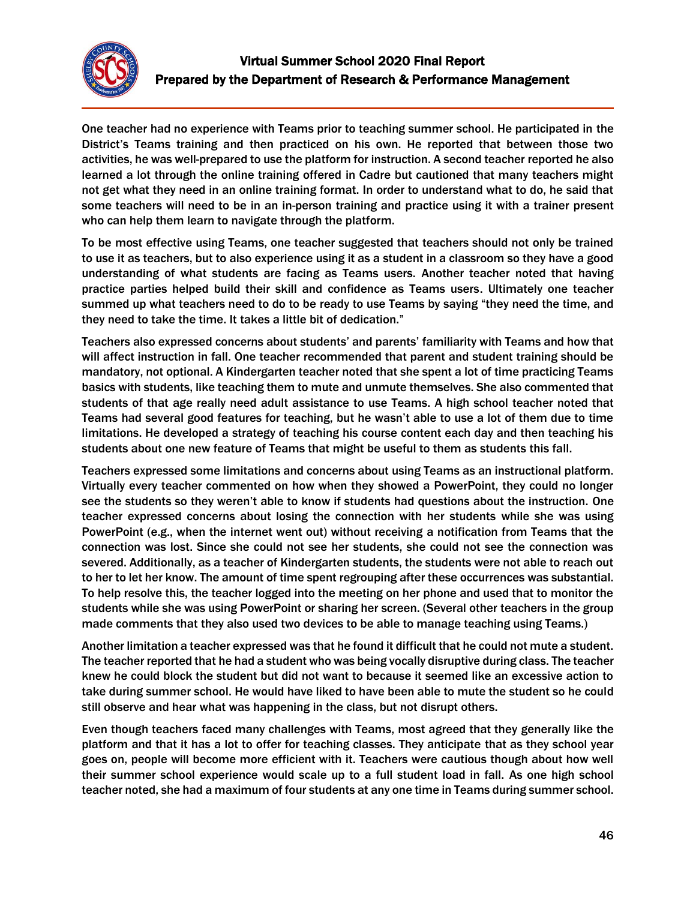One teacher had no experience with Teams prior to teaching summer school. He participated in the District's Teams training and then practiced on his own. He reported that between those two activities, he was well-prepared to use the platform for instruction. A second teacher reported he also learned a lot through the online training offered in Cadre but cautioned that many teachers might not get what they need in an online training format. In order to understand what to do, he said that some teachers will need to be in an in-person training and practice using it with a trainer present who can help them learn to navigate through the platform.

To be most effective using Teams, one teacher suggested that teachers should not only be trained to use it as teachers, but to also experience using it as a student in a classroom so they have a good understanding of what students are facing as Teams users. Another teacher noted that having practice parties helped build their skill and confidence as Teams users. Ultimately one teacher summed up what teachers need to do to be ready to use Teams by saying "they need the time, and they need to take the time. It takes a little bit of dedication."

Teachers also expressed concerns about students' and parents' familiarity with Teams and how that will affect instruction in fall. One teacher recommended that parent and student training should be mandatory, not optional. A Kindergarten teacher noted that she spent a lot of time practicing Teams basics with students, like teaching them to mute and unmute themselves. She also commented that students of that age really need adult assistance to use Teams. A high school teacher noted that Teams had several good features for teaching, but he wasn't able to use a lot of them due to time limitations. He developed a strategy of teaching his course content each day and then teaching his students about one new feature of Teams that might be useful to them as students this fall.

Teachers expressed some limitations and concerns about using Teams as an instructional platform. Virtually every teacher commented on how when they showed a PowerPoint, they could no longer see the students so they weren't able to know if students had questions about the instruction. One teacher expressed concerns about losing the connection with her students while she was using PowerPoint (e.g., when the internet went out) without receiving a notification from Teams that the connection was lost. Since she could not see her students, she could not see the connection was severed. Additionally, as a teacher of Kindergarten students, the students were not able to reach out to her to let her know. The amount of time spent regrouping after these occurrences was substantial. To help resolve this, the teacher logged into the meeting on her phone and used that to monitor the students while she was using PowerPoint or sharing her screen. (Several other teachers in the group made comments that they also used two devices to be able to manage teaching using Teams.)

Another limitation a teacher expressed was that he found it difficult that he could not mute a student. The teacher reported that he had a student who was being vocally disruptive during class. The teacher knew he could block the student but did not want to because it seemed like an excessive action to take during summer school. He would have liked to have been able to mute the student so he could still observe and hear what was happening in the class, but not disrupt others.

Even though teachers faced many challenges with Teams, most agreed that they generally like the platform and that it has a lot to offer for teaching classes. They anticipate that as they school year goes on, people will become more efficient with it. Teachers were cautious though about how well their summer school experience would scale up to a full student load in fall. As one high school teacher noted, she had a maximum of four students at any one time in Teams during summer school.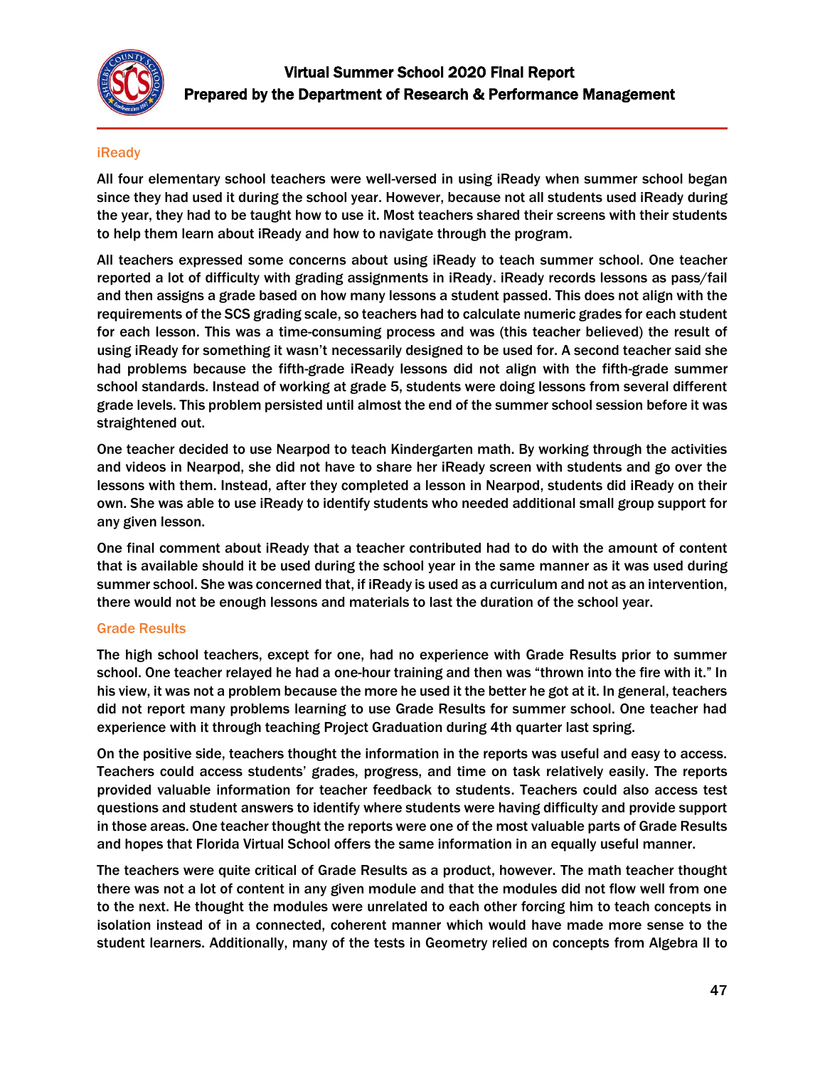### iReady

All four elementary school teachers were well-versed in using iReady when summer school began since they had used it during the school year. However, because not all students used iReady during the year, they had to be taught how to use it. Most teachers shared their screens with their students to help them learn about iReady and how to navigate through the program.

All teachers expressed some concerns about using iReady to teach summer school. One teacher reported a lot of difficulty with grading assignments in iReady. iReady records lessons as pass/fail and then assigns a grade based on how many lessons a student passed. This does not align with the requirements of the SCS grading scale, so teachers had to calculate numeric grades for each student for each lesson. This was a time-consuming process and was (this teacher believed) the result of using iReady for something it wasn't necessarily designed to be used for. A second teacher said she had problems because the fifth-grade iReady lessons did not align with the fifth-grade summer school standards. Instead of working at grade 5, students were doing lessons from several different grade levels. This problem persisted until almost the end of the summer school session before it was straightened out.

One teacher decided to use Nearpod to teach Kindergarten math. By working through the activities and videos in Nearpod, she did not have to share her iReady screen with students and go over the lessons with them. Instead, after they completed a lesson in Nearpod, students did iReady on their own. She was able to use iReady to identify students who needed additional small group support for any given lesson.

One final comment about iReady that a teacher contributed had to do with the amount of content that is available should it be used during the school year in the same manner as it was used during summer school. She was concerned that, if iReady is used as a curriculum and not as an intervention, there would not be enough lessons and materials to last the duration of the school year.

### Grade Results

The high school teachers, except for one, had no experience with Grade Results prior to summer school. One teacher relayed he had a one-hour training and then was "thrown into the fire with it." In his view, it was not a problem because the more he used it the better he got at it. In general, teachers did not report many problems learning to use Grade Results for summer school. One teacher had experience with it through teaching Project Graduation during 4th quarter last spring.

On the positive side, teachers thought the information in the reports was useful and easy to access. Teachers could access students' grades, progress, and time on task relatively easily. The reports provided valuable information for teacher feedback to students. Teachers could also access test questions and student answers to identify where students were having difficulty and provide support in those areas. One teacher thought the reports were one of the most valuable parts of Grade Results and hopes that Florida Virtual School offers the same information in an equally useful manner.

The teachers were quite critical of Grade Results as a product, however. The math teacher thought there was not a lot of content in any given module and that the modules did not flow well from one to the next. He thought the modules were unrelated to each other forcing him to teach concepts in isolation instead of in a connected, coherent manner which would have made more sense to the student learners. Additionally, many of the tests in Geometry relied on concepts from Algebra II to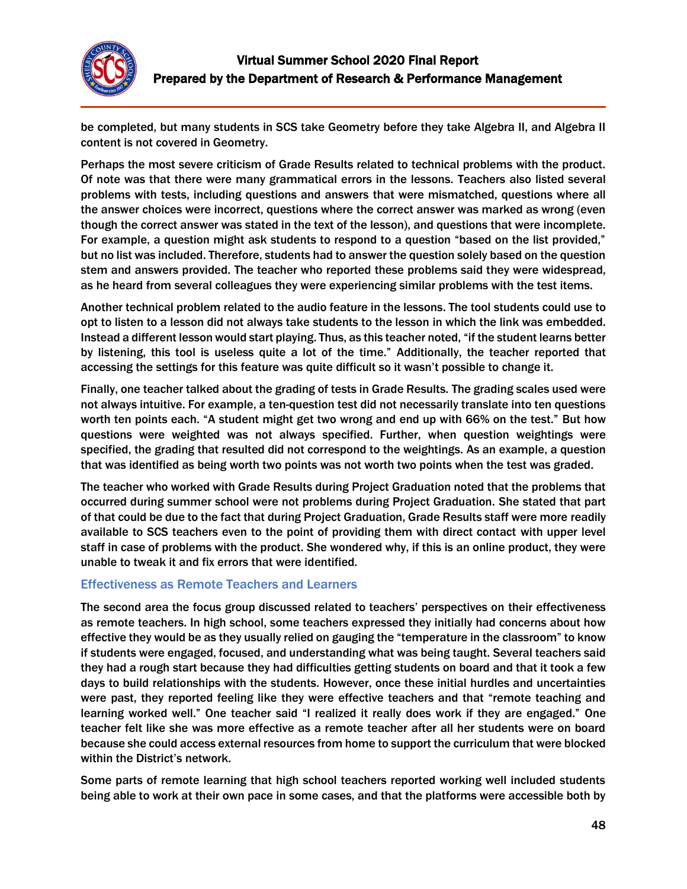be completed, but many students in SCS take Geometry before they take Algebra II, and Algebra II content is not covered in Geometry.

Perhaps the most severe criticism of Grade Results related to technical problems with the product. Of note was that there were many grammatical errors in the lessons. Teachers also listed several problems with tests, including questions and answers that were mismatched, questions where all the answer choices were incorrect, questions where the correct answer was marked as wrong (even though the correct answer was stated in the text of the lesson), and questions that were incomplete. For example, a question might ask students to respond to a question "based on the list provided," but no list was included. Therefore, students had to answer the question solely based on the question stem and answers provided. The teacher who reported these problems said they were widespread, as he heard from several colleagues they were experiencing similar problems with the test items.

Another technical problem related to the audio feature in the lessons. The tool students could use to opt to listen to a lesson did not always take students to the lesson in which the link was embedded. Instead a different lesson would start playing. Thus, as this teacher noted, "if the student learns better by listening, this tool is useless quite a lot of the time." Additionally, the teacher reported that accessing the settings for this feature was quite difficult so it wasn't possible to change it.

Finally, one teacher talked about the grading of tests in Grade Results. The grading scales used were not always intuitive. For example, a ten-question test did not necessarily translate into ten questions worth ten points each. "A student might get two wrong and end up with 66% on the test." But how questions were weighted was not always specified. Further, when question weightings were specified, the grading that resulted did not correspond to the weightings. As an example, a question that was identified as being worth two points was not worth two points when the test was graded.

The teacher who worked with Grade Results during Project Graduation noted that the problems that occurred during summer school were not problems during Project Graduation. She stated that part of that could be due to the fact that during Project Graduation, Grade Results staff were more readily available to SCS teachers even to the point of providing them with direct contact with upper level staff in case of problems with the product. She wondered why, if this is an online product, they were unable to tweak it and fix errors that were identified.

### Effectiveness as Remote Teachers and Learners

The second area the focus group discussed related to teachers' perspectives on their effectiveness as remote teachers. In high school, some teachers expressed they initially had concerns about how effective they would be as they usually relied on gauging the "temperature in the classroom" to know if students were engaged, focused, and understanding what was being taught. Several teachers said they had a rough start because they had difficulties getting students on board and that it took a few days to build relationships with the students. However, once these initial hurdles and uncertainties were past, they reported feeling like they were effective teachers and that "remote teaching and learning worked well." One teacher said "I realized it really does work if they are engaged." One teacher felt like she was more effective as a remote teacher after all her students were on board because she could access external resources from home to support the curriculum that were blocked within the District's network.

Some parts of remote learning that high school teachers reported working well included students being able to work at their own pace in some cases, and that the platforms were accessible both by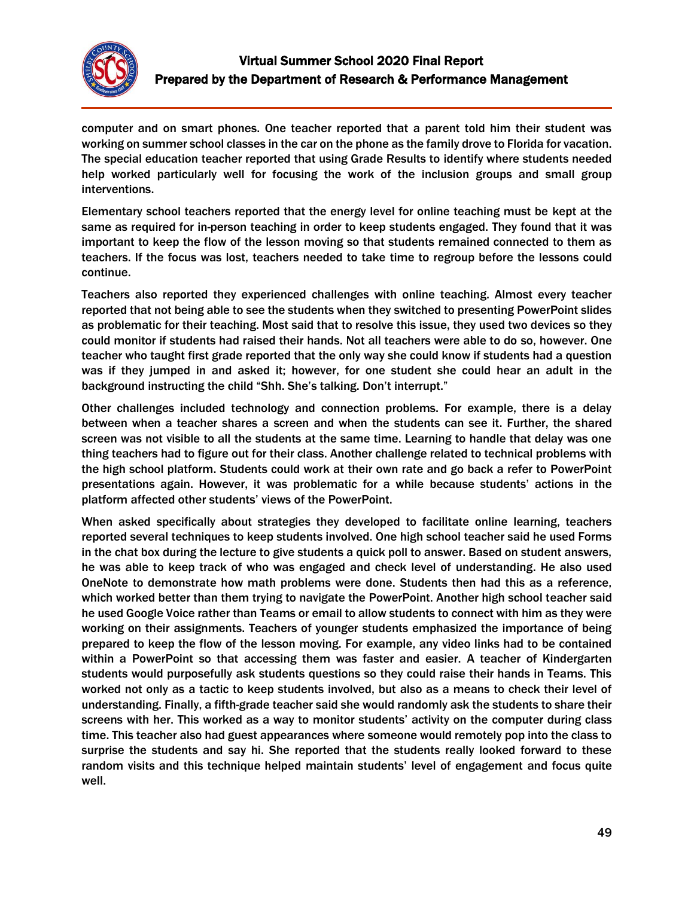computer and on smart phones. One teacher reported that a parent told him their student was working on summer school classes in the car on the phone as the family drove to Florida for vacation. The special education teacher reported that using Grade Results to identify where students needed help worked particularly well for focusing the work of the inclusion groups and small group interventions.

Elementary school teachers reported that the energy level for online teaching must be kept at the same as required for in-person teaching in order to keep students engaged. They found that it was important to keep the flow of the lesson moving so that students remained connected to them as teachers. If the focus was lost, teachers needed to take time to regroup before the lessons could continue.

Teachers also reported they experienced challenges with online teaching. Almost every teacher reported that not being able to see the students when they switched to presenting PowerPoint slides as problematic for their teaching. Most said that to resolve this issue, they used two devices so they could monitor if students had raised their hands. Not all teachers were able to do so, however. One teacher who taught first grade reported that the only way she could know if students had a question was if they jumped in and asked it; however, for one student she could hear an adult in the background instructing the child "Shh. She's talking. Don't interrupt."

Other challenges included technology and connection problems. For example, there is a delay between when a teacher shares a screen and when the students can see it. Further, the shared screen was not visible to all the students at the same time. Learning to handle that delay was one thing teachers had to figure out for their class. Another challenge related to technical problems with the high school platform. Students could work at their own rate and go back a refer to PowerPoint presentations again. However, it was problematic for a while because students' actions in the platform affected other students' views of the PowerPoint.

When asked specifically about strategies they developed to facilitate online learning, teachers reported several techniques to keep students involved. One high school teacher said he used Forms in the chat box during the lecture to give students a quick poll to answer. Based on student answers, he was able to keep track of who was engaged and check level of understanding. He also used OneNote to demonstrate how math problems were done. Students then had this as a reference, which worked better than them trying to navigate the PowerPoint. Another high school teacher said he used Google Voice rather than Teams or email to allow students to connect with him as they were working on their assignments. Teachers of younger students emphasized the importance of being prepared to keep the flow of the lesson moving. For example, any video links had to be contained within a PowerPoint so that accessing them was faster and easier. A teacher of Kindergarten students would purposefully ask students questions so they could raise their hands in Teams. This worked not only as a tactic to keep students involved, but also as a means to check their level of understanding. Finally, a fifth-grade teacher said she would randomly ask the students to share their screens with her. This worked as a way to monitor students' activity on the computer during class time. This teacher also had guest appearances where someone would remotely pop into the class to surprise the students and say hi. She reported that the students really looked forward to these random visits and this technique helped maintain students' level of engagement and focus quite well.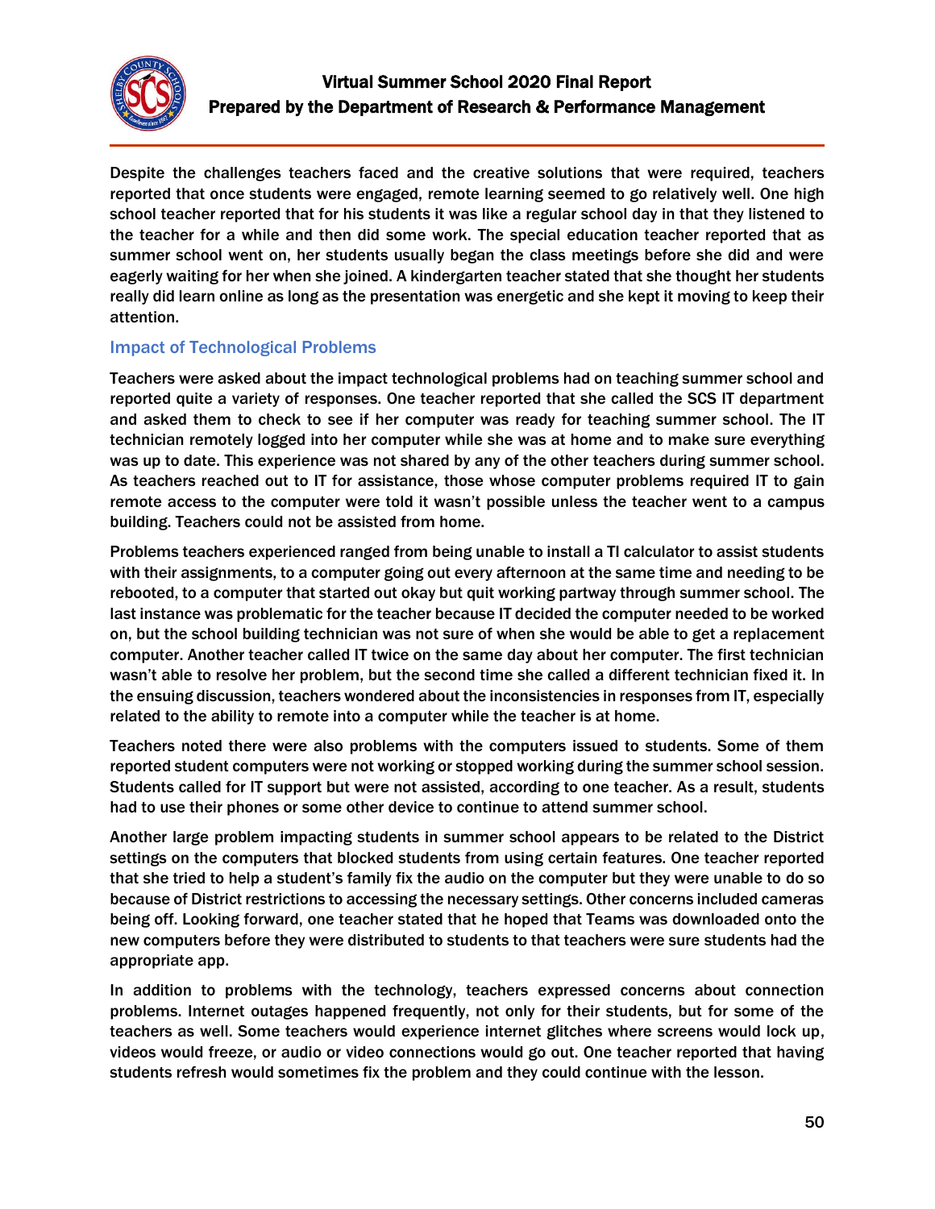Despite the challenges teachers faced and the creative solutions that were required, teachers reported that once students were engaged, remote learning seemed to go relatively well. One high school teacher reported that for his students it was like a regular school day in that they listened to the teacher for a while and then did some work. The special education teacher reported that as summer school went on, her students usually began the class meetings before she did and were eagerly waiting for her when she joined. A kindergarten teacher stated that she thought her students really did learn online as long as the presentation was energetic and she kept it moving to keep their attention.

### Impact of Technological Problems

Teachers were asked about the impact technological problems had on teaching summer school and reported quite a variety of responses. One teacher reported that she called the SCS IT department and asked them to check to see if her computer was ready for teaching summer school. The IT technician remotely logged into her computer while she was at home and to make sure everything was up to date. This experience was not shared by any of the other teachers during summer school. As teachers reached out to IT for assistance, those whose computer problems required IT to gain remote access to the computer were told it wasn't possible unless the teacher went to a campus building. Teachers could not be assisted from home.

Problems teachers experienced ranged from being unable to install a TI calculator to assist students with their assignments, to a computer going out every afternoon at the same time and needing to be rebooted, to a computer that started out okay but quit working partway through summer school. The last instance was problematic for the teacher because IT decided the computer needed to be worked on, but the school building technician was not sure of when she would be able to get a replacement computer. Another teacher called IT twice on the same day about her computer. The first technician wasn't able to resolve her problem, but the second time she called a different technician fixed it. In the ensuing discussion, teachers wondered about the inconsistencies in responses from IT, especially related to the ability to remote into a computer while the teacher is at home.

Teachers noted there were also problems with the computers issued to students. Some of them reported student computers were not working or stopped working during the summer school session. Students called for IT support but were not assisted, according to one teacher. As a result, students had to use their phones or some other device to continue to attend summer school.

Another large problem impacting students in summer school appears to be related to the District settings on the computers that blocked students from using certain features. One teacher reported that she tried to help a student's family fix the audio on the computer but they were unable to do so because of District restrictions to accessing the necessary settings. Other concerns included cameras being off. Looking forward, one teacher stated that he hoped that Teams was downloaded onto the new computers before they were distributed to students to that teachers were sure students had the appropriate app.

In addition to problems with the technology, teachers expressed concerns about connection problems. Internet outages happened frequently, not only for their students, but for some of the teachers as well. Some teachers would experience internet glitches where screens would lock up, videos would freeze, or audio or video connections would go out. One teacher reported that having students refresh would sometimes fix the problem and they could continue with the lesson.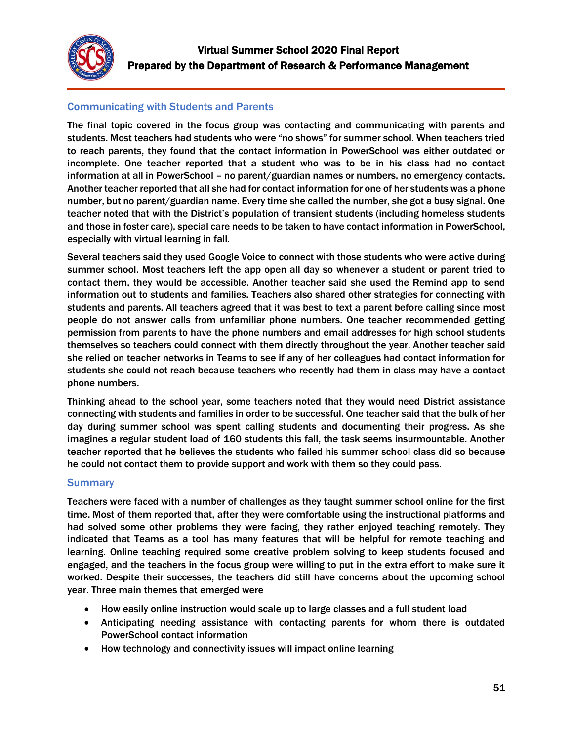## Communicating with Students and Parents

The final topic covered in the focus group was contacting and communicating with parents and students. Most teachers had students who were "no shows" for summer school. When teachers tried to reach parents, they found that the contact information in PowerSchool was either outdated or incomplete. One teacher reported that a student who was to be in his class had no contact information at all in PowerSchool – no parent/guardian names or numbers, no emergency contacts. Another teacher reported that all she had for contact information for one of her students was a phone number, but no parent/guardian name. Every time she called the number, she got a busy signal. One teacher noted that with the District's population of transient students (including homeless students and those in foster care), special care needs to be taken to have contact information in PowerSchool, especially with virtual learning in fall.

Several teachers said they used Google Voice to connect with those students who were active during summer school. Most teachers left the app open all day so whenever a student or parent tried to contact them, they would be accessible. Another teacher said she used the Remind app to send information out to students and families. Teachers also shared other strategies for connecting with students and parents. All teachers agreed that it was best to text a parent before calling since most people do not answer calls from unfamiliar phone numbers. One teacher recommended getting permission from parents to have the phone numbers and email addresses for high school students themselves so teachers could connect with them directly throughout the year. Another teacher said she relied on teacher networks in Teams to see if any of her colleagues had contact information for students she could not reach because teachers who recently had them in class may have a contact phone numbers.

Thinking ahead to the school year, some teachers noted that they would need District assistance connecting with students and families in order to be successful. One teacher said that the bulk of her day during summer school was spent calling students and documenting their progress. As she imagines a regular student load of 160 students this fall, the task seems insurmountable. Another teacher reported that he believes the students who failed his summer school class did so because he could not contact them to provide support and work with them so they could pass.

## Summary

Teachers were faced with a number of challenges as they taught summer school online for the first time. Most of them reported that, after they were comfortable using the instructional platforms and had solved some other problems they were facing, they rather enjoyed teaching remotely. They indicated that Teams as a tool has many features that will be helpful for remote teaching and learning. Online teaching required some creative problem solving to keep students focused and engaged, and the teachers in the focus group were willing to put in the extra effort to make sure it worked. Despite their successes, the teachers did still have concerns about the upcoming school year. Three main themes that emerged were

- How easily online instruction would scale up to large classes and a full student load
- Anticipating needing assistance with contacting parents for whom there is outdated PowerSchool contact information
- How technology and connectivity issues will impact online learning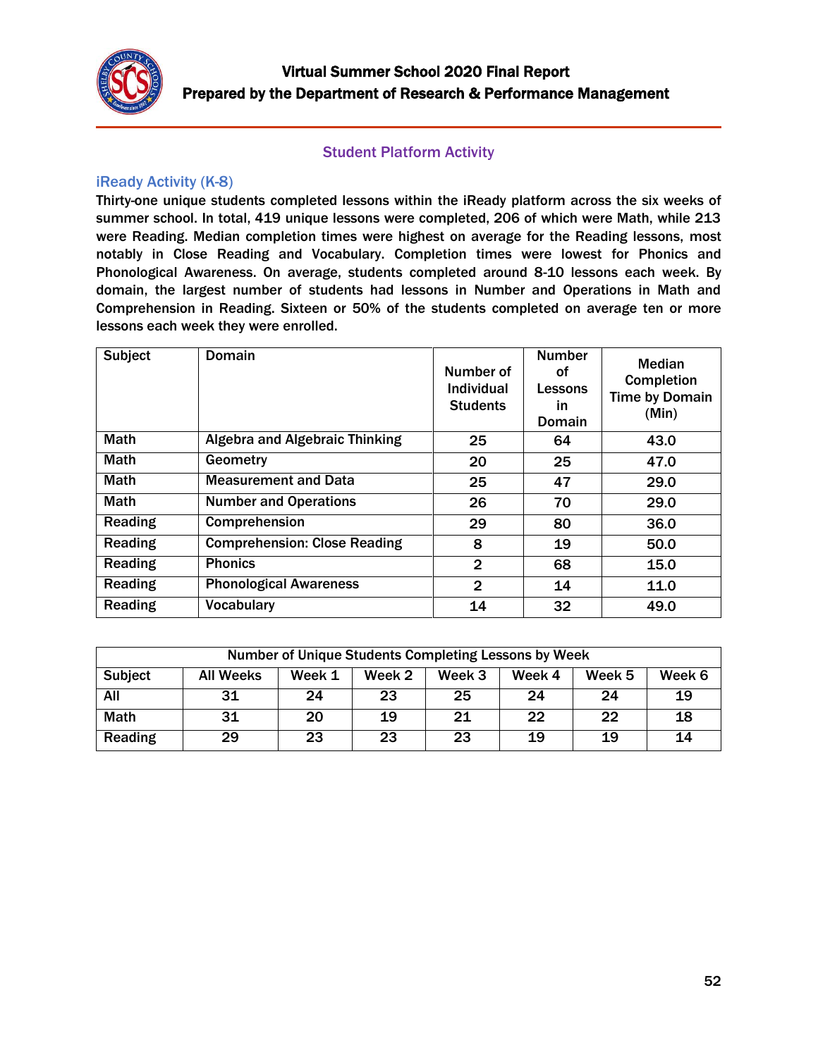## Student Platform Activity

### iReady Activity (K-8)

Thirty-one unique students completed lessons within the iReady platform across the six weeks of summer school. In total, 419 unique lessons were completed, 206 of which were Math, while 213 were Reading. Median completion times were highest on average for the Reading lessons, most notably in Close Reading and Vocabulary. Completion times were lowest for Phonics and Phonological Awareness. On average, students completed around 8-10 lessons each week. By domain, the largest number of students had lessons in Number and Operations in Math and Comprehension in Reading. Sixteen or 50% of the students completed on average ten or more lessons each week they were enrolled.

| Subject | Domain | Number of Individual Students | Number of Lessons in Domain | Median Completion Time by Domain (Min) |
|---|---|---|---|---|
| Math | Algebra and Algebraic Thinking | 25 | 64 | 43.0 |
| Math | Geometry | 20 | 25 | 47.0 |
| Math | Measurement and Data | 25 | 47 | 29.0 |
| Math | Number and Operations | 26 | 70 | 29.0 |
| Reading | Comprehension | 29 | 80 | 36.0 |
| Reading | Comprehension: Close Reading | 8 | 19 | 50.0 |
| Reading | Phonics | 2 | 68 | 15.0 |
| Reading | Phonological Awareness | 2 | 14 | 11.0 |
| Reading | Vocabulary | 14 | 32 | 49.0 |

| Number of Unique Students Completing Lessons by Week | | | | | | | |
|---|---|---|---|---|---|---|---|
| Subject | All Weeks | Week 1 | Week 2 | Week 3 | Week 4 | Week 5 | Week 6 |
| All | 31 | 24 | 23 | 25 | 24 | 24 | 19 |
| Math | 31 | 20 | 19 | 21 | 22 | 22 | 18 |
| Reading | 29 | 23 | 23 | 23 | 19 | 19 | 14 |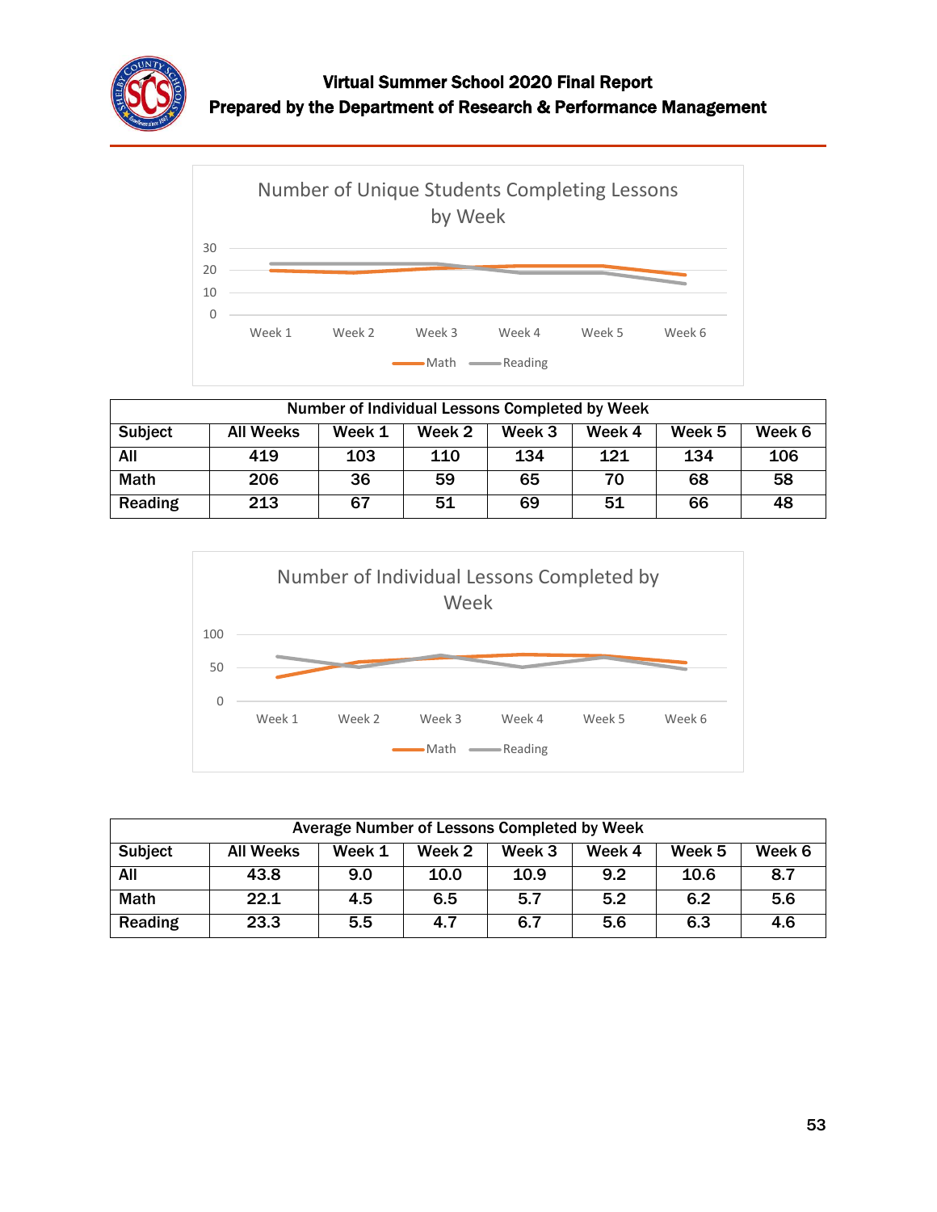Number of Unique Students Completing Lessons by Week

Number of Individual Lessons Completed by Week

| Subject | All Weeks | Week 1 | Week 2 | Week 3 | Week 4 | Week 5 | Week 6 |
|---|---|---|---|---|---|---|---|
| All | 419 | 103 | 110 | 134 | 121 | 134 | 106 |
| Math | 206 | 36 | 59 | 65 | 70 | 68 | 58 |
| Reading | 213 | 67 | 51 | 69 | 51 | 66 | 48 |

Number of Individual Lessons Completed by Week

Average Number of Lessons Completed by Week

| Subject | All Weeks | Week 1 | Week 2 | Week 3 | Week 4 | Week 5 | Week 6 |
|---|---|---|---|---|---|---|---|
| All | 43.8 | 9.0 | 10.0 | 10.9 | 9.2 | 10.6 | 8.7 |
| Math | 22.1 | 4.5 | 6.5 | 5.7 | 5.2 | 6.2 | 5.6 |
| Reading | 23.3 | 5.5 | 4.7 | 6.7 | 5.6 | 6.3 | 4.6 |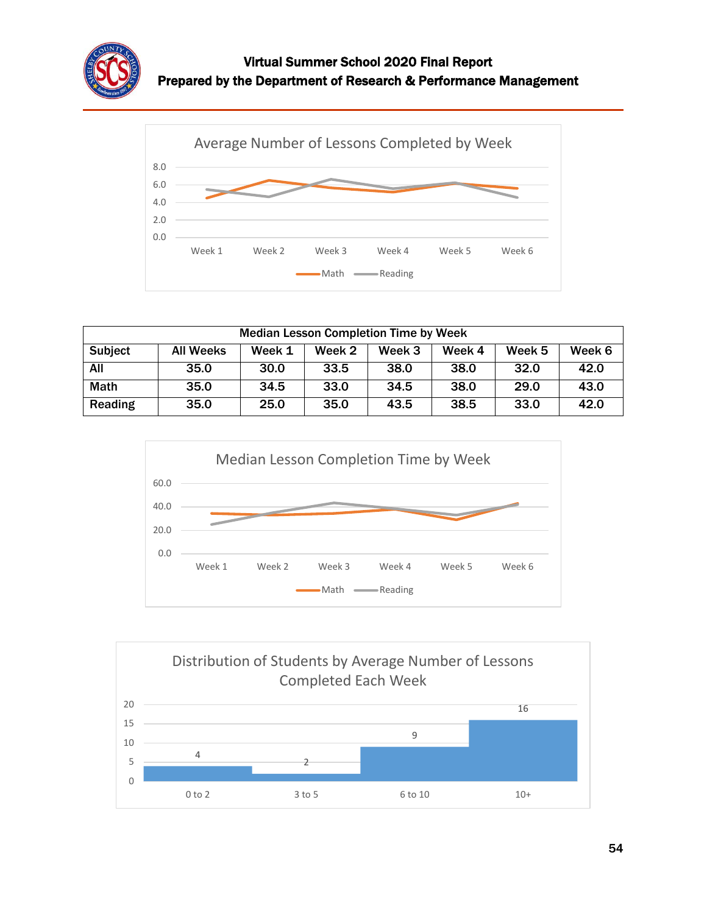Average Number of Lessons Completed by Week

| Median Lesson Completion Time by Week | | | | | | | |
|---|---|---|---|---|---|---|---|
| **Subject** | **All Weeks** | **Week 1** | **Week 2** | **Week 3** | **Week 4** | **Week 5** | **Week 6** |
| **All** | 35.0 | 30.0 | 33.5 | 38.0 | 38.0 | 32.0 | 42.0 |
| **Math** | 35.0 | 34.5 | 33.0 | 34.5 | 38.0 | 29.0 | 43.0 |
| **Reading** | 35.0 | 25.0 | 35.0 | 43.5 | 38.5 | 33.0 | 42.0 |

Median Lesson Completion Time by Week

Distribution of Students by Average Number of Lessons Completed Each Week

| Average Lessons per Week | Number of Students |
|---|---|
| 0 to 2 | 4 |
| 3 to 5 | 2 |
| 6 to 10 | 9 |
| 10+ | 16 |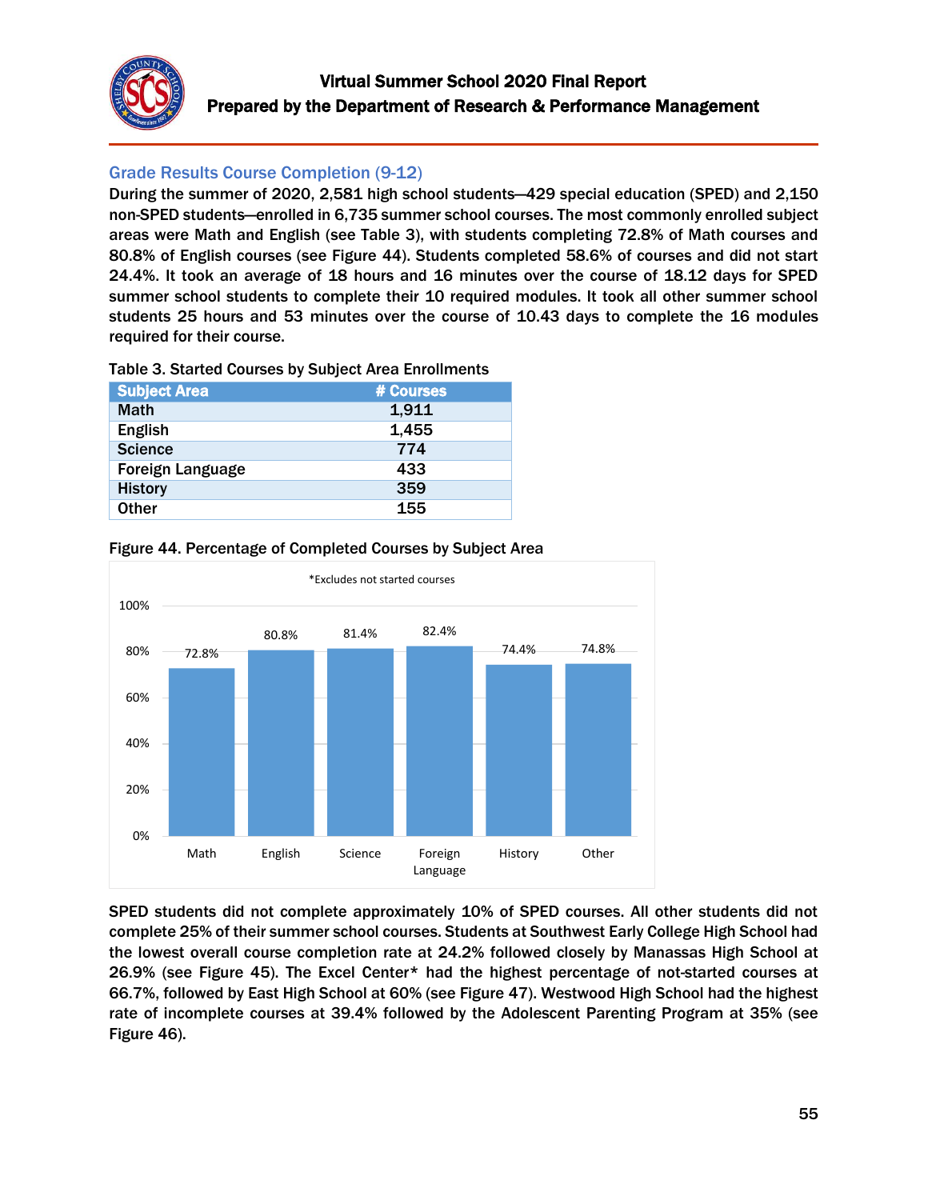## Grade Results Course Completion (9-12)

During the summer of 2020, 2,581 high school students—429 special education (SPED) and 2,150 non-SPED students—enrolled in 6,735 summer school courses. The most commonly enrolled subject areas were Math and English (see Table 3), with students completing 72.8% of Math courses and 80.8% of English courses (see Figure 44). Students completed 58.6% of courses and did not start 24.4%. It took an average of 18 hours and 16 minutes over the course of 18.12 days for SPED summer school students to complete their 10 required modules. It took all other summer school students 25 hours and 53 minutes over the course of 10.43 days to complete the 16 modules required for their course.

Table 3. Started Courses by Subject Area Enrollments

| Subject Area | # Courses |
|---|---|
| Math | 1,911 |
| English | 1,455 |
| Science | 774 |
| Foreign Language | 433 |
| History | 359 |
| Other | 155 |

Figure 44. Percentage of Completed Courses by Subject Area

*Excludes not started courses

| Subject Area | Completed |
|---|---|
| Math | 72.8% |
| English | 80.8% |
| Science | 81.4% |
| Foreign Language | 82.4% |
| History | 74.4% |
| Other | 74.8% |

SPED students did not complete approximately 10% of SPED courses. All other students did not complete 25% of their summer school courses. Students at Southwest Early College High School had the lowest overall course completion rate at 24.2% followed closely by Manassas High School at 26.9% (see Figure 45). The Excel Center* had the highest percentage of not-started courses at 66.7%, followed by East High School at 60% (see Figure 47). Westwood High School had the highest rate of incomplete courses at 39.4% followed by the Adolescent Parenting Program at 35% (see Figure 46).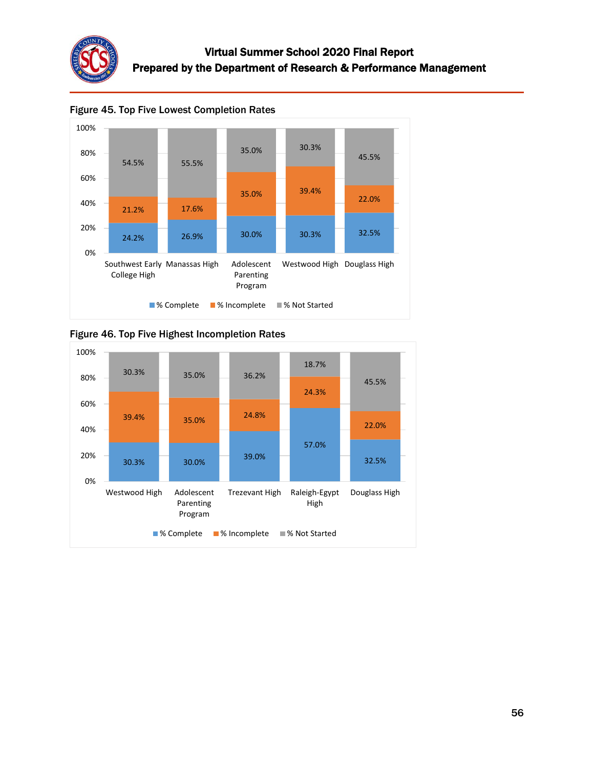Figure 45. Top Five Lowest Completion Rates

| | % Complete | % Incomplete | % Not Started |
|---|---|---|---|
| Southwest Early College High | 24.2% | 21.2% | 54.5% |
| Manassas High | 26.9% | 17.6% | 55.5% |
| Adolescent Parenting Program | 30.0% | 35.0% | 35.0% |
| Westwood High | 30.3% | 39.4% | 30.3% |
| Douglass High | 32.5% | 22.0% | 45.5% |

Figure 46. Top Five Highest Incompletion Rates

| | % Complete | % Incomplete | % Not Started |
|---|---|---|---|
| Westwood High | 30.3% | 39.4% | 30.3% |
| Adolescent Parenting Program | 30.0% | 35.0% | 35.0% |
| Trezevant High | 39.0% | 24.8% | 36.2% |
| Raleigh-Egypt High | 57.0% | 24.3% | 18.7% |
| Douglass High | 32.5% | 22.0% | 45.5% |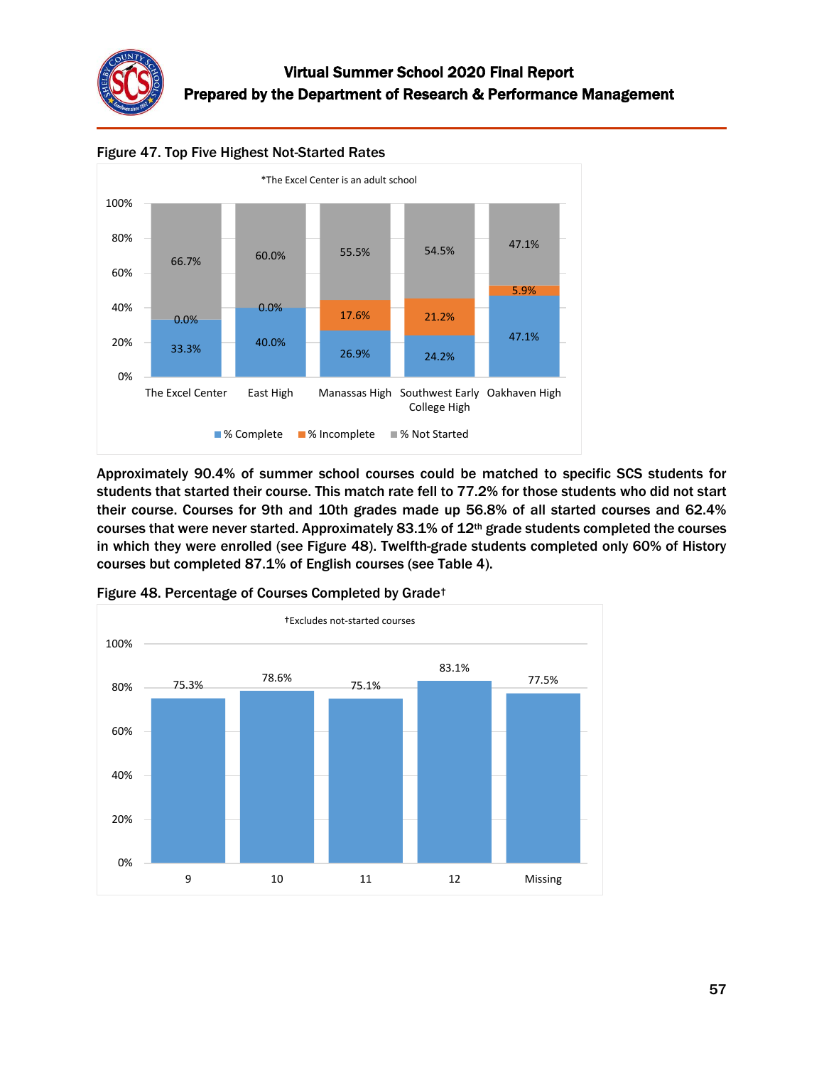Figure 47. Top Five Highest Not-Started Rates

*The Excel Center is an adult school

| School | % Complete | % Incomplete | % Not Started |
|---|---|---|---|
| The Excel Center | 33.3% | 0.0% | 66.7% |
| East High | 40.0% | 0.0% | 60.0% |
| Manassas High | 26.9% | 17.6% | 55.5% |
| Southwest Early College High | 24.2% | 21.2% | 54.5% |
| Oakhaven High | 47.1% | 5.9% | 47.1% |

**Approximately 90.4% of summer school courses could be matched to specific SCS students for students that started their course. This match rate fell to 77.2% for those students who did not start their course. Courses for 9th and 10th grades made up 56.8% of all started courses and 62.4% courses that were never started. Approximately 83.1% of 12th grade students completed the courses in which they were enrolled (see Figure 48). Twelfth-grade students completed only 60% of History courses but completed 87.1% of English courses (see Table 4).**

Figure 48. Percentage of Courses Completed by Grade†

†Excludes not-started courses

| Grade | % Completed |
|---|---|
| 9 | 75.3% |
| 10 | 78.6% |
| 11 | 75.1% |
| 12 | 83.1% |
| Missing | 77.5% |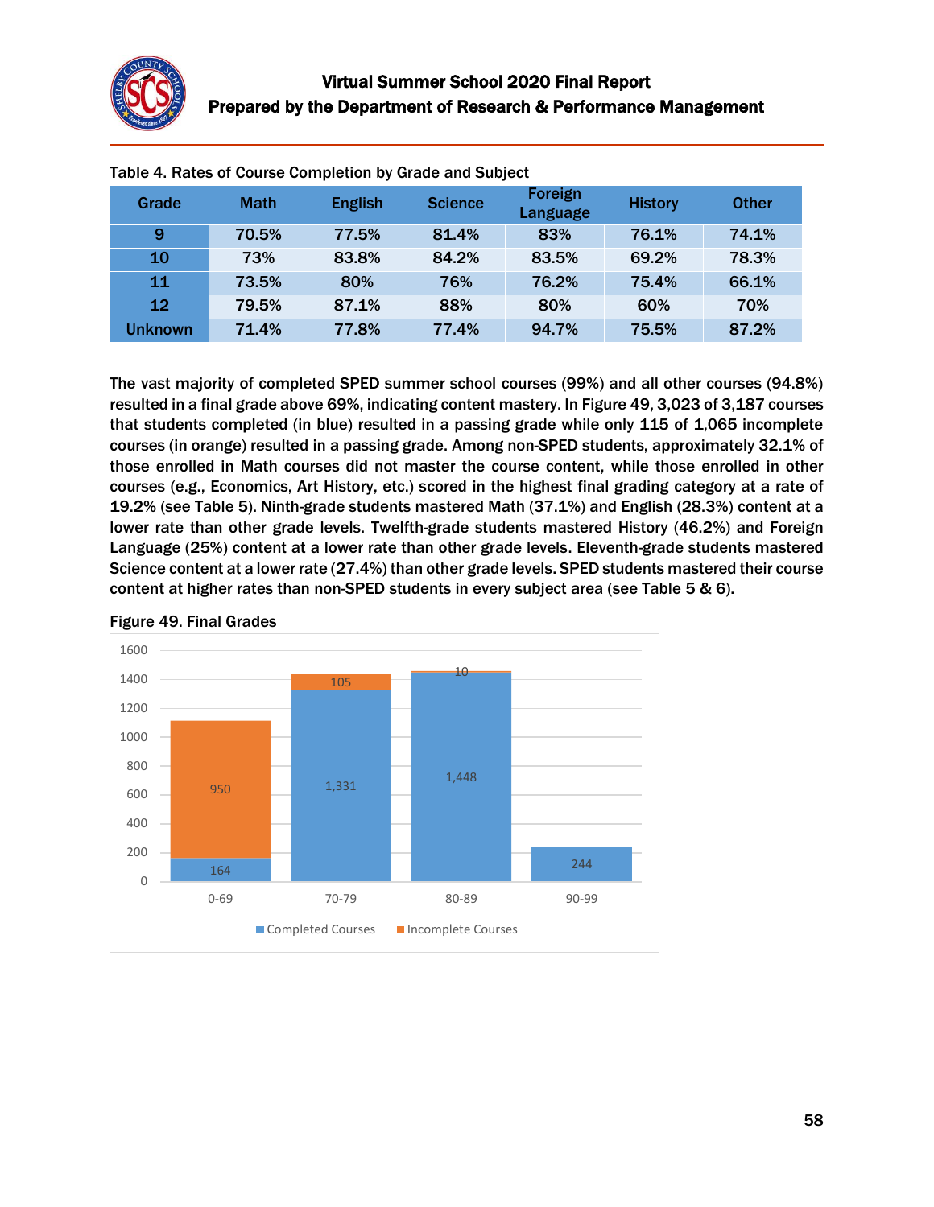Table 4. Rates of Course Completion by Grade and Subject

| Grade | Math | English | Science | Foreign Language | History | Other |
|---|---|---|---|---|---|---|
| 9 | 70.5% | 77.5% | 81.4% | 83% | 76.1% | 74.1% |
| 10 | 73% | 83.8% | 84.2% | 83.5% | 69.2% | 78.3% |
| 11 | 73.5% | 80% | 76% | 76.2% | 75.4% | 66.1% |
| 12 | 79.5% | 87.1% | 88% | 80% | 60% | 70% |
| Unknown | 71.4% | 77.8% | 77.4% | 94.7% | 75.5% | 87.2% |

The vast majority of completed SPED summer school courses (99%) and all other courses (94.8%) resulted in a final grade above 69%, indicating content mastery. In Figure 49, 3,023 of 3,187 courses that students completed (in blue) resulted in a passing grade while only 115 of 1,065 incomplete courses (in orange) resulted in a passing grade. Among non-SPED students, approximately 32.1% of those enrolled in Math courses did not master the course content, while those enrolled in other courses (e.g., Economics, Art History, etc.) scored in the highest final grading category at a rate of 19.2% (see Table 5). Ninth-grade students mastered Math (37.1%) and English (28.3%) content at a lower rate than other grade levels. Twelfth-grade students mastered History (46.2%) and Foreign Language (25%) content at a lower rate than other grade levels. Eleventh-grade students mastered Science content at a lower rate (27.4%) than other grade levels. SPED students mastered their course content at higher rates than non-SPED students in every subject area (see Table 5 & 6).

Figure 49. Final Grades

| Final Grade | Completed Courses | Incomplete Courses |
|---|---|---|
| 0-69 | 164 | 950 |
| 70-79 | 1,331 | 105 |
| 80-89 | 1,448 | 10 |
| 90-99 | 244 | |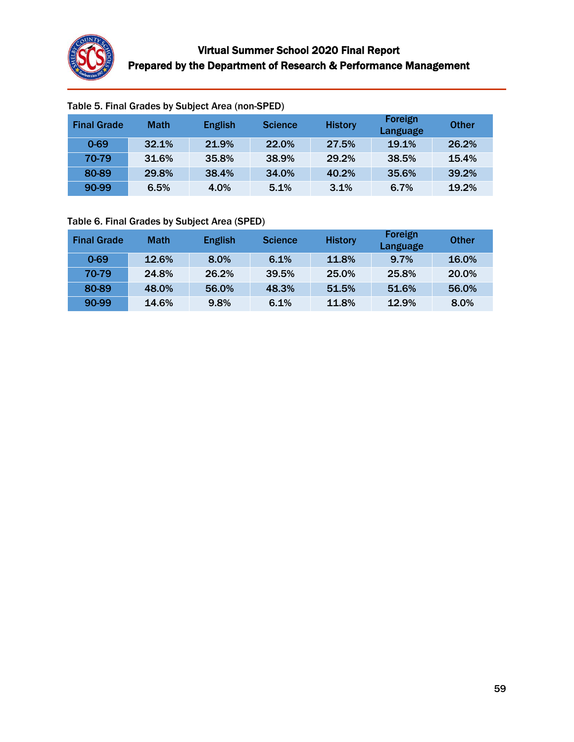Table 5. Final Grades by Subject Area (non-SPED)

| Final Grade | Math | English | Science | History | Foreign Language | Other |
|---|---|---|---|---|---|---|
| 0-69 | 32.1% | 21.9% | 22.0% | 27.5% | 19.1% | 26.2% |
| 70-79 | 31.6% | 35.8% | 38.9% | 29.2% | 38.5% | 15.4% |
| 80-89 | 29.8% | 38.4% | 34.0% | 40.2% | 35.6% | 39.2% |
| 90-99 | 6.5% | 4.0% | 5.1% | 3.1% | 6.7% | 19.2% |

Table 6. Final Grades by Subject Area (SPED)

| Final Grade | Math | English | Science | History | Foreign Language | Other |
|---|---|---|---|---|---|---|
| 0-69 | 12.6% | 8.0% | 6.1% | 11.8% | 9.7% | 16.0% |
| 70-79 | 24.8% | 26.2% | 39.5% | 25.0% | 25.8% | 20.0% |
| 80-89 | 48.0% | 56.0% | 48.3% | 51.5% | 51.6% | 56.0% |
| 90-99 | 14.6% | 9.8% | 6.1% | 11.8% | 12.9% | 8.0% |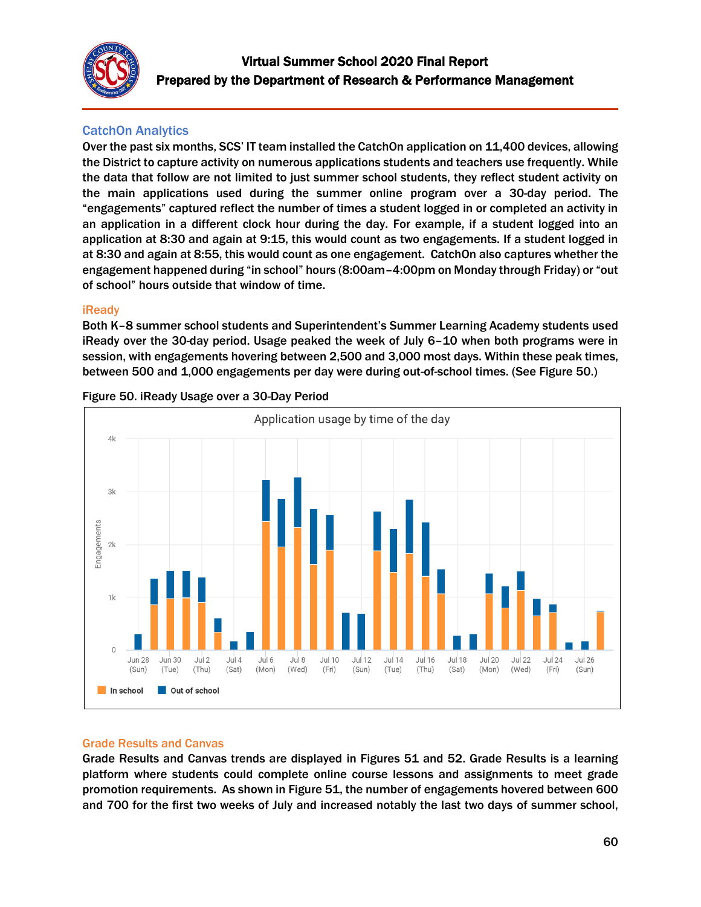## CatchOn Analytics

Over the past six months, SCS' IT team installed the CatchOn application on 11,400 devices, allowing the District to capture activity on numerous applications students and teachers use frequently. While the data that follow are not limited to just summer school students, they reflect student activity on the main applications used during the summer online program over a 30-day period. The "engagements" captured reflect the number of times a student logged in or completed an activity in an application in a different clock hour during the day. For example, if a student logged into an application at 8:30 and again at 9:15, this would count as two engagements. If a student logged in at 8:30 and again at 8:55, this would count as one engagement. CatchOn also captures whether the engagement happened during "in school" hours (8:00am–4:00pm on Monday through Friday) or "out of school" hours outside that window of time.

### iReady

Both K–8 summer school students and Superintendent's Summer Learning Academy students used iReady over the 30-day period. Usage peaked the week of July 6–10 when both programs were in session, with engagements hovering between 2,500 and 3,000 most days. Within these peak times, between 500 and 1,000 engagements per day were during out-of-school times. (See Figure 50.)

Figure 50. iReady Usage over a 30-Day Period

### Grade Results and Canvas

Grade Results and Canvas trends are displayed in Figures 51 and 52. Grade Results is a learning platform where students could complete online course lessons and assignments to meet grade promotion requirements. As shown in Figure 51, the number of engagements hovered between 600 and 700 for the first two weeks of July and increased notably the last two days of summer school,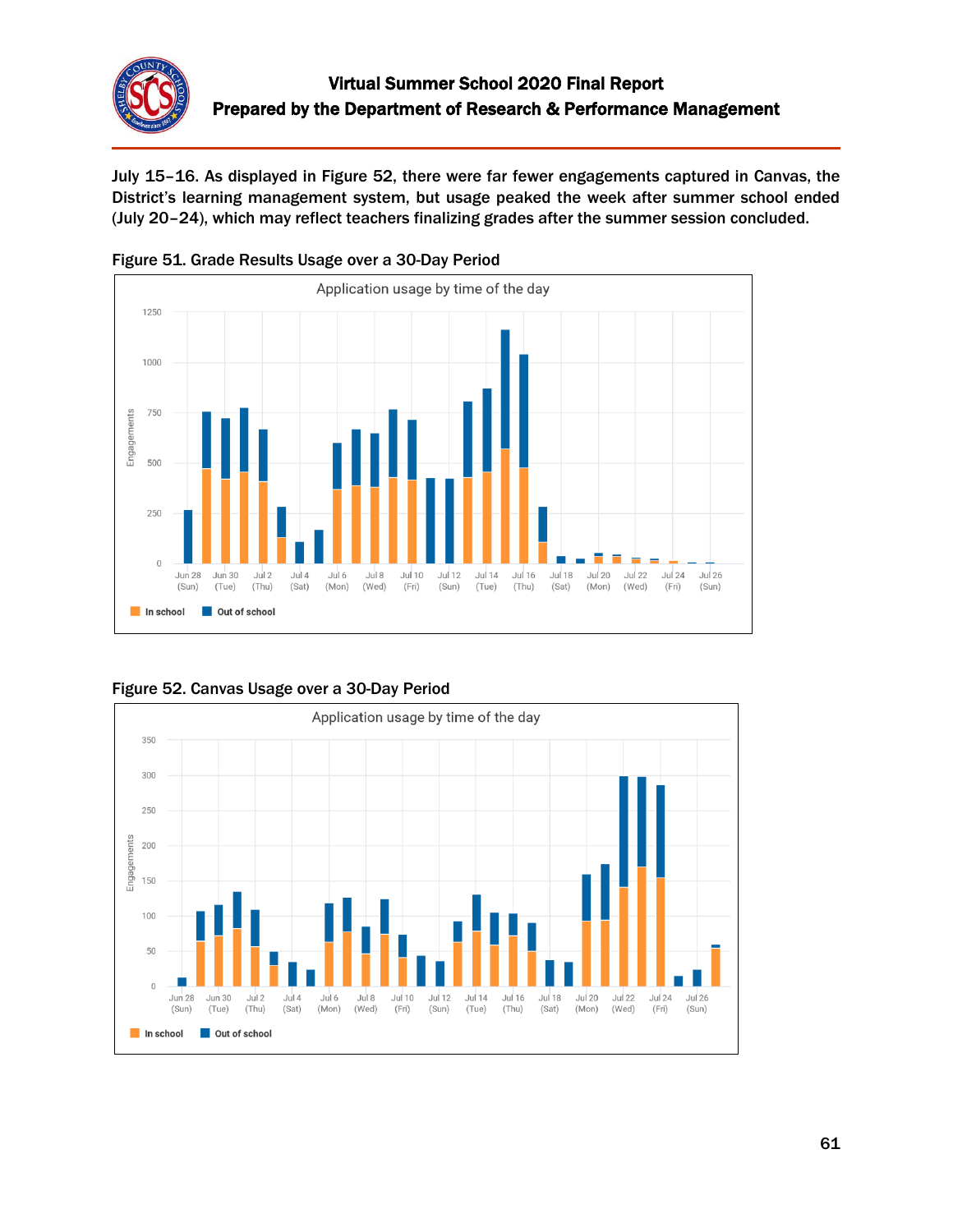July 15–16. As displayed in Figure 52, there were far fewer engagements captured in Canvas, the District's learning management system, but usage peaked the week after summer school ended (July 20–24), which may reflect teachers finalizing grades after the summer session concluded.

Figure 51. Grade Results Usage over a 30-Day Period

Figure 52. Canvas Usage over a 30-Day Period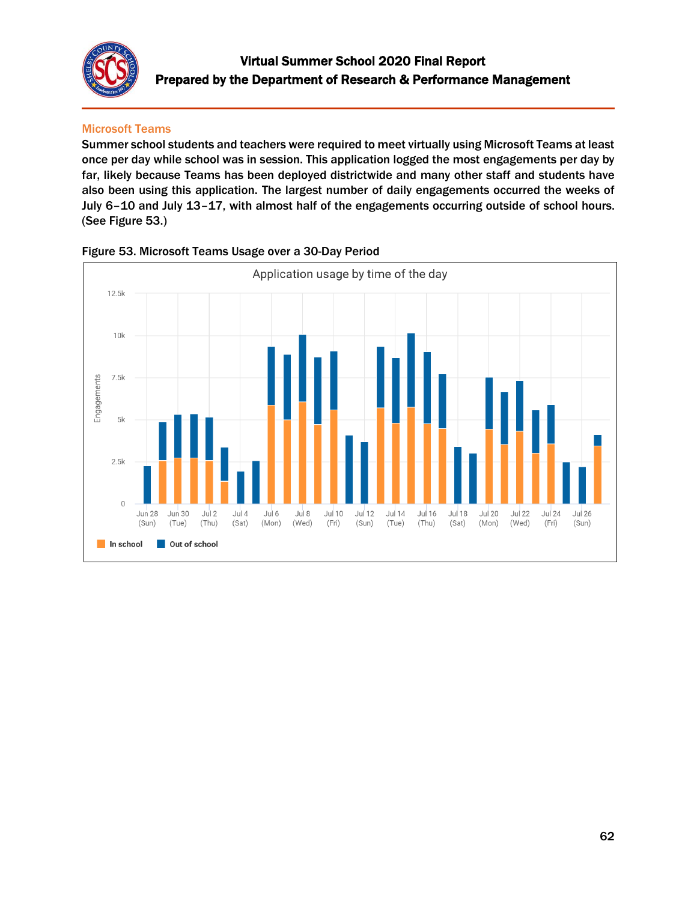## Microsoft Teams

Summer school students and teachers were required to meet virtually using Microsoft Teams at least once per day while school was in session. This application logged the most engagements per day by far, likely because Teams has been deployed districtwide and many other staff and students have also been using this application. The largest number of daily engagements occurred the weeks of July 6–10 and July 13–17, with almost half of the engagements occurring outside of school hours. (See Figure 53.)

**Figure 53. Microsoft Teams Usage over a 30-Day Period**

Application usage by time of the day

Engagements

12.5k
10k
7.5k
5k
2.5k
0

Jun 28 (Sun)
Jun 30 (Tue)
Jul 2 (Thu)
Jul 4 (Sat)
Jul 6 (Mon)
Jul 8 (Wed)
Jul 10 (Fri)
Jul 12 (Sun)
Jul 14 (Tue)
Jul 16 (Thu)
Jul 18 (Sat)
Jul 20 (Mon)
Jul 22 (Wed)
Jul 24 (Fri)
Jul 26 (Sun)

In school
Out of school